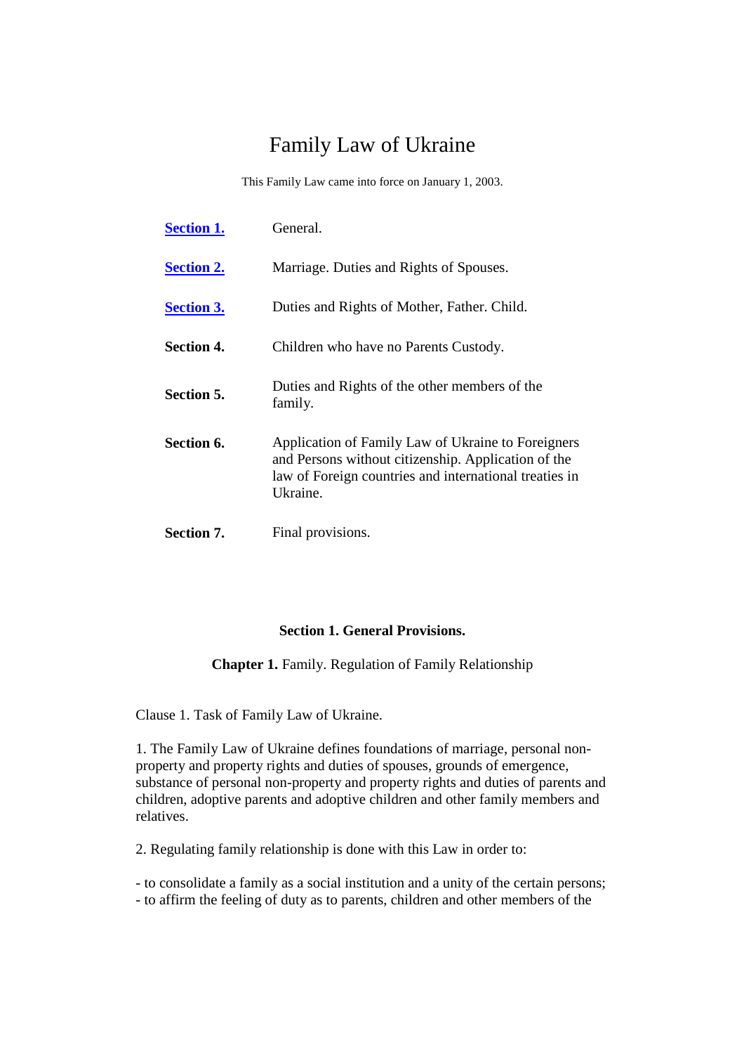# Family Law of Ukraine

This Family Law came into force on January 1, 2003.

| | |
|---|---|
| **Section 1.** | General. |
| **Section 2.** | Marriage. Duties and Rights of Spouses. |
| **Section 3.** | Duties and Rights of Mother, Father. Child. |
| **Section 4.** | Children who have no Parents Custody. |
| **Section 5.** | Duties and Rights of the other members of the family. |
| **Section 6.** | Application of Family Law of Ukraine to Foreigners and Persons without citizenship. Application of the law of Foreign countries and international treaties in Ukraine. |
| **Section 7.** | Final provisions. |

## Section 1. General Provisions.

### **Chapter 1.** Family. Regulation of Family Relationship

Clause 1. Task of Family Law of Ukraine.

1. The Family Law of Ukraine defines foundations of marriage, personal non-property and property rights and duties of spouses, grounds of emergence, substance of personal non-property and property rights and duties of parents and children, adoptive parents and adoptive children and other family members and relatives.

2. Regulating family relationship is done with this Law in order to:

- to consolidate a family as a social institution and a unity of the certain persons;
- to affirm the feeling of duty as to parents, children and other members of the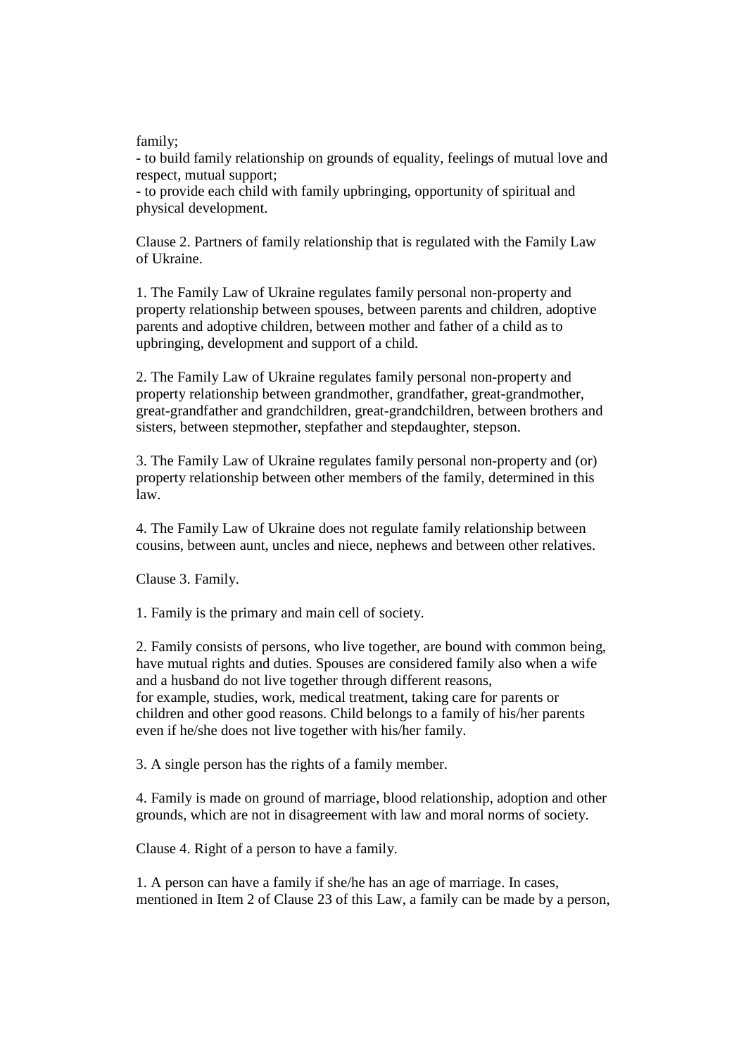family;
- to build family relationship on grounds of equality, feelings of mutual love and respect, mutual support;
- to provide each child with family upbringing, opportunity of spiritual and physical development.

Clause 2. Partners of family relationship that is regulated with the Family Law of Ukraine.

1. The Family Law of Ukraine regulates family personal non-property and property relationship between spouses, between parents and children, adoptive parents and adoptive children, between mother and father of a child as to upbringing, development and support of a child.

2. The Family Law of Ukraine regulates family personal non-property and property relationship between grandmother, grandfather, great-grandmother, great-grandfather and grandchildren, great-grandchildren, between brothers and sisters, between stepmother, stepfather and stepdaughter, stepson.

3. The Family Law of Ukraine regulates family personal non-property and (or) property relationship between other members of the family, determined in this law.

4. The Family Law of Ukraine does not regulate family relationship between cousins, between aunt, uncles and niece, nephews and between other relatives.

Clause 3. Family.

1. Family is the primary and main cell of society.

2. Family consists of persons, who live together, are bound with common being, have mutual rights and duties. Spouses are considered family also when a wife and a husband do not live together through different reasons, for example, studies, work, medical treatment, taking care for parents or children and other good reasons. Child belongs to a family of his/her parents even if he/she does not live together with his/her family.

3. A single person has the rights of a family member.

4. Family is made on ground of marriage, blood relationship, adoption and other grounds, which are not in disagreement with law and moral norms of society.

Clause 4. Right of a person to have a family.

1. A person can have a family if she/he has an age of marriage. In cases, mentioned in Item 2 of Clause 23 of this Law, a family can be made by a person,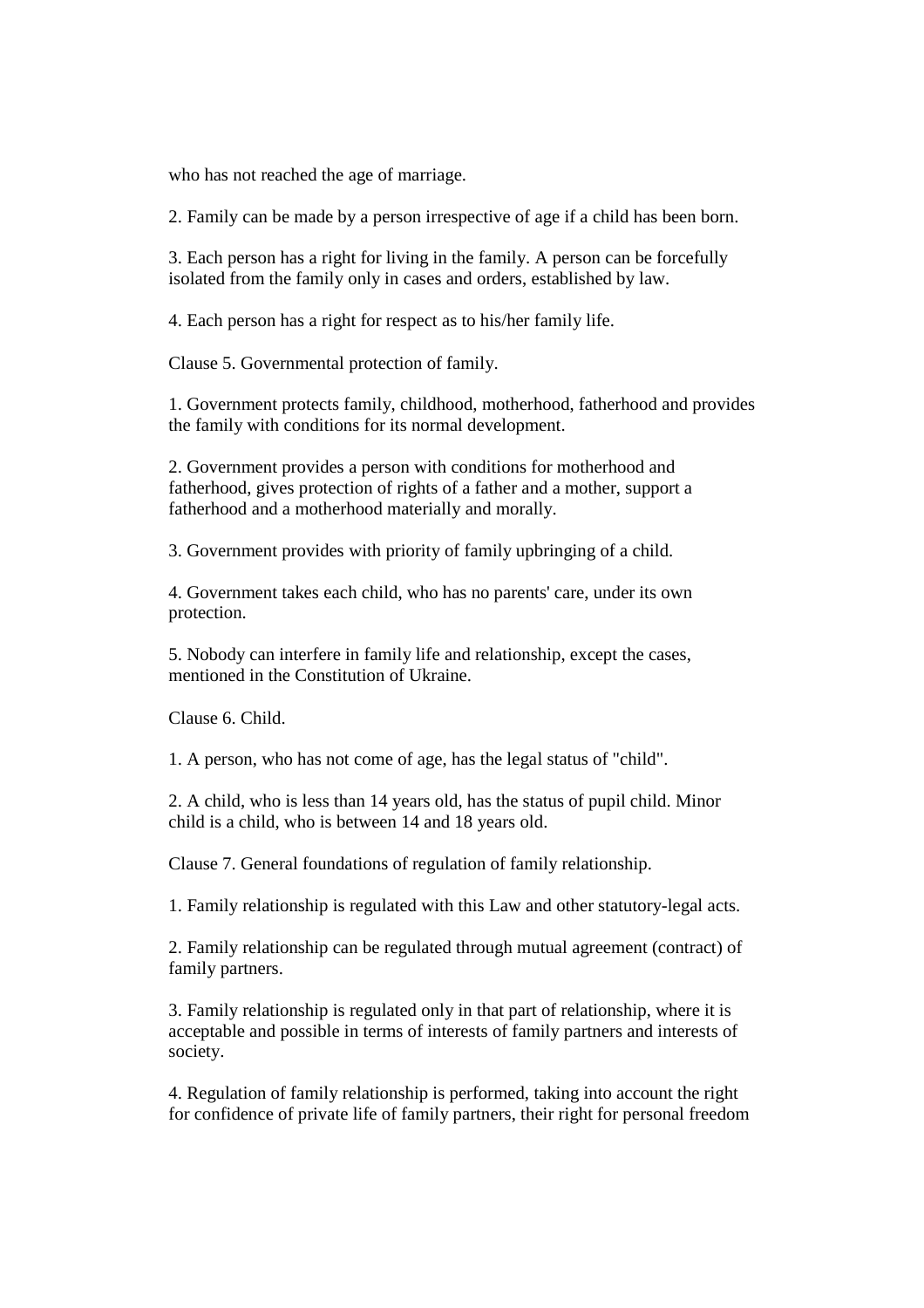who has not reached the age of marriage.

2. Family can be made by a person irrespective of age if a child has been born.

3. Each person has a right for living in the family. A person can be forcefully isolated from the family only in cases and orders, established by law.

4. Each person has a right for respect as to his/her family life.

Clause 5. Governmental protection of family.

1. Government protects family, childhood, motherhood, fatherhood and provides the family with conditions for its normal development.

2. Government provides a person with conditions for motherhood and fatherhood, gives protection of rights of a father and a mother, support a fatherhood and a motherhood materially and morally.

3. Government provides with priority of family upbringing of a child.

4. Government takes each child, who has no parents' care, under its own protection.

5. Nobody can interfere in family life and relationship, except the cases, mentioned in the Constitution of Ukraine.

Clause 6. Child.

1. A person, who has not come of age, has the legal status of "child".

2. A child, who is less than 14 years old, has the status of pupil child. Minor child is a child, who is between 14 and 18 years old.

Clause 7. General foundations of regulation of family relationship.

1. Family relationship is regulated with this Law and other statutory-legal acts.

2. Family relationship can be regulated through mutual agreement (contract) of family partners.

3. Family relationship is regulated only in that part of relationship, where it is acceptable and possible in terms of interests of family partners and interests of society.

4. Regulation of family relationship is performed, taking into account the right for confidence of private life of family partners, their right for personal freedom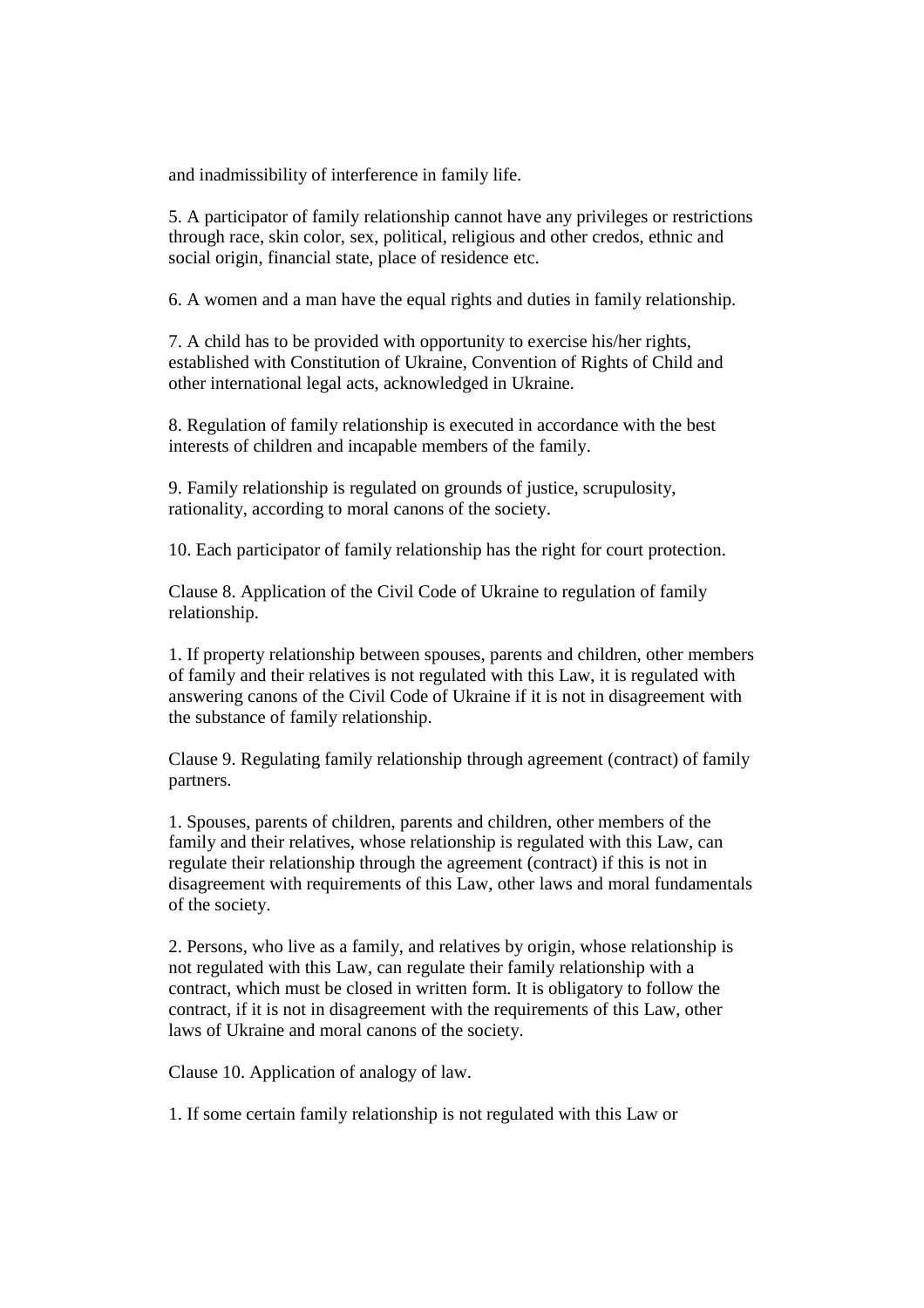and inadmissibility of interference in family life.

5. A participator of family relationship cannot have any privileges or restrictions through race, skin color, sex, political, religious and other credos, ethnic and social origin, financial state, place of residence etc.

6. A women and a man have the equal rights and duties in family relationship.

7. A child has to be provided with opportunity to exercise his/her rights, established with Constitution of Ukraine, Convention of Rights of Child and other international legal acts, acknowledged in Ukraine.

8. Regulation of family relationship is executed in accordance with the best interests of children and incapable members of the family.

9. Family relationship is regulated on grounds of justice, scrupulosity, rationality, according to moral canons of the society.

10. Each participator of family relationship has the right for court protection.

Clause 8. Application of the Civil Code of Ukraine to regulation of family relationship.

1. If property relationship between spouses, parents and children, other members of family and their relatives is not regulated with this Law, it is regulated with answering canons of the Civil Code of Ukraine if it is not in disagreement with the substance of family relationship.

Clause 9. Regulating family relationship through agreement (contract) of family partners.

1. Spouses, parents of children, parents and children, other members of the family and their relatives, whose relationship is regulated with this Law, can regulate their relationship through the agreement (contract) if this is not in disagreement with requirements of this Law, other laws and moral fundamentals of the society.

2. Persons, who live as a family, and relatives by origin, whose relationship is not regulated with this Law, can regulate their family relationship with a contract, which must be closed in written form. It is obligatory to follow the contract, if it is not in disagreement with the requirements of this Law, other laws of Ukraine and moral canons of the society.

Clause 10. Application of analogy of law.

1. If some certain family relationship is not regulated with this Law or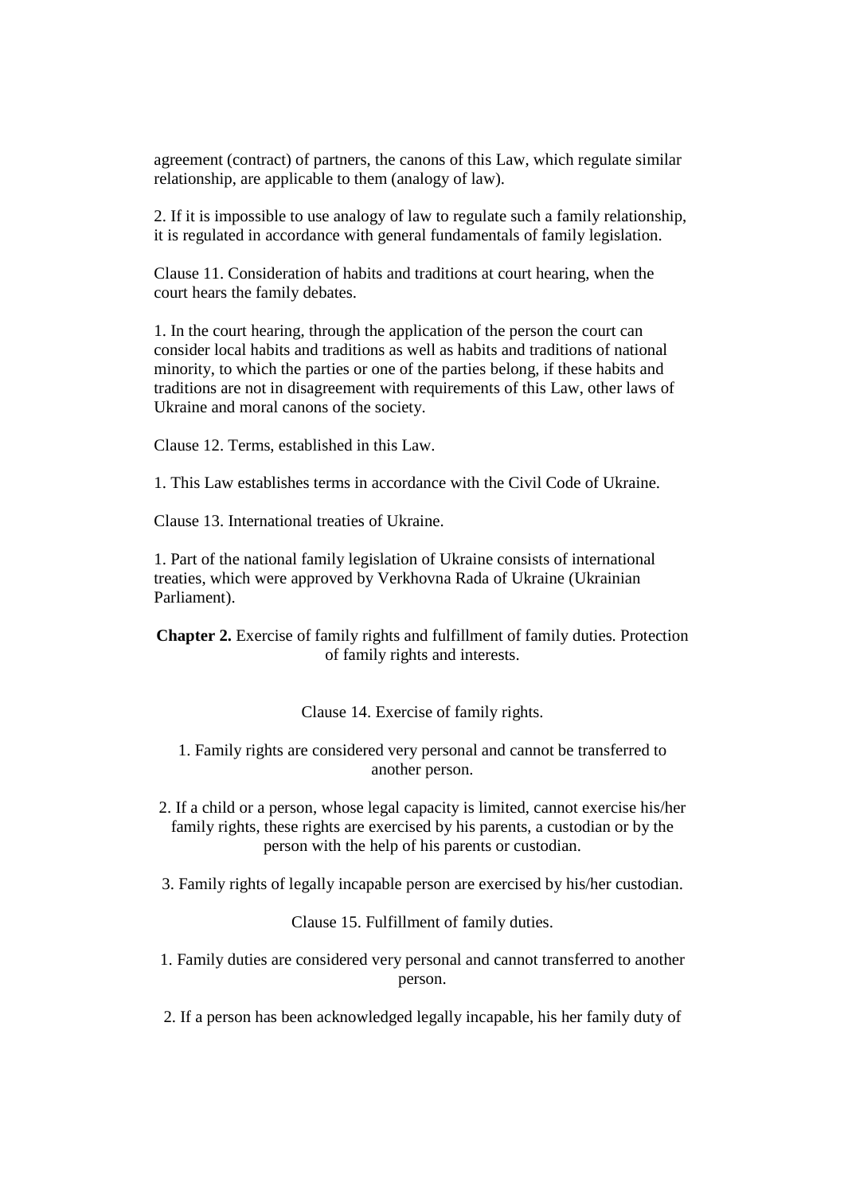agreement (contract) of partners, the canons of this Law, which regulate similar relationship, are applicable to them (analogy of law).

2. If it is impossible to use analogy of law to regulate such a family relationship, it is regulated in accordance with general fundamentals of family legislation.

Clause 11. Consideration of habits and traditions at court hearing, when the court hears the family debates.

1. In the court hearing, through the application of the person the court can consider local habits and traditions as well as habits and traditions of national minority, to which the parties or one of the parties belong, if these habits and traditions are not in disagreement with requirements of this Law, other laws of Ukraine and moral canons of the society.

Clause 12. Terms, established in this Law.

1. This Law establishes terms in accordance with the Civil Code of Ukraine.

Clause 13. International treaties of Ukraine.

1. Part of the national family legislation of Ukraine consists of international treaties, which were approved by Verkhovna Rada of Ukraine (Ukrainian Parliament).

**Chapter 2.** Exercise of family rights and fulfillment of family duties. Protection of family rights and interests.

Clause 14. Exercise of family rights.

1. Family rights are considered very personal and cannot be transferred to another person.

2. If a child or a person, whose legal capacity is limited, cannot exercise his/her family rights, these rights are exercised by his parents, a custodian or by the person with the help of his parents or custodian.

3. Family rights of legally incapable person are exercised by his/her custodian.

Clause 15. Fulfillment of family duties.

1. Family duties are considered very personal and cannot transferred to another person.

2. If a person has been acknowledged legally incapable, his her family duty of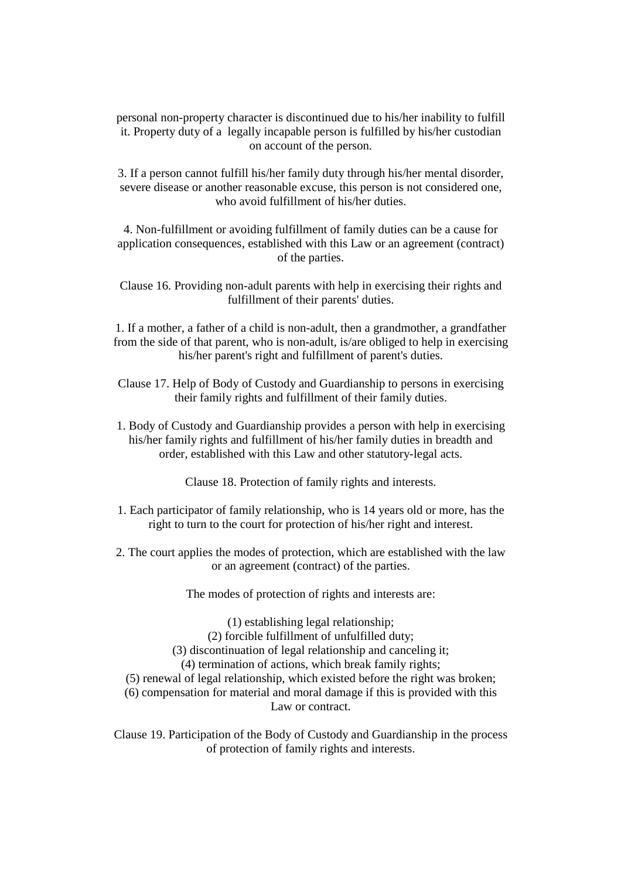personal non-property character is discontinued due to his/her inability to fulfill it. Property duty of a legally incapable person is fulfilled by his/her custodian on account of the person.

3. If a person cannot fulfill his/her family duty through his/her mental disorder, severe disease or another reasonable excuse, this person is not considered one, who avoid fulfillment of his/her duties.

4. Non-fulfillment or avoiding fulfillment of family duties can be a cause for application consequences, established with this Law or an agreement (contract) of the parties.

Clause 16. Providing non-adult parents with help in exercising their rights and fulfillment of their parents' duties.

1. If a mother, a father of a child is non-adult, then a grandmother, a grandfather from the side of that parent, who is non-adult, is/are obliged to help in exercising his/her parent's right and fulfillment of parent's duties.

Clause 17. Help of Body of Custody and Guardianship to persons in exercising their family rights and fulfillment of their family duties.

1. Body of Custody and Guardianship provides a person with help in exercising his/her family rights and fulfillment of his/her family duties in breadth and order, established with this Law and other statutory-legal acts.

Clause 18. Protection of family rights and interests.

1. Each participator of family relationship, who is 14 years old or more, has the right to turn to the court for protection of his/her right and interest.

2. The court applies the modes of protection, which are established with the law or an agreement (contract) of the parties.

The modes of protection of rights and interests are:

(1) establishing legal relationship;
(2) forcible fulfillment of unfulfilled duty;
(3) discontinuation of legal relationship and canceling it;
(4) termination of actions, which break family rights;
(5) renewal of legal relationship, which existed before the right was broken;
(6) compensation for material and moral damage if this is provided with this Law or contract.

Clause 19. Participation of the Body of Custody and Guardianship in the process of protection of family rights and interests.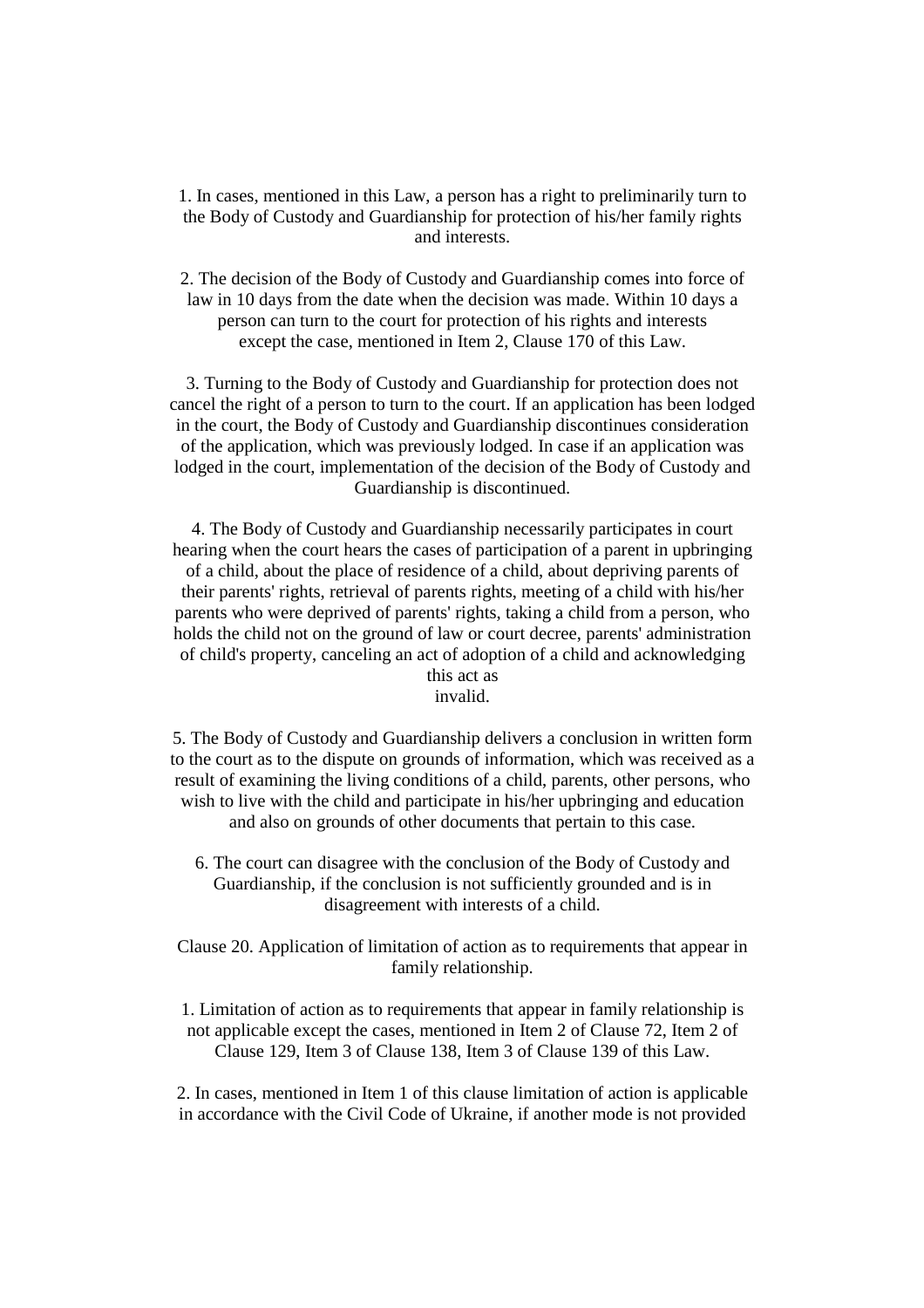1. In cases, mentioned in this Law, a person has a right to preliminarily turn to the Body of Custody and Guardianship for protection of his/her family rights and interests.

2. The decision of the Body of Custody and Guardianship comes into force of law in 10 days from the date when the decision was made. Within 10 days a person can turn to the court for protection of his rights and interests except the case, mentioned in Item 2, Clause 170 of this Law.

3. Turning to the Body of Custody and Guardianship for protection does not cancel the right of a person to turn to the court. If an application has been lodged in the court, the Body of Custody and Guardianship discontinues consideration of the application, which was previously lodged. In case if an application was lodged in the court, implementation of the decision of the Body of Custody and Guardianship is discontinued.

4. The Body of Custody and Guardianship necessarily participates in court hearing when the court hears the cases of participation of a parent in upbringing of a child, about the place of residence of a child, about depriving parents of their parents' rights, retrieval of parents rights, meeting of a child with his/her parents who were deprived of parents' rights, taking a child from a person, who holds the child not on the ground of law or court decree, parents' administration of child's property, canceling an act of adoption of a child and acknowledging this act as invalid.

5. The Body of Custody and Guardianship delivers a conclusion in written form to the court as to the dispute on grounds of information, which was received as a result of examining the living conditions of a child, parents, other persons, who wish to live with the child and participate in his/her upbringing and education and also on grounds of other documents that pertain to this case.

6. The court can disagree with the conclusion of the Body of Custody and Guardianship, if the conclusion is not sufficiently grounded and is in disagreement with interests of a child.

Clause 20. Application of limitation of action as to requirements that appear in family relationship.

1. Limitation of action as to requirements that appear in family relationship is not applicable except the cases, mentioned in Item 2 of Clause 72, Item 2 of Clause 129, Item 3 of Clause 138, Item 3 of Clause 139 of this Law.

2. In cases, mentioned in Item 1 of this clause limitation of action is applicable in accordance with the Civil Code of Ukraine, if another mode is not provided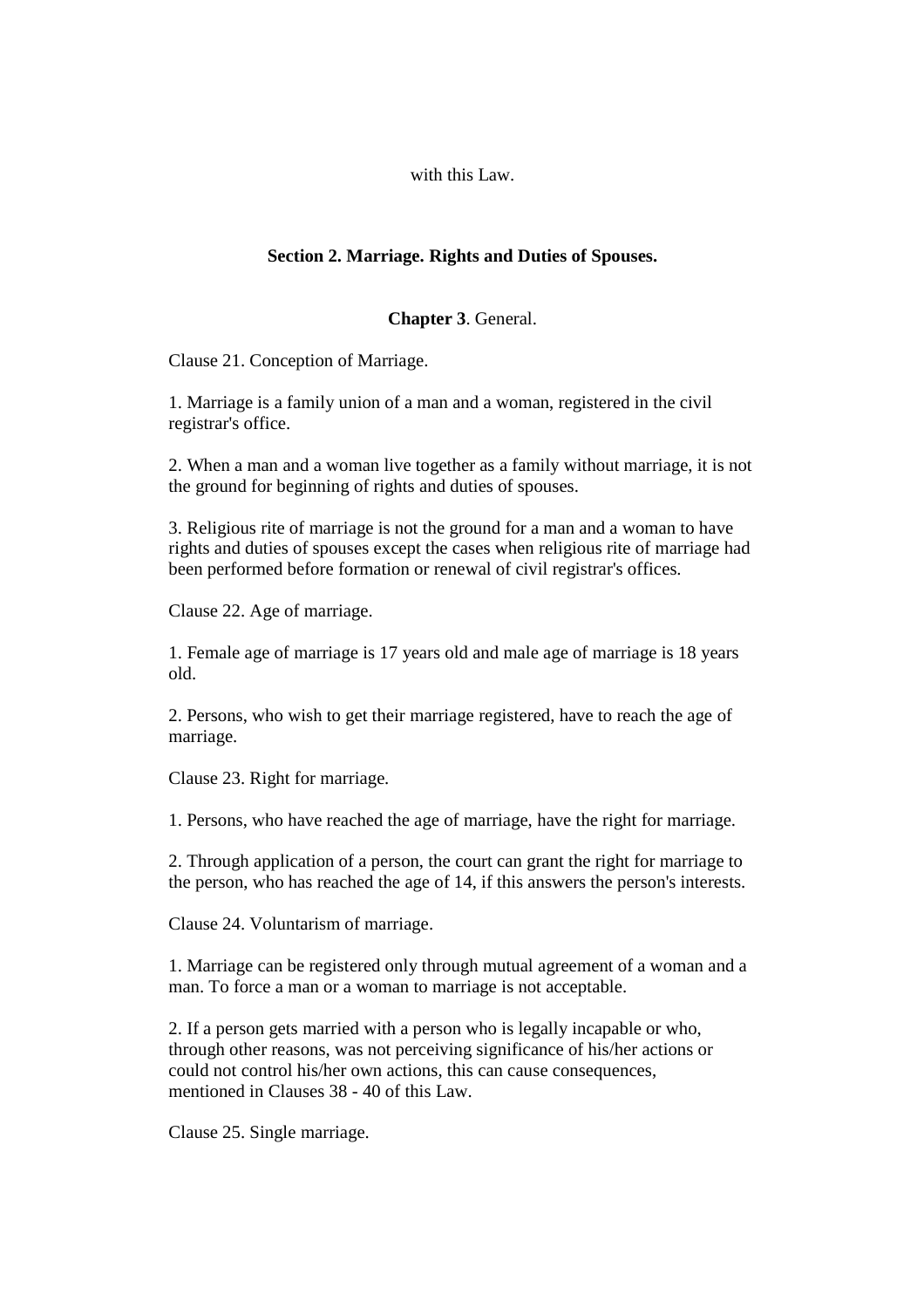with this Law.

## Section 2. Marriage. Rights and Duties of Spouses.

### **Chapter 3**. General.

Clause 21. Conception of Marriage.

1. Marriage is a family union of a man and a woman, registered in the civil registrar's office.

2. When a man and a woman live together as a family without marriage, it is not the ground for beginning of rights and duties of spouses.

3. Religious rite of marriage is not the ground for a man and a woman to have rights and duties of spouses except the cases when religious rite of marriage had been performed before formation or renewal of civil registrar's offices.

Clause 22. Age of marriage.

1. Female age of marriage is 17 years old and male age of marriage is 18 years old.

2. Persons, who wish to get their marriage registered, have to reach the age of marriage.

Clause 23. Right for marriage.

1. Persons, who have reached the age of marriage, have the right for marriage.

2. Through application of a person, the court can grant the right for marriage to the person, who has reached the age of 14, if this answers the person's interests.

Clause 24. Voluntarism of marriage.

1. Marriage can be registered only through mutual agreement of a woman and a man. To force a man or a woman to marriage is not acceptable.

2. If a person gets married with a person who is legally incapable or who, through other reasons, was not perceiving significance of his/her actions or could not control his/her own actions, this can cause consequences, mentioned in Clauses 38 - 40 of this Law.

Clause 25. Single marriage.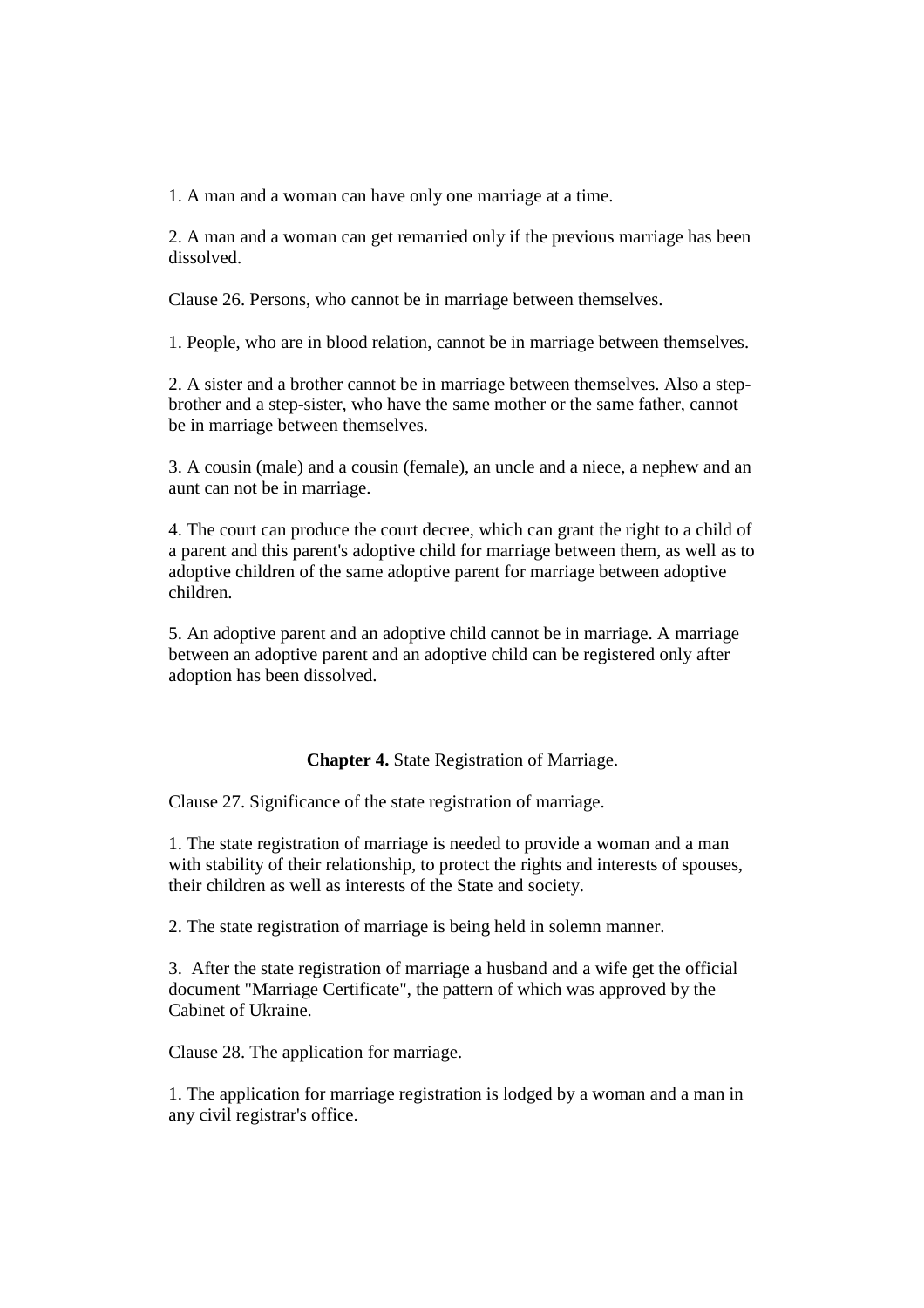1. A man and a woman can have only one marriage at a time.

2. A man and a woman can get remarried only if the previous marriage has been dissolved.

Clause 26. Persons, who cannot be in marriage between themselves.

1. People, who are in blood relation, cannot be in marriage between themselves.

2. A sister and a brother cannot be in marriage between themselves. Also a step-brother and a step-sister, who have the same mother or the same father, cannot be in marriage between themselves.

3. A cousin (male) and a cousin (female), an uncle and a niece, a nephew and an aunt can not be in marriage.

4. The court can produce the court decree, which can grant the right to a child of a parent and this parent's adoptive child for marriage between them, as well as to adoptive children of the same adoptive parent for marriage between adoptive children.

5. An adoptive parent and an adoptive child cannot be in marriage. A marriage between an adoptive parent and an adoptive child can be registered only after adoption has been dissolved.

## **Chapter 4.** State Registration of Marriage.

Clause 27. Significance of the state registration of marriage.

1. The state registration of marriage is needed to provide a woman and a man with stability of their relationship, to protect the rights and interests of spouses, their children as well as interests of the State and society.

2. The state registration of marriage is being held in solemn manner.

3. After the state registration of marriage a husband and a wife get the official document "Marriage Certificate", the pattern of which was approved by the Cabinet of Ukraine.

Clause 28. The application for marriage.

1. The application for marriage registration is lodged by a woman and a man in any civil registrar's office.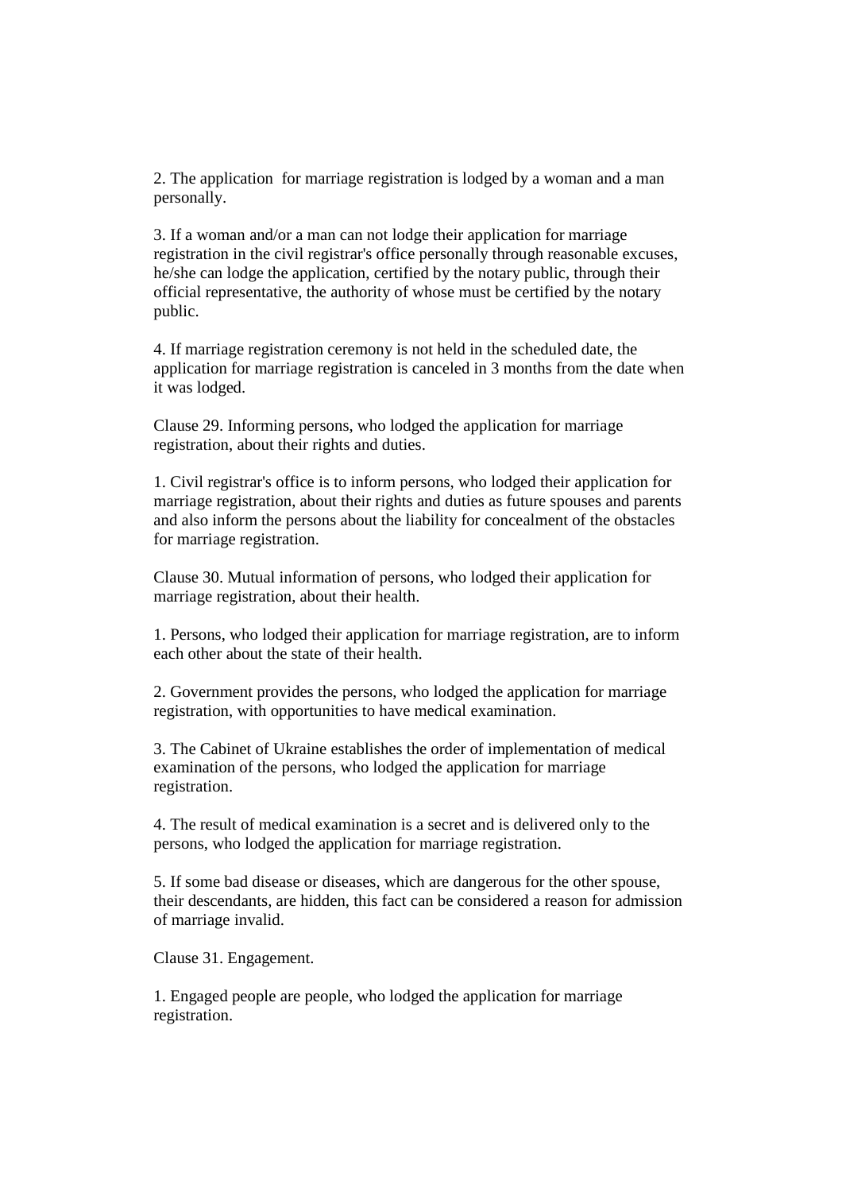2. The application for marriage registration is lodged by a woman and a man personally.

3. If a woman and/or a man can not lodge their application for marriage registration in the civil registrar's office personally through reasonable excuses, he/she can lodge the application, certified by the notary public, through their official representative, the authority of whose must be certified by the notary public.

4. If marriage registration ceremony is not held in the scheduled date, the application for marriage registration is canceled in 3 months from the date when it was lodged.

Clause 29. Informing persons, who lodged the application for marriage registration, about their rights and duties.

1. Civil registrar's office is to inform persons, who lodged their application for marriage registration, about their rights and duties as future spouses and parents and also inform the persons about the liability for concealment of the obstacles for marriage registration.

Clause 30. Mutual information of persons, who lodged their application for marriage registration, about their health.

1. Persons, who lodged their application for marriage registration, are to inform each other about the state of their health.

2. Government provides the persons, who lodged the application for marriage registration, with opportunities to have medical examination.

3. The Cabinet of Ukraine establishes the order of implementation of medical examination of the persons, who lodged the application for marriage registration.

4. The result of medical examination is a secret and is delivered only to the persons, who lodged the application for marriage registration.

5. If some bad disease or diseases, which are dangerous for the other spouse, their descendants, are hidden, this fact can be considered a reason for admission of marriage invalid.

Clause 31. Engagement.

1. Engaged people are people, who lodged the application for marriage registration.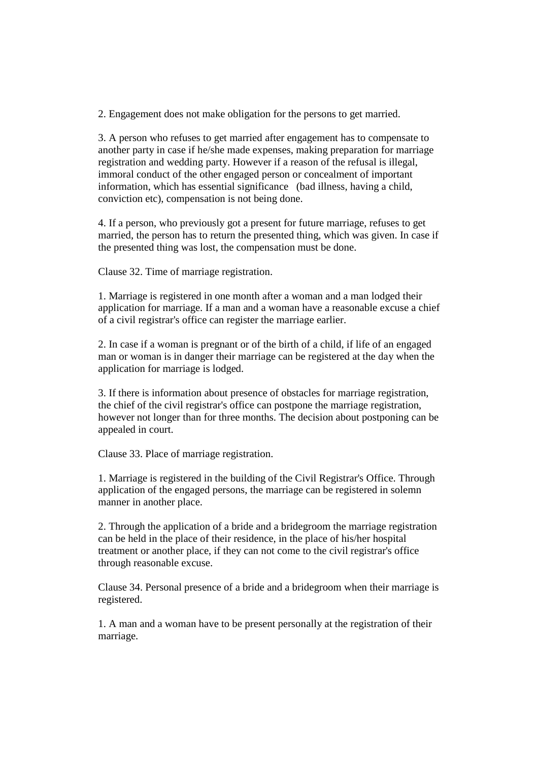2. Engagement does not make obligation for the persons to get married.

3. A person who refuses to get married after engagement has to compensate to another party in case if he/she made expenses, making preparation for marriage registration and wedding party. However if a reason of the refusal is illegal, immoral conduct of the other engaged person or concealment of important information, which has essential significance (bad illness, having a child, conviction etc), compensation is not being done.

4. If a person, who previously got a present for future marriage, refuses to get married, the person has to return the presented thing, which was given. In case if the presented thing was lost, the compensation must be done.

Clause 32. Time of marriage registration.

1. Marriage is registered in one month after a woman and a man lodged their application for marriage. If a man and a woman have a reasonable excuse a chief of a civil registrar's office can register the marriage earlier.

2. In case if a woman is pregnant or of the birth of a child, if life of an engaged man or woman is in danger their marriage can be registered at the day when the application for marriage is lodged.

3. If there is information about presence of obstacles for marriage registration, the chief of the civil registrar's office can postpone the marriage registration, however not longer than for three months. The decision about postponing can be appealed in court.

Clause 33. Place of marriage registration.

1. Marriage is registered in the building of the Civil Registrar's Office. Through application of the engaged persons, the marriage can be registered in solemn manner in another place.

2. Through the application of a bride and a bridegroom the marriage registration can be held in the place of their residence, in the place of his/her hospital treatment or another place, if they can not come to the civil registrar's office through reasonable excuse.

Clause 34. Personal presence of a bride and a bridegroom when their marriage is registered.

1. A man and a woman have to be present personally at the registration of their marriage.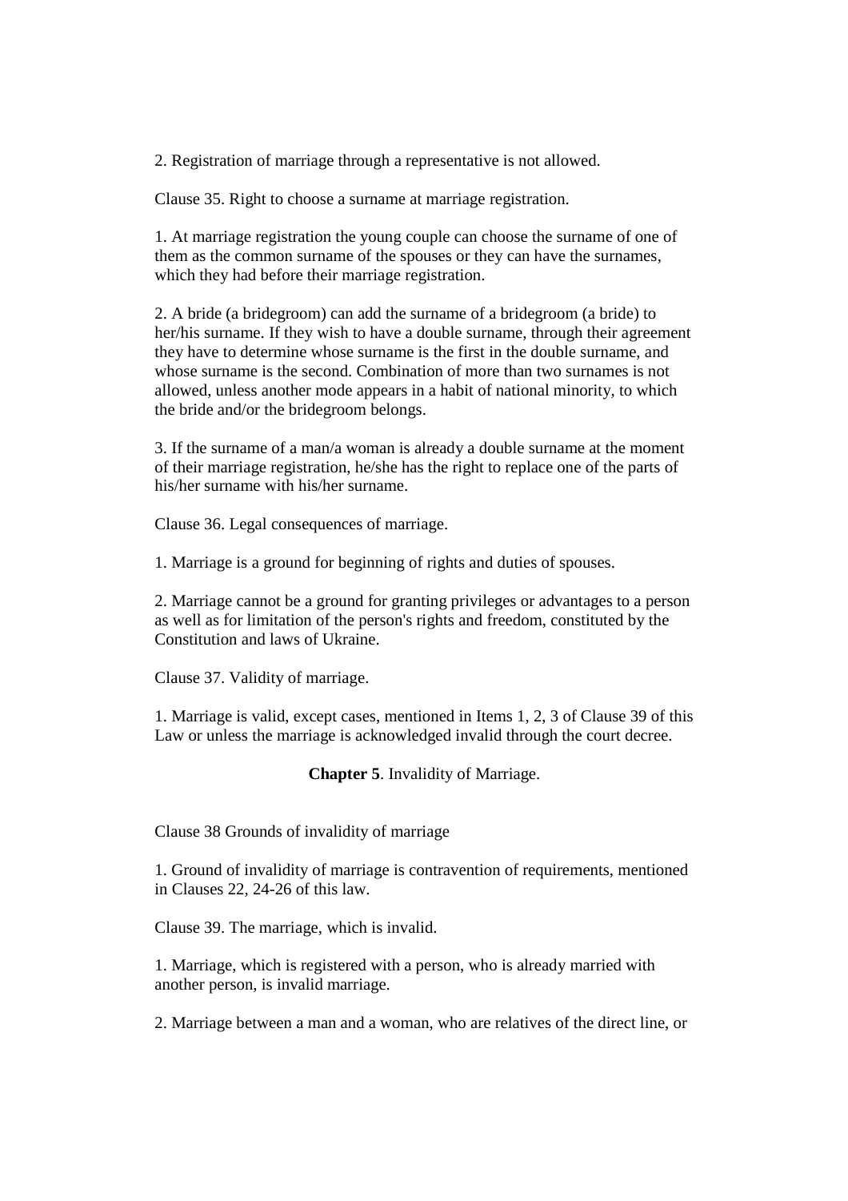2. Registration of marriage through a representative is not allowed.

Clause 35. Right to choose a surname at marriage registration.

1. At marriage registration the young couple can choose the surname of one of them as the common surname of the spouses or they can have the surnames, which they had before their marriage registration.

2. A bride (a bridegroom) can add the surname of a bridegroom (a bride) to her/his surname. If they wish to have a double surname, through their agreement they have to determine whose surname is the first in the double surname, and whose surname is the second. Combination of more than two surnames is not allowed, unless another mode appears in a habit of national minority, to which the bride and/or the bridegroom belongs.

3. If the surname of a man/a woman is already a double surname at the moment of their marriage registration, he/she has the right to replace one of the parts of his/her surname with his/her surname.

Clause 36. Legal consequences of marriage.

1. Marriage is a ground for beginning of rights and duties of spouses.

2. Marriage cannot be a ground for granting privileges or advantages to a person as well as for limitation of the person's rights and freedom, constituted by the Constitution and laws of Ukraine.

Clause 37. Validity of marriage.

1. Marriage is valid, except cases, mentioned in Items 1, 2, 3 of Clause 39 of this Law or unless the marriage is acknowledged invalid through the court decree.

## **Chapter 5**. Invalidity of Marriage.

Clause 38 Grounds of invalidity of marriage

1. Ground of invalidity of marriage is contravention of requirements, mentioned in Clauses 22, 24-26 of this law.

Clause 39. The marriage, which is invalid.

1. Marriage, which is registered with a person, who is already married with another person, is invalid marriage.

2. Marriage between a man and a woman, who are relatives of the direct line, or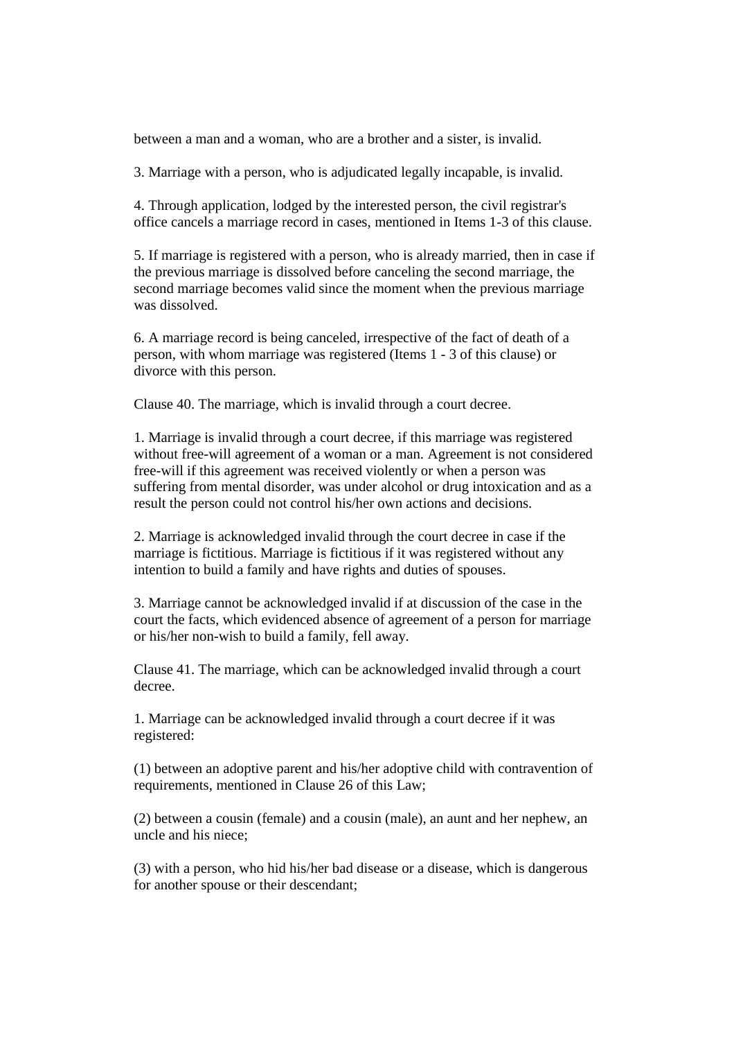between a man and a woman, who are a brother and a sister, is invalid.

3. Marriage with a person, who is adjudicated legally incapable, is invalid.

4. Through application, lodged by the interested person, the civil registrar's office cancels a marriage record in cases, mentioned in Items 1-3 of this clause.

5. If marriage is registered with a person, who is already married, then in case if the previous marriage is dissolved before canceling the second marriage, the second marriage becomes valid since the moment when the previous marriage was dissolved.

6. A marriage record is being canceled, irrespective of the fact of death of a person, with whom marriage was registered (Items 1 - 3 of this clause) or divorce with this person.

Clause 40. The marriage, which is invalid through a court decree.

1. Marriage is invalid through a court decree, if this marriage was registered without free-will agreement of a woman or a man. Agreement is not considered free-will if this agreement was received violently or when a person was suffering from mental disorder, was under alcohol or drug intoxication and as a result the person could not control his/her own actions and decisions.

2. Marriage is acknowledged invalid through the court decree in case if the marriage is fictitious. Marriage is fictitious if it was registered without any intention to build a family and have rights and duties of spouses.

3. Marriage cannot be acknowledged invalid if at discussion of the case in the court the facts, which evidenced absence of agreement of a person for marriage or his/her non-wish to build a family, fell away.

Clause 41. The marriage, which can be acknowledged invalid through a court decree.

1. Marriage can be acknowledged invalid through a court decree if it was registered:

(1) between an adoptive parent and his/her adoptive child with contravention of requirements, mentioned in Clause 26 of this Law;

(2) between a cousin (female) and a cousin (male), an aunt and her nephew, an uncle and his niece;

(3) with a person, who hid his/her bad disease or a disease, which is dangerous for another spouse or their descendant;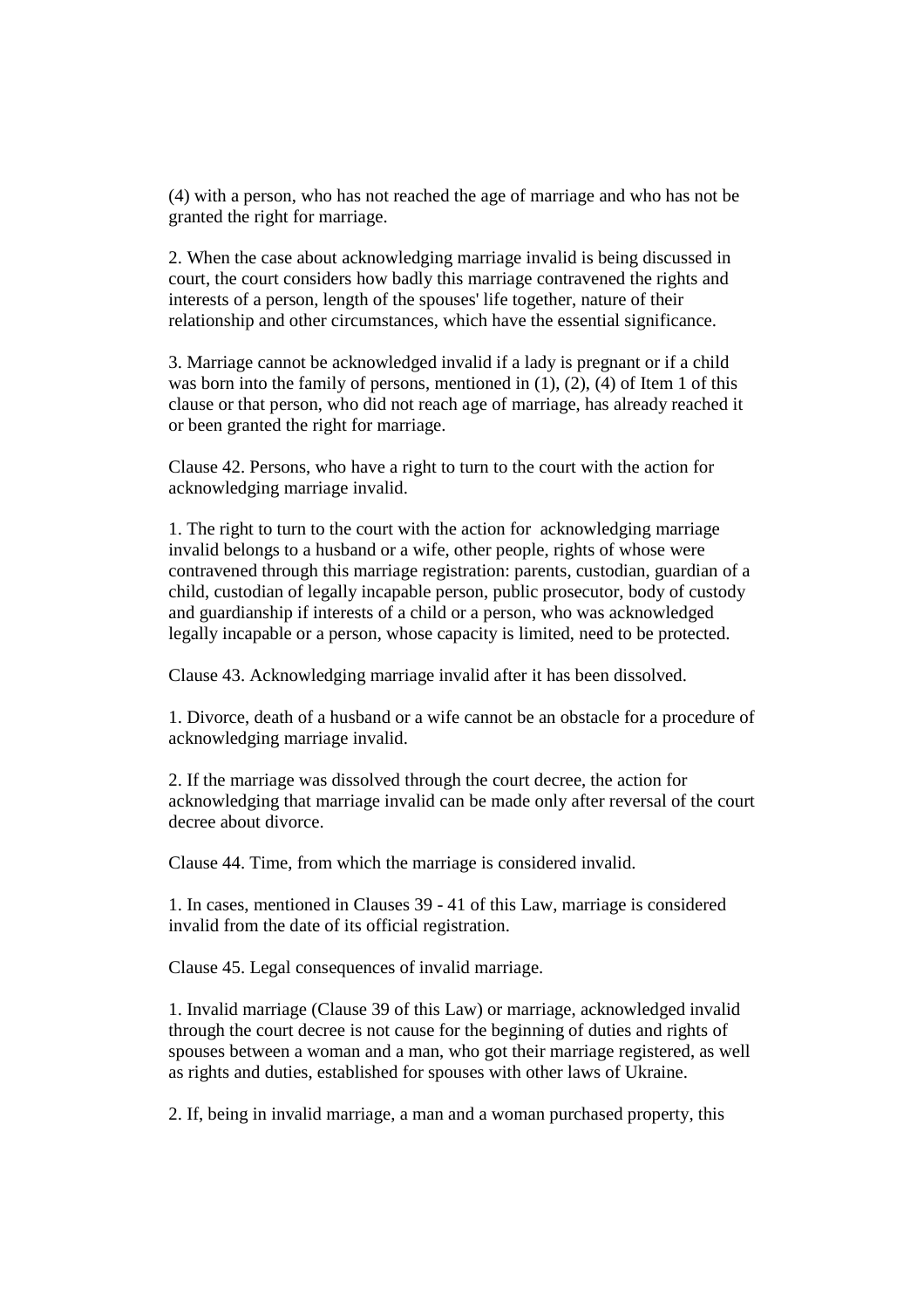(4) with a person, who has not reached the age of marriage and who has not be granted the right for marriage.

2. When the case about acknowledging marriage invalid is being discussed in court, the court considers how badly this marriage contravened the rights and interests of a person, length of the spouses' life together, nature of their relationship and other circumstances, which have the essential significance.

3. Marriage cannot be acknowledged invalid if a lady is pregnant or if a child was born into the family of persons, mentioned in (1), (2), (4) of Item 1 of this clause or that person, who did not reach age of marriage, has already reached it or been granted the right for marriage.

Clause 42. Persons, who have a right to turn to the court with the action for acknowledging marriage invalid.

1. The right to turn to the court with the action for acknowledging marriage invalid belongs to a husband or a wife, other people, rights of whose were contravened through this marriage registration: parents, custodian, guardian of a child, custodian of legally incapable person, public prosecutor, body of custody and guardianship if interests of a child or a person, who was acknowledged legally incapable or a person, whose capacity is limited, need to be protected.

Clause 43. Acknowledging marriage invalid after it has been dissolved.

1. Divorce, death of a husband or a wife cannot be an obstacle for a procedure of acknowledging marriage invalid.

2. If the marriage was dissolved through the court decree, the action for acknowledging that marriage invalid can be made only after reversal of the court decree about divorce.

Clause 44. Time, from which the marriage is considered invalid.

1. In cases, mentioned in Clauses 39 - 41 of this Law, marriage is considered invalid from the date of its official registration.

Clause 45. Legal consequences of invalid marriage.

1. Invalid marriage (Clause 39 of this Law) or marriage, acknowledged invalid through the court decree is not cause for the beginning of duties and rights of spouses between a woman and a man, who got their marriage registered, as well as rights and duties, established for spouses with other laws of Ukraine.

2. If, being in invalid marriage, a man and a woman purchased property, this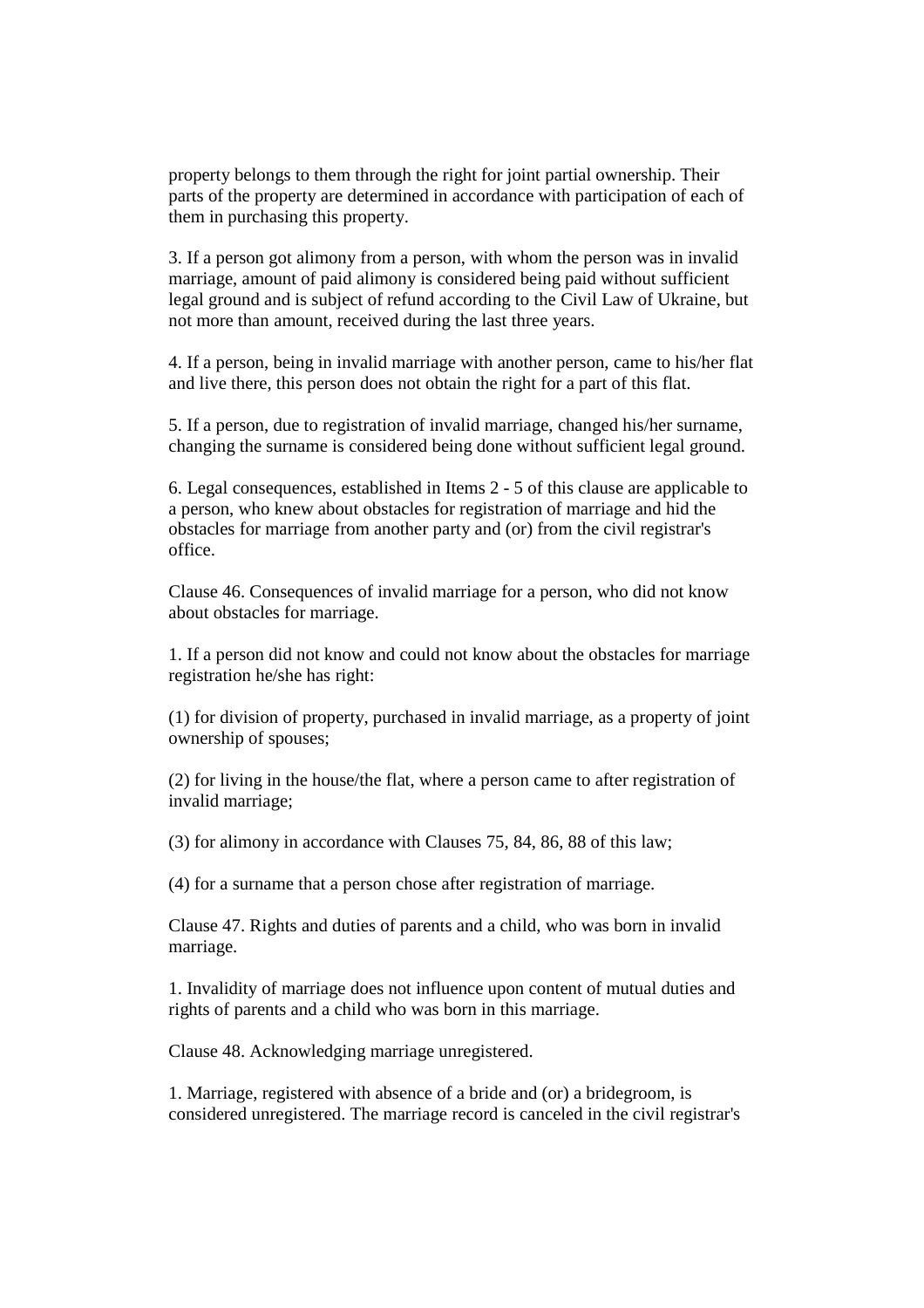property belongs to them through the right for joint partial ownership. Their parts of the property are determined in accordance with participation of each of them in purchasing this property.

3. If a person got alimony from a person, with whom the person was in invalid marriage, amount of paid alimony is considered being paid without sufficient legal ground and is subject of refund according to the Civil Law of Ukraine, but not more than amount, received during the last three years.

4. If a person, being in invalid marriage with another person, came to his/her flat and live there, this person does not obtain the right for a part of this flat.

5. If a person, due to registration of invalid marriage, changed his/her surname, changing the surname is considered being done without sufficient legal ground.

6. Legal consequences, established in Items 2 - 5 of this clause are applicable to a person, who knew about obstacles for registration of marriage and hid the obstacles for marriage from another party and (or) from the civil registrar's office.

Clause 46. Consequences of invalid marriage for a person, who did not know about obstacles for marriage.

1. If a person did not know and could not know about the obstacles for marriage registration he/she has right:

(1) for division of property, purchased in invalid marriage, as a property of joint ownership of spouses;

(2) for living in the house/the flat, where a person came to after registration of invalid marriage;

(3) for alimony in accordance with Clauses 75, 84, 86, 88 of this law;

(4) for a surname that a person chose after registration of marriage.

Clause 47. Rights and duties of parents and a child, who was born in invalid marriage.

1. Invalidity of marriage does not influence upon content of mutual duties and rights of parents and a child who was born in this marriage.

Clause 48. Acknowledging marriage unregistered.

1. Marriage, registered with absence of a bride and (or) a bridegroom, is considered unregistered. The marriage record is canceled in the civil registrar's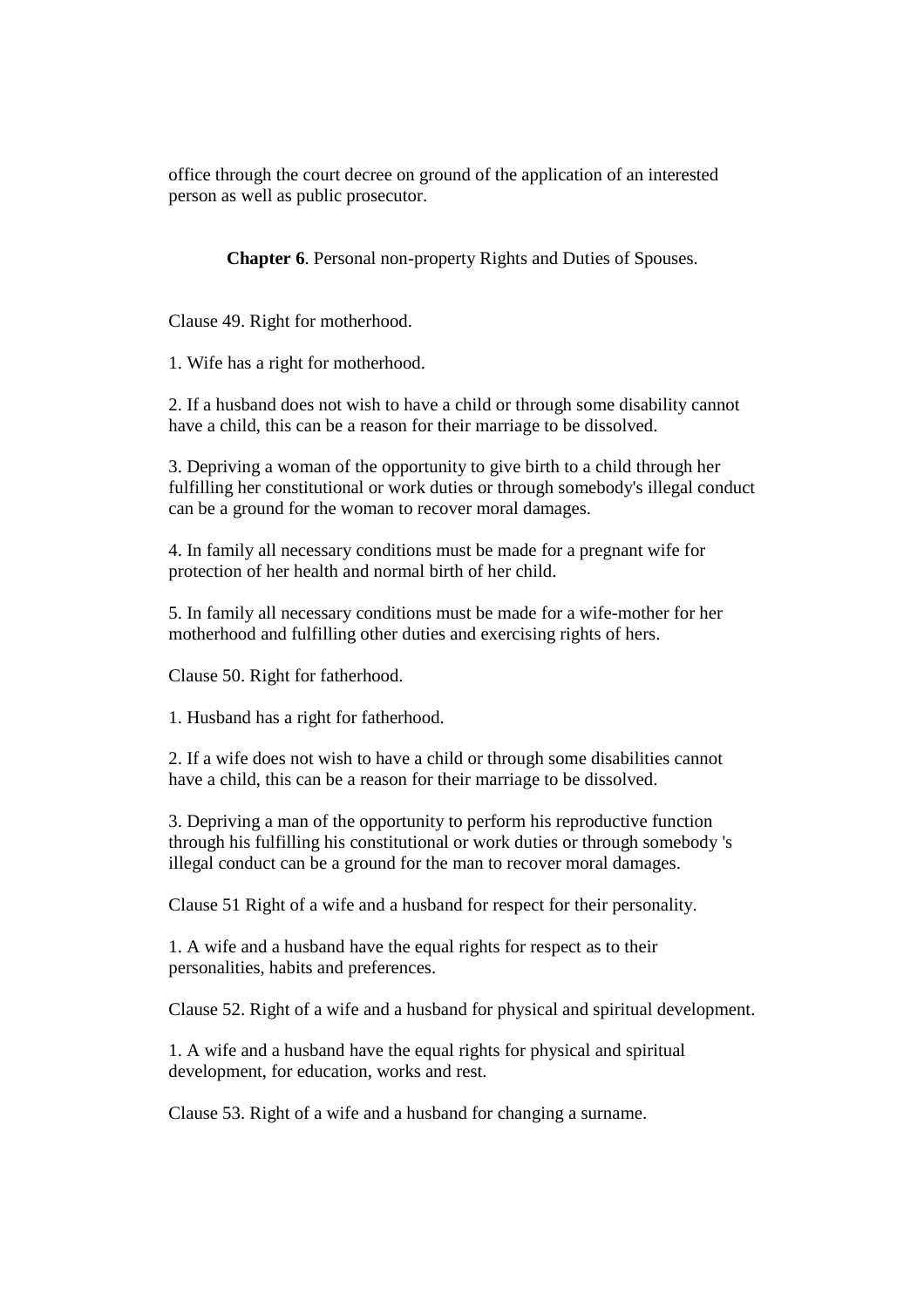office through the court decree on ground of the application of an interested person as well as public prosecutor.

## **Chapter 6**. Personal non-property Rights and Duties of Spouses.

Clause 49. Right for motherhood.

1. Wife has a right for motherhood.

2. If a husband does not wish to have a child or through some disability cannot have a child, this can be a reason for their marriage to be dissolved.

3. Depriving a woman of the opportunity to give birth to a child through her fulfilling her constitutional or work duties or through somebody's illegal conduct can be a ground for the woman to recover moral damages.

4. In family all necessary conditions must be made for a pregnant wife for protection of her health and normal birth of her child.

5. In family all necessary conditions must be made for a wife-mother for her motherhood and fulfilling other duties and exercising rights of hers.

Clause 50. Right for fatherhood.

1. Husband has a right for fatherhood.

2. If a wife does not wish to have a child or through some disabilities cannot have a child, this can be a reason for their marriage to be dissolved.

3. Depriving a man of the opportunity to perform his reproductive function through his fulfilling his constitutional or work duties or through somebody 's illegal conduct can be a ground for the man to recover moral damages.

Clause 51 Right of a wife and a husband for respect for their personality.

1. A wife and a husband have the equal rights for respect as to their personalities, habits and preferences.

Clause 52. Right of a wife and a husband for physical and spiritual development.

1. A wife and a husband have the equal rights for physical and spiritual development, for education, works and rest.

Clause 53. Right of a wife and a husband for changing a surname.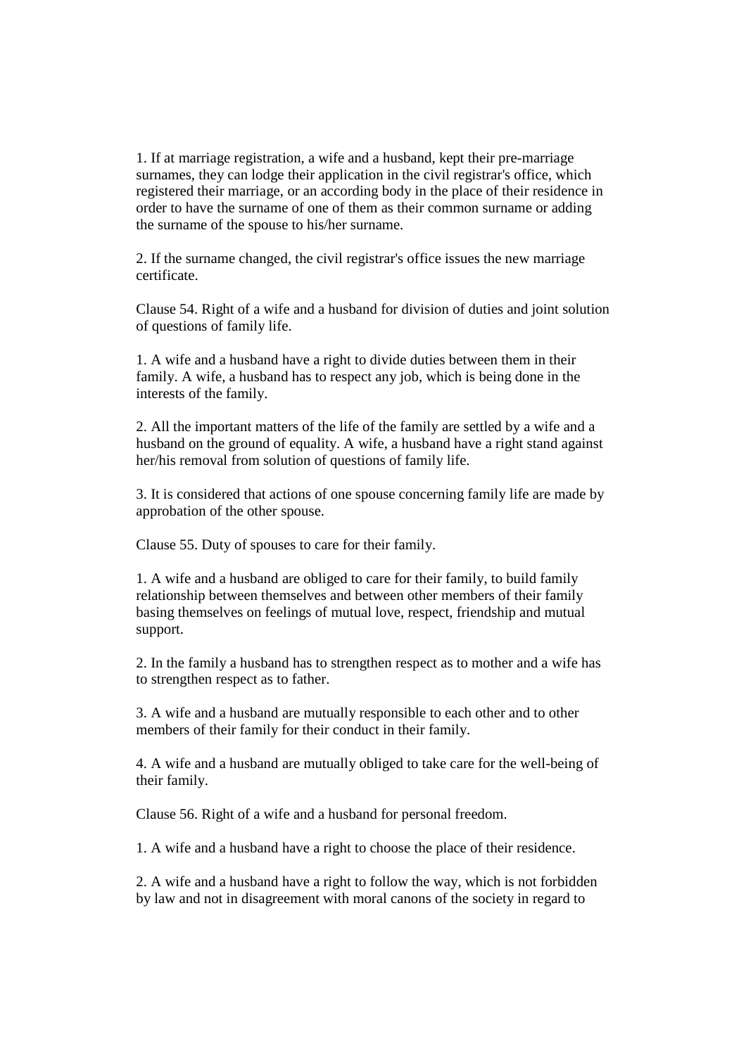1. If at marriage registration, a wife and a husband, kept their pre-marriage surnames, they can lodge their application in the civil registrar's office, which registered their marriage, or an according body in the place of their residence in order to have the surname of one of them as their common surname or adding the surname of the spouse to his/her surname.

2. If the surname changed, the civil registrar's office issues the new marriage certificate.

Clause 54. Right of a wife and a husband for division of duties and joint solution of questions of family life.

1. A wife and a husband have a right to divide duties between them in their family. A wife, a husband has to respect any job, which is being done in the interests of the family.

2. All the important matters of the life of the family are settled by a wife and a husband on the ground of equality. A wife, a husband have a right stand against her/his removal from solution of questions of family life.

3. It is considered that actions of one spouse concerning family life are made by approbation of the other spouse.

Clause 55. Duty of spouses to care for their family.

1. A wife and a husband are obliged to care for their family, to build family relationship between themselves and between other members of their family basing themselves on feelings of mutual love, respect, friendship and mutual support.

2. In the family a husband has to strengthen respect as to mother and a wife has to strengthen respect as to father.

3. A wife and a husband are mutually responsible to each other and to other members of their family for their conduct in their family.

4. A wife and a husband are mutually obliged to take care for the well-being of their family.

Clause 56. Right of a wife and a husband for personal freedom.

1. A wife and a husband have a right to choose the place of their residence.

2. A wife and a husband have a right to follow the way, which is not forbidden by law and not in disagreement with moral canons of the society in regard to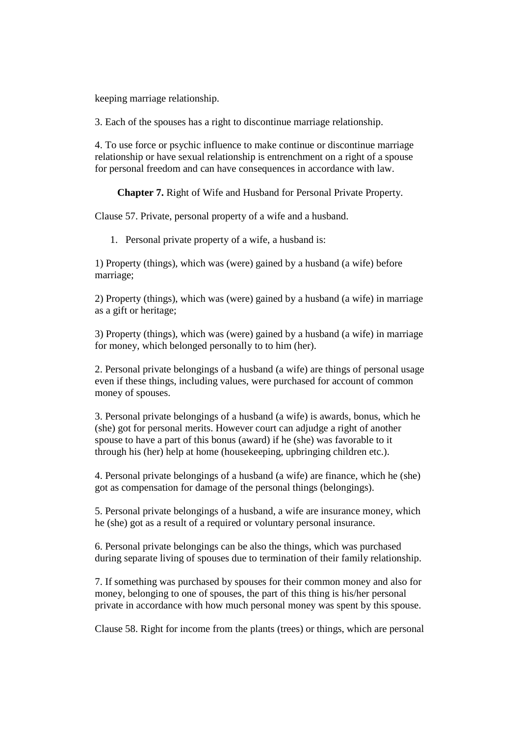keeping marriage relationship.

3. Each of the spouses has a right to discontinue marriage relationship.

4. To use force or psychic influence to make continue or discontinue marriage relationship or have sexual relationship is entrenchment on a right of a spouse for personal freedom and can have consequences in accordance with law.

**Chapter 7.** Right of Wife and Husband for Personal Private Property.

Clause 57. Private, personal property of a wife and a husband.

1. Personal private property of a wife, a husband is:

1) Property (things), which was (were) gained by a husband (a wife) before marriage;

2) Property (things), which was (were) gained by a husband (a wife) in marriage as a gift or heritage;

3) Property (things), which was (were) gained by a husband (a wife) in marriage for money, which belonged personally to to him (her).

2. Personal private belongings of a husband (a wife) are things of personal usage even if these things, including values, were purchased for account of common money of spouses.

3. Personal private belongings of a husband (a wife) is awards, bonus, which he (she) got for personal merits. However court can adjudge a right of another spouse to have a part of this bonus (award) if he (she) was favorable to it through his (her) help at home (housekeeping, upbringing children etc.).

4. Personal private belongings of a husband (a wife) are finance, which he (she) got as compensation for damage of the personal things (belongings).

5. Personal private belongings of a husband, a wife are insurance money, which he (she) got as a result of a required or voluntary personal insurance.

6. Personal private belongings can be also the things, which was purchased during separate living of spouses due to termination of their family relationship.

7. If something was purchased by spouses for their common money and also for money, belonging to one of spouses, the part of this thing is his/her personal private in accordance with how much personal money was spent by this spouse.

Clause 58. Right for income from the plants (trees) or things, which are personal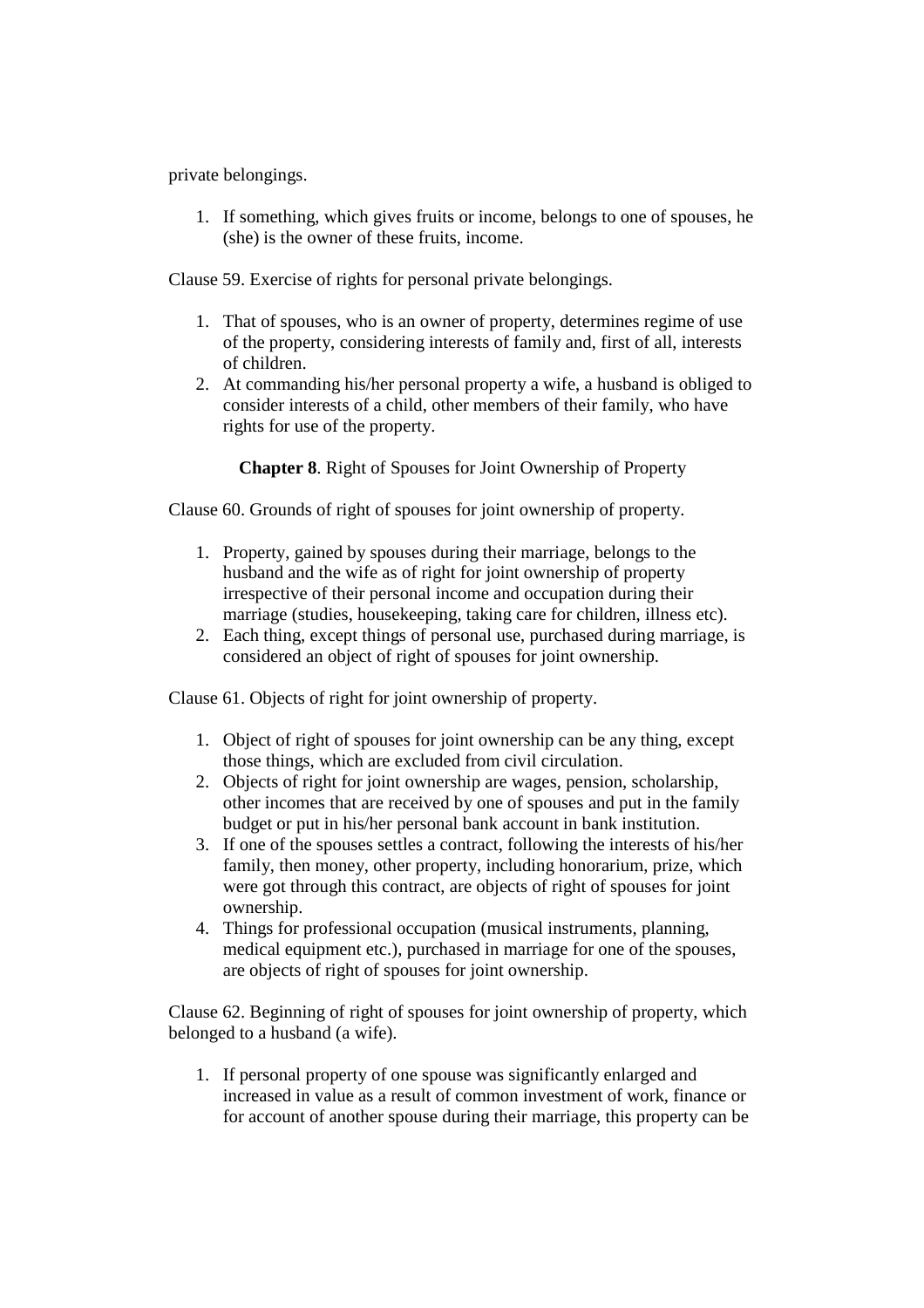private belongings.

1. If something, which gives fruits or income, belongs to one of spouses, he (she) is the owner of these fruits, income.

Clause 59. Exercise of rights for personal private belongings.

1. That of spouses, who is an owner of property, determines regime of use of the property, considering interests of family and, first of all, interests of children.
2. At commanding his/her personal property a wife, a husband is obliged to consider interests of a child, other members of their family, who have rights for use of the property.

**Chapter 8**. Right of Spouses for Joint Ownership of Property

Clause 60. Grounds of right of spouses for joint ownership of property.

1. Property, gained by spouses during their marriage, belongs to the husband and the wife as of right for joint ownership of property irrespective of their personal income and occupation during their marriage (studies, housekeeping, taking care for children, illness etc).
2. Each thing, except things of personal use, purchased during marriage, is considered an object of right of spouses for joint ownership.

Clause 61. Objects of right for joint ownership of property.

1. Object of right of spouses for joint ownership can be any thing, except those things, which are excluded from civil circulation.
2. Objects of right for joint ownership are wages, pension, scholarship, other incomes that are received by one of spouses and put in the family budget or put in his/her personal bank account in bank institution.
3. If one of the spouses settles a contract, following the interests of his/her family, then money, other property, including honorarium, prize, which were got through this contract, are objects of right of spouses for joint ownership.
4. Things for professional occupation (musical instruments, planning, medical equipment etc.), purchased in marriage for one of the spouses, are objects of right of spouses for joint ownership.

Clause 62. Beginning of right of spouses for joint ownership of property, which belonged to a husband (a wife).

1. If personal property of one spouse was significantly enlarged and increased in value as a result of common investment of work, finance or for account of another spouse during their marriage, this property can be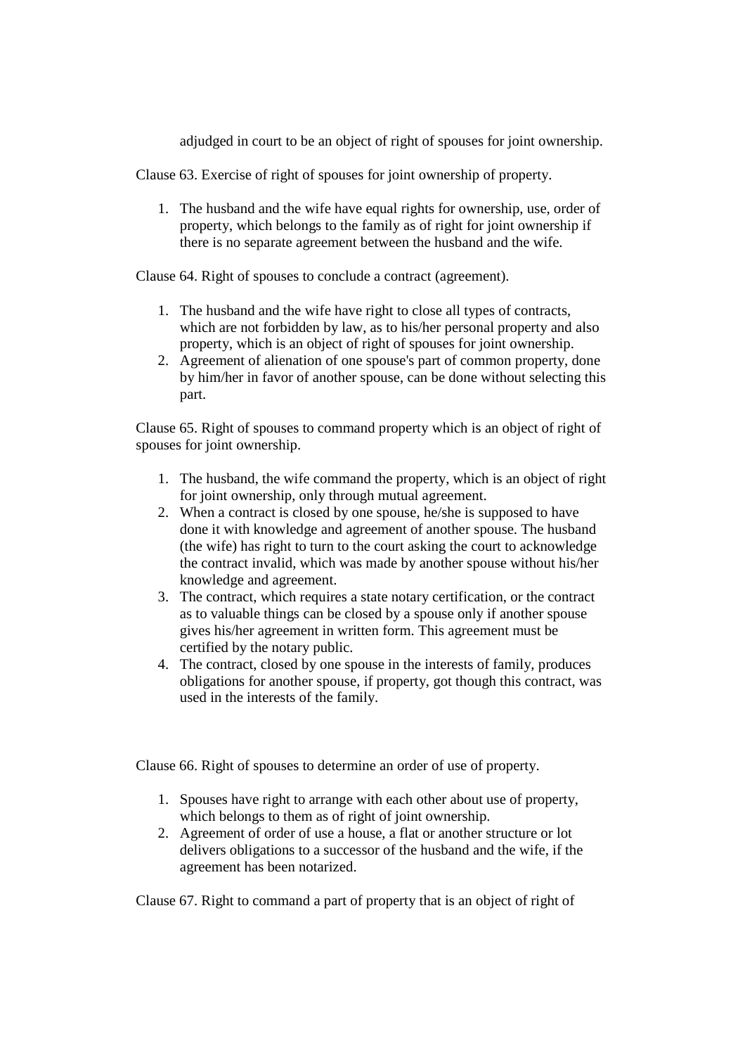adjudged in court to be an object of right of spouses for joint ownership.

Clause 63. Exercise of right of spouses for joint ownership of property.

1. The husband and the wife have equal rights for ownership, use, order of property, which belongs to the family as of right for joint ownership if there is no separate agreement between the husband and the wife.

Clause 64. Right of spouses to conclude a contract (agreement).

1. The husband and the wife have right to close all types of contracts, which are not forbidden by law, as to his/her personal property and also property, which is an object of right of spouses for joint ownership.
2. Agreement of alienation of one spouse's part of common property, done by him/her in favor of another spouse, can be done without selecting this part.

Clause 65. Right of spouses to command property which is an object of right of spouses for joint ownership.

1. The husband, the wife command the property, which is an object of right for joint ownership, only through mutual agreement.
2. When a contract is closed by one spouse, he/she is supposed to have done it with knowledge and agreement of another spouse. The husband (the wife) has right to turn to the court asking the court to acknowledge the contract invalid, which was made by another spouse without his/her knowledge and agreement.
3. The contract, which requires a state notary certification, or the contract as to valuable things can be closed by a spouse only if another spouse gives his/her agreement in written form. This agreement must be certified by the notary public.
4. The contract, closed by one spouse in the interests of family, produces obligations for another spouse, if property, got though this contract, was used in the interests of the family.

Clause 66. Right of spouses to determine an order of use of property.

1. Spouses have right to arrange with each other about use of property, which belongs to them as of right of joint ownership.
2. Agreement of order of use a house, a flat or another structure or lot delivers obligations to a successor of the husband and the wife, if the agreement has been notarized.

Clause 67. Right to command a part of property that is an object of right of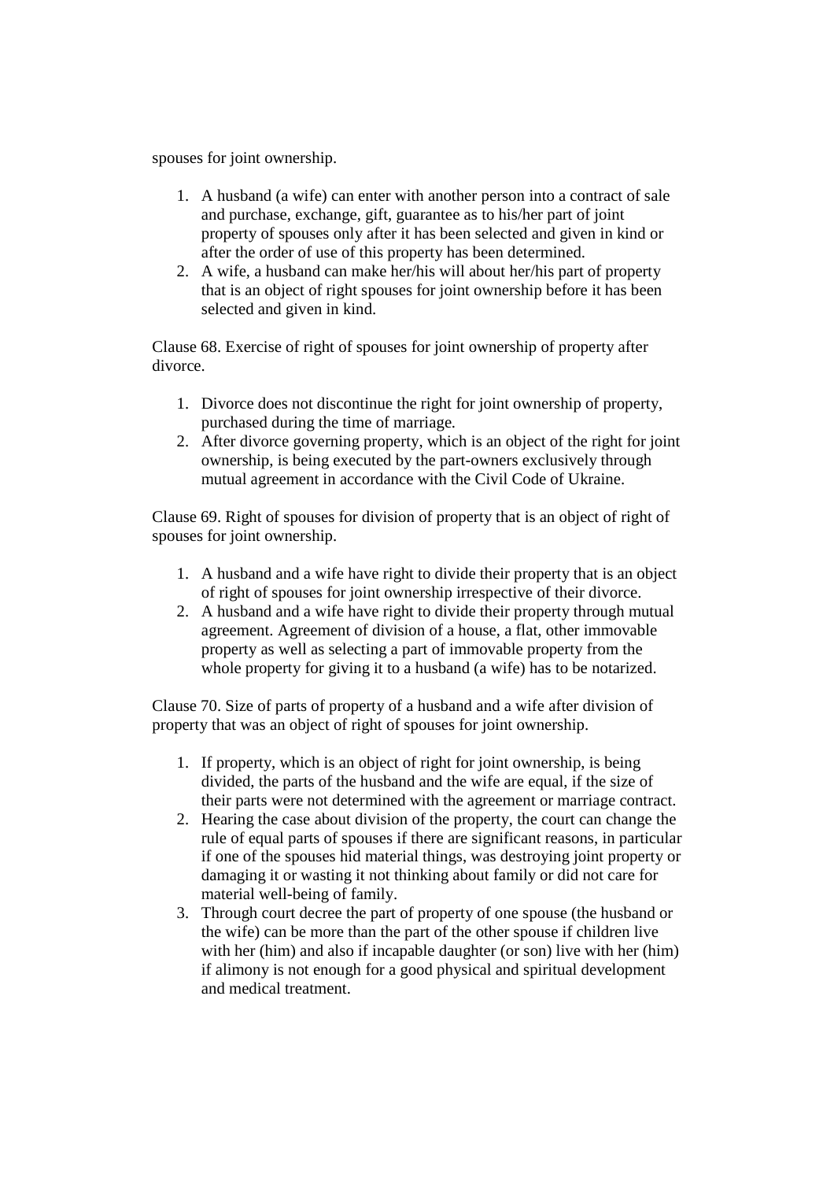spouses for joint ownership.

1. A husband (a wife) can enter with another person into a contract of sale and purchase, exchange, gift, guarantee as to his/her part of joint property of spouses only after it has been selected and given in kind or after the order of use of this property has been determined.
2. A wife, a husband can make her/his will about her/his part of property that is an object of right spouses for joint ownership before it has been selected and given in kind.

Clause 68. Exercise of right of spouses for joint ownership of property after divorce.

1. Divorce does not discontinue the right for joint ownership of property, purchased during the time of marriage.
2. After divorce governing property, which is an object of the right for joint ownership, is being executed by the part-owners exclusively through mutual agreement in accordance with the Civil Code of Ukraine.

Clause 69. Right of spouses for division of property that is an object of right of spouses for joint ownership.

1. A husband and a wife have right to divide their property that is an object of right of spouses for joint ownership irrespective of their divorce.
2. A husband and a wife have right to divide their property through mutual agreement. Agreement of division of a house, a flat, other immovable property as well as selecting a part of immovable property from the whole property for giving it to a husband (a wife) has to be notarized.

Clause 70. Size of parts of property of a husband and a wife after division of property that was an object of right of spouses for joint ownership.

1. If property, which is an object of right for joint ownership, is being divided, the parts of the husband and the wife are equal, if the size of their parts were not determined with the agreement or marriage contract.
2. Hearing the case about division of the property, the court can change the rule of equal parts of spouses if there are significant reasons, in particular if one of the spouses hid material things, was destroying joint property or damaging it or wasting it not thinking about family or did not care for material well-being of family.
3. Through court decree the part of property of one spouse (the husband or the wife) can be more than the part of the other spouse if children live with her (him) and also if incapable daughter (or son) live with her (him) if alimony is not enough for a good physical and spiritual development and medical treatment.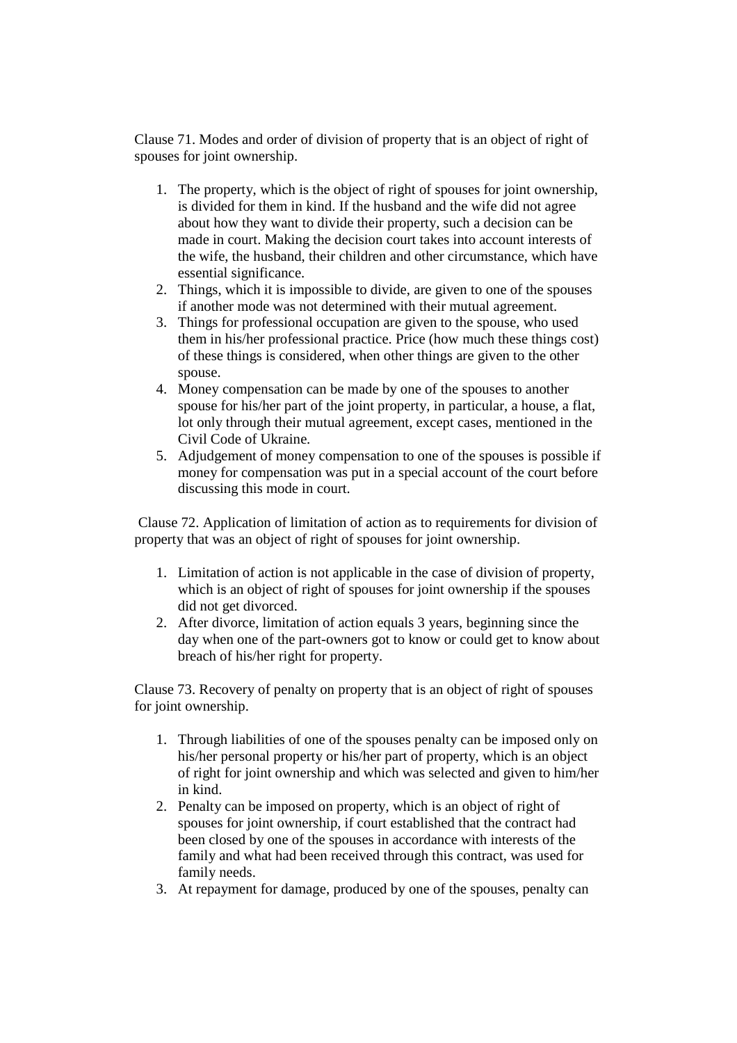Clause 71. Modes and order of division of property that is an object of right of spouses for joint ownership.

1. The property, which is the object of right of spouses for joint ownership, is divided for them in kind. If the husband and the wife did not agree about how they want to divide their property, such a decision can be made in court. Making the decision court takes into account interests of the wife, the husband, their children and other circumstance, which have essential significance.
2. Things, which it is impossible to divide, are given to one of the spouses if another mode was not determined with their mutual agreement.
3. Things for professional occupation are given to the spouse, who used them in his/her professional practice. Price (how much these things cost) of these things is considered, when other things are given to the other spouse.
4. Money compensation can be made by one of the spouses to another spouse for his/her part of the joint property, in particular, a house, a flat, lot only through their mutual agreement, except cases, mentioned in the Civil Code of Ukraine.
5. Adjudgement of money compensation to one of the spouses is possible if money for compensation was put in a special account of the court before discussing this mode in court.

Clause 72. Application of limitation of action as to requirements for division of property that was an object of right of spouses for joint ownership.

1. Limitation of action is not applicable in the case of division of property, which is an object of right of spouses for joint ownership if the spouses did not get divorced.
2. After divorce, limitation of action equals 3 years, beginning since the day when one of the part-owners got to know or could get to know about breach of his/her right for property.

Clause 73. Recovery of penalty on property that is an object of right of spouses for joint ownership.

1. Through liabilities of one of the spouses penalty can be imposed only on his/her personal property or his/her part of property, which is an object of right for joint ownership and which was selected and given to him/her in kind.
2. Penalty can be imposed on property, which is an object of right of spouses for joint ownership, if court established that the contract had been closed by one of the spouses in accordance with interests of the family and what had been received through this contract, was used for family needs.
3. At repayment for damage, produced by one of the spouses, penalty can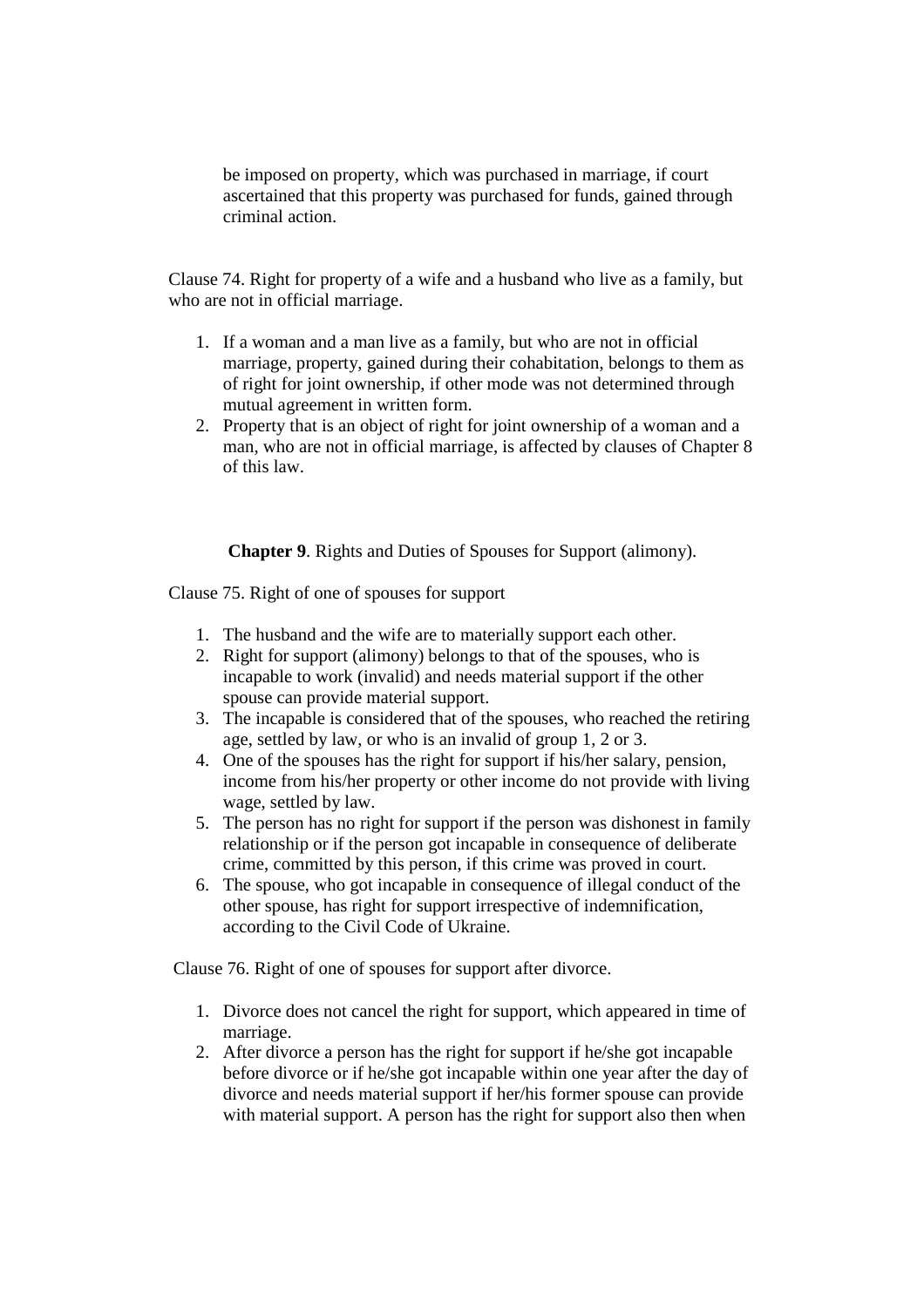be imposed on property, which was purchased in marriage, if court ascertained that this property was purchased for funds, gained through criminal action.

Clause 74. Right for property of a wife and a husband who live as a family, but who are not in official marriage.

1. If a woman and a man live as a family, but who are not in official marriage, property, gained during their cohabitation, belongs to them as of right for joint ownership, if other mode was not determined through mutual agreement in written form.
2. Property that is an object of right for joint ownership of a woman and a man, who are not in official marriage, is affected by clauses of Chapter 8 of this law.

**Chapter 9**. Rights and Duties of Spouses for Support (alimony).

Clause 75. Right of one of spouses for support

1. The husband and the wife are to materially support each other.
2. Right for support (alimony) belongs to that of the spouses, who is incapable to work (invalid) and needs material support if the other spouse can provide material support.
3. The incapable is considered that of the spouses, who reached the retiring age, settled by law, or who is an invalid of group 1, 2 or 3.
4. One of the spouses has the right for support if his/her salary, pension, income from his/her property or other income do not provide with living wage, settled by law.
5. The person has no right for support if the person was dishonest in family relationship or if the person got incapable in consequence of deliberate crime, committed by this person, if this crime was proved in court.
6. The spouse, who got incapable in consequence of illegal conduct of the other spouse, has right for support irrespective of indemnification, according to the Civil Code of Ukraine.

Clause 76. Right of one of spouses for support after divorce.

1. Divorce does not cancel the right for support, which appeared in time of marriage.
2. After divorce a person has the right for support if he/she got incapable before divorce or if he/she got incapable within one year after the day of divorce and needs material support if her/his former spouse can provide with material support. A person has the right for support also then when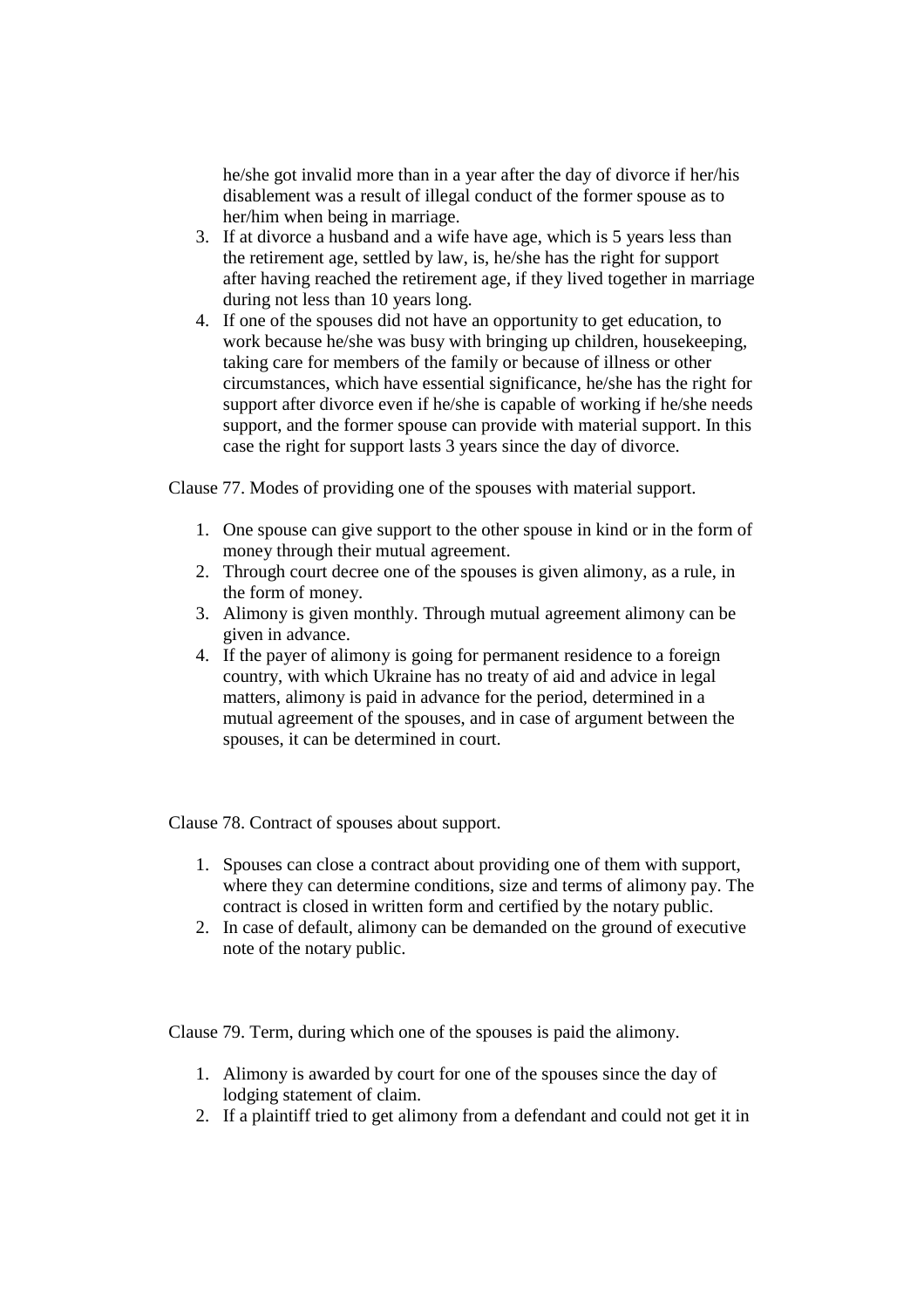he/she got invalid more than in a year after the day of divorce if her/his disablement was a result of illegal conduct of the former spouse as to her/him when being in marriage.

3. If at divorce a husband and a wife have age, which is 5 years less than the retirement age, settled by law, is, he/she has the right for support after having reached the retirement age, if they lived together in marriage during not less than 10 years long.
4. If one of the spouses did not have an opportunity to get education, to work because he/she was busy with bringing up children, housekeeping, taking care for members of the family or because of illness or other circumstances, which have essential significance, he/she has the right for support after divorce even if he/she is capable of working if he/she needs support, and the former spouse can provide with material support. In this case the right for support lasts 3 years since the day of divorce.

Clause 77. Modes of providing one of the spouses with material support.

1. One spouse can give support to the other spouse in kind or in the form of money through their mutual agreement.
2. Through court decree one of the spouses is given alimony, as a rule, in the form of money.
3. Alimony is given monthly. Through mutual agreement alimony can be given in advance.
4. If the payer of alimony is going for permanent residence to a foreign country, with which Ukraine has no treaty of aid and advice in legal matters, alimony is paid in advance for the period, determined in a mutual agreement of the spouses, and in case of argument between the spouses, it can be determined in court.

Clause 78. Contract of spouses about support.

1. Spouses can close a contract about providing one of them with support, where they can determine conditions, size and terms of alimony pay. The contract is closed in written form and certified by the notary public.
2. In case of default, alimony can be demanded on the ground of executive note of the notary public.

Clause 79. Term, during which one of the spouses is paid the alimony.

1. Alimony is awarded by court for one of the spouses since the day of lodging statement of claim.
2. If a plaintiff tried to get alimony from a defendant and could not get it in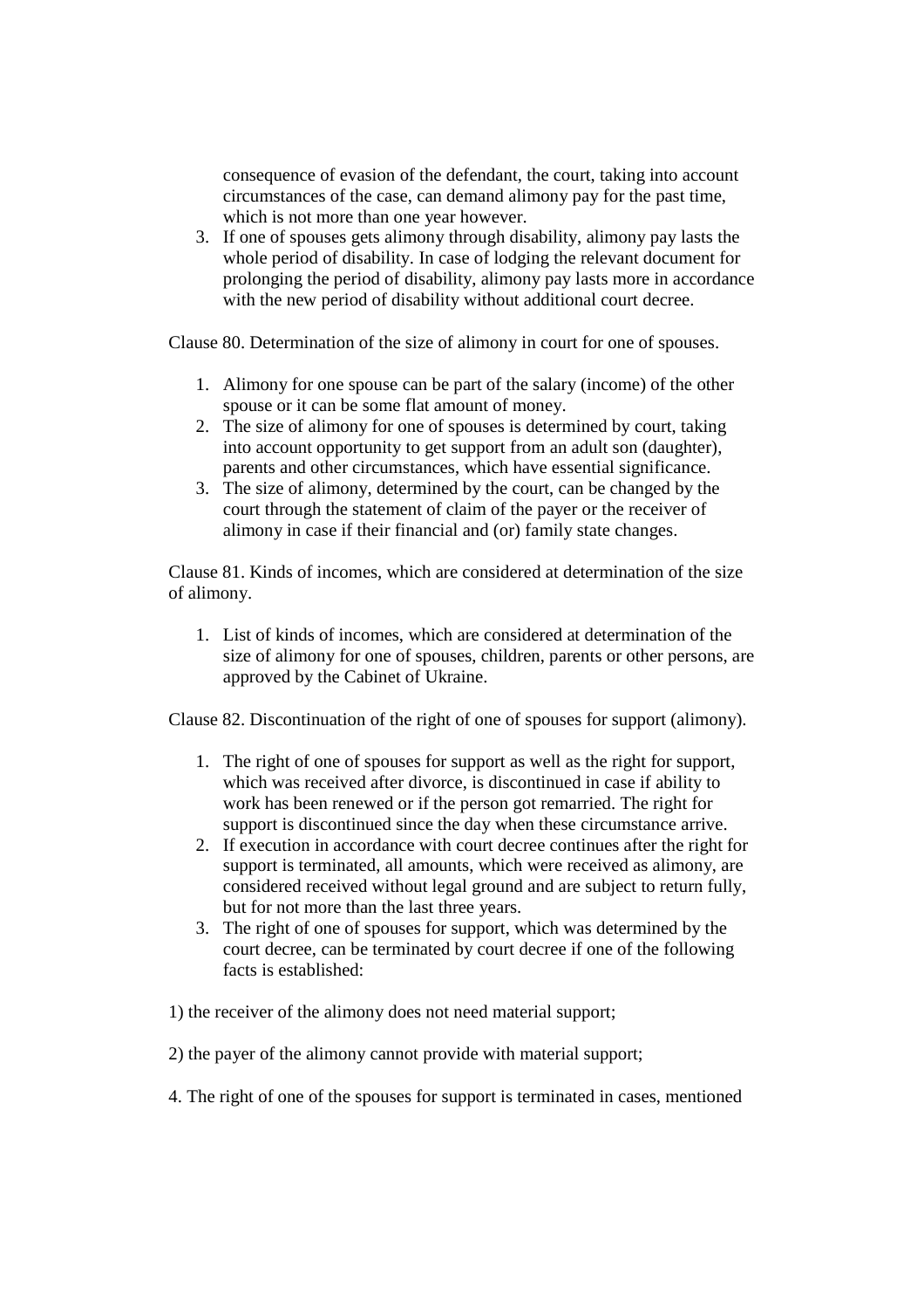consequence of evasion of the defendant, the court, taking into account circumstances of the case, can demand alimony pay for the past time, which is not more than one year however.

3. If one of spouses gets alimony through disability, alimony pay lasts the whole period of disability. In case of lodging the relevant document for prolonging the period of disability, alimony pay lasts more in accordance with the new period of disability without additional court decree.

Clause 80. Determination of the size of alimony in court for one of spouses.

1. Alimony for one spouse can be part of the salary (income) of the other spouse or it can be some flat amount of money.
2. The size of alimony for one of spouses is determined by court, taking into account opportunity to get support from an adult son (daughter), parents and other circumstances, which have essential significance.
3. The size of alimony, determined by the court, can be changed by the court through the statement of claim of the payer or the receiver of alimony in case if their financial and (or) family state changes.

Clause 81. Kinds of incomes, which are considered at determination of the size of alimony.

1. List of kinds of incomes, which are considered at determination of the size of alimony for one of spouses, children, parents or other persons, are approved by the Cabinet of Ukraine.

Clause 82. Discontinuation of the right of one of spouses for support (alimony).

1. The right of one of spouses for support as well as the right for support, which was received after divorce, is discontinued in case if ability to work has been renewed or if the person got remarried. The right for support is discontinued since the day when these circumstance arrive.
2. If execution in accordance with court decree continues after the right for support is terminated, all amounts, which were received as alimony, are considered received without legal ground and are subject to return fully, but for not more than the last three years.
3. The right of one of spouses for support, which was determined by the court decree, can be terminated by court decree if one of the following facts is established:

1) the receiver of the alimony does not need material support;

2) the payer of the alimony cannot provide with material support;

4. The right of one of the spouses for support is terminated in cases, mentioned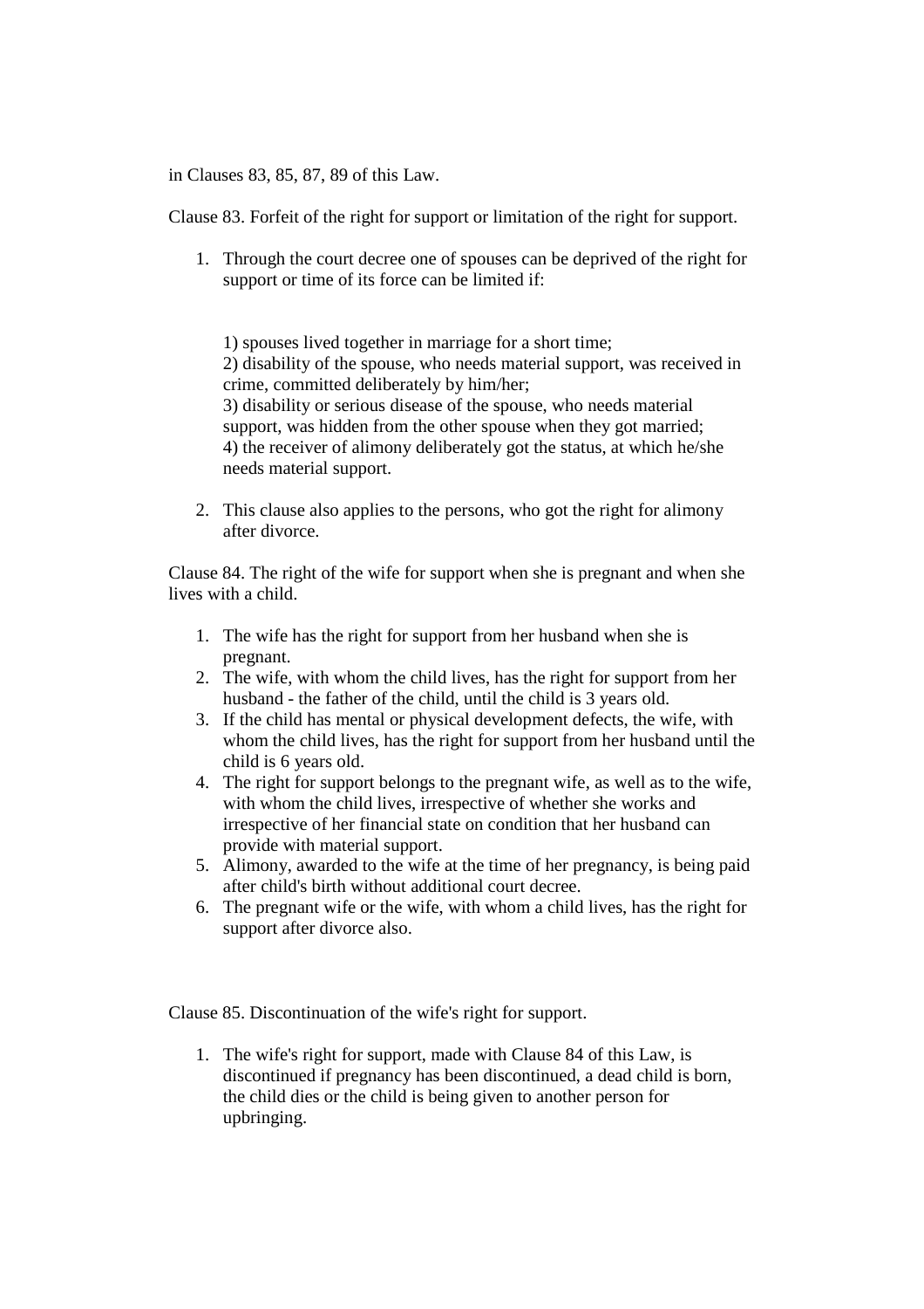in Clauses 83, 85, 87, 89 of this Law.

Clause 83. Forfeit of the right for support or limitation of the right for support.

1. Through the court decree one of spouses can be deprived of the right for support or time of its force can be limited if:

   1) spouses lived together in marriage for a short time;
   2) disability of the spouse, who needs material support, was received in crime, committed deliberately by him/her;
   3) disability or serious disease of the spouse, who needs material support, was hidden from the other spouse when they got married;
   4) the receiver of alimony deliberately got the status, at which he/she needs material support.

2. This clause also applies to the persons, who got the right for alimony after divorce.

Clause 84. The right of the wife for support when she is pregnant and when she lives with a child.

1. The wife has the right for support from her husband when she is pregnant.
2. The wife, with whom the child lives, has the right for support from her husband - the father of the child, until the child is 3 years old.
3. If the child has mental or physical development defects, the wife, with whom the child lives, has the right for support from her husband until the child is 6 years old.
4. The right for support belongs to the pregnant wife, as well as to the wife, with whom the child lives, irrespective of whether she works and irrespective of her financial state on condition that her husband can provide with material support.
5. Alimony, awarded to the wife at the time of her pregnancy, is being paid after child's birth without additional court decree.
6. The pregnant wife or the wife, with whom a child lives, has the right for support after divorce also.

Clause 85. Discontinuation of the wife's right for support.

1. The wife's right for support, made with Clause 84 of this Law, is discontinued if pregnancy has been discontinued, a dead child is born, the child dies or the child is being given to another person for upbringing.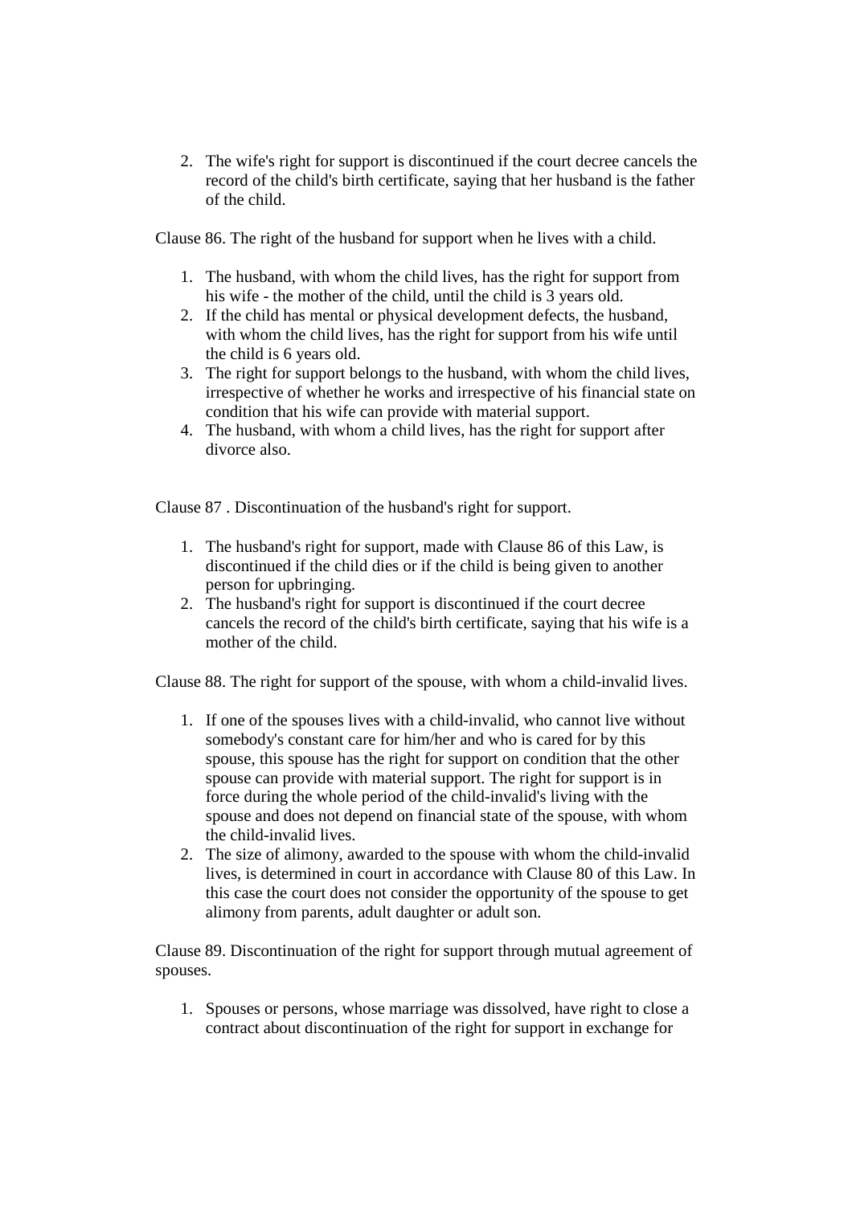2. The wife's right for support is discontinued if the court decree cancels the record of the child's birth certificate, saying that her husband is the father of the child.

Clause 86. The right of the husband for support when he lives with a child.

1. The husband, with whom the child lives, has the right for support from his wife - the mother of the child, until the child is 3 years old.
2. If the child has mental or physical development defects, the husband, with whom the child lives, has the right for support from his wife until the child is 6 years old.
3. The right for support belongs to the husband, with whom the child lives, irrespective of whether he works and irrespective of his financial state on condition that his wife can provide with material support.
4. The husband, with whom a child lives, has the right for support after divorce also.

Clause 87 . Discontinuation of the husband's right for support.

1. The husband's right for support, made with Clause 86 of this Law, is discontinued if the child dies or if the child is being given to another person for upbringing.
2. The husband's right for support is discontinued if the court decree cancels the record of the child's birth certificate, saying that his wife is a mother of the child.

Clause 88. The right for support of the spouse, with whom a child-invalid lives.

1. If one of the spouses lives with a child-invalid, who cannot live without somebody's constant care for him/her and who is cared for by this spouse, this spouse has the right for support on condition that the other spouse can provide with material support. The right for support is in force during the whole period of the child-invalid's living with the spouse and does not depend on financial state of the spouse, with whom the child-invalid lives.
2. The size of alimony, awarded to the spouse with whom the child-invalid lives, is determined in court in accordance with Clause 80 of this Law. In this case the court does not consider the opportunity of the spouse to get alimony from parents, adult daughter or adult son.

Clause 89. Discontinuation of the right for support through mutual agreement of spouses.

1. Spouses or persons, whose marriage was dissolved, have right to close a contract about discontinuation of the right for support in exchange for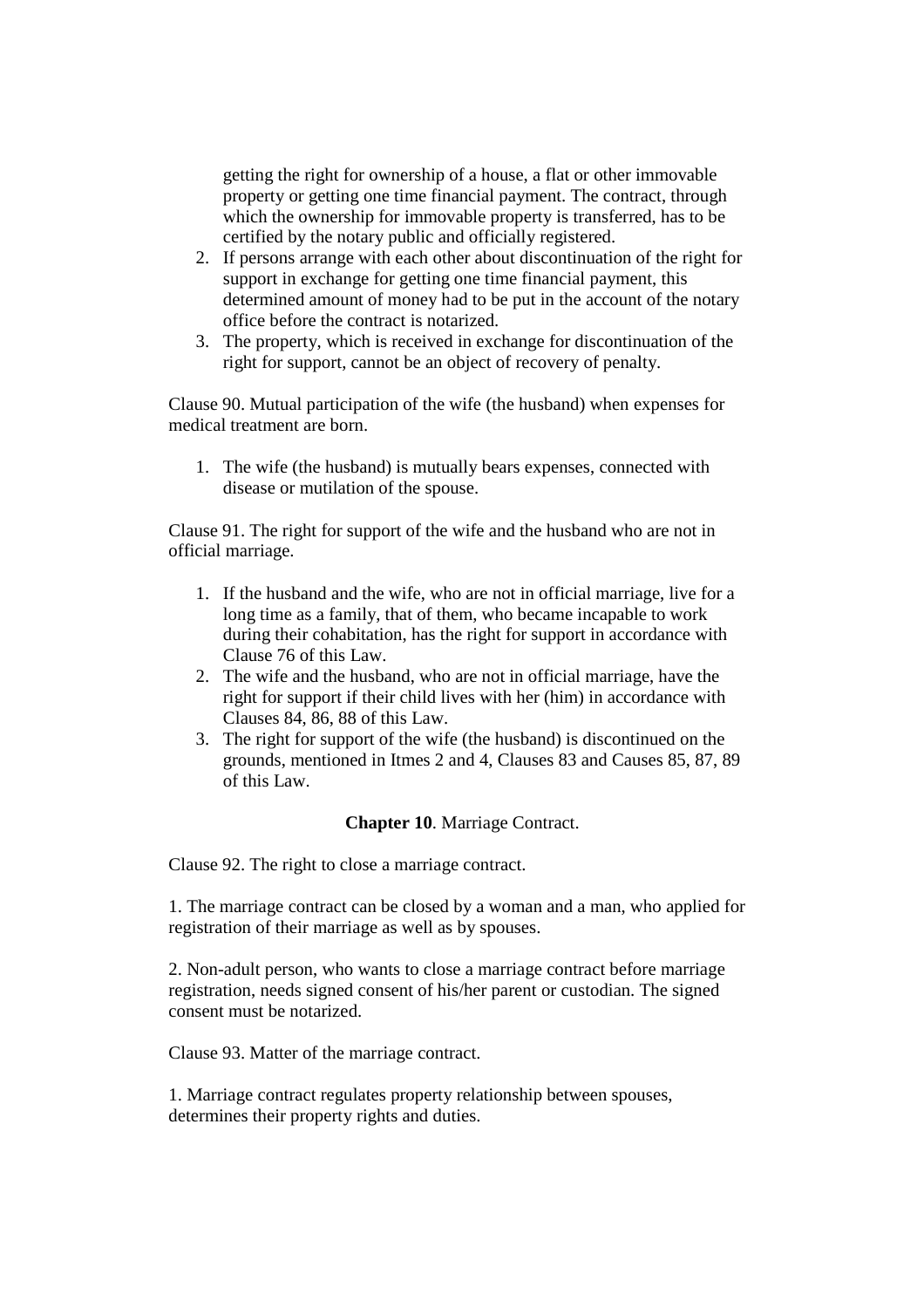getting the right for ownership of a house, a flat or other immovable property or getting one time financial payment. The contract, through which the ownership for immovable property is transferred, has to be certified by the notary public and officially registered.

2. If persons arrange with each other about discontinuation of the right for support in exchange for getting one time financial payment, this determined amount of money had to be put in the account of the notary office before the contract is notarized.
3. The property, which is received in exchange for discontinuation of the right for support, cannot be an object of recovery of penalty.

Clause 90. Mutual participation of the wife (the husband) when expenses for medical treatment are born.

1. The wife (the husband) is mutually bears expenses, connected with disease or mutilation of the spouse.

Clause 91. The right for support of the wife and the husband who are not in official marriage.

1. If the husband and the wife, who are not in official marriage, live for a long time as a family, that of them, who became incapable to work during their cohabitation, has the right for support in accordance with Clause 76 of this Law.
2. The wife and the husband, who are not in official marriage, have the right for support if their child lives with her (him) in accordance with Clauses 84, 86, 88 of this Law.
3. The right for support of the wife (the husband) is discontinued on the grounds, mentioned in Itmes 2 and 4, Clauses 83 and Causes 85, 87, 89 of this Law.

## **Chapter 10**. Marriage Contract.

Clause 92. The right to close a marriage contract.

1. The marriage contract can be closed by a woman and a man, who applied for registration of their marriage as well as by spouses.

2. Non-adult person, who wants to close a marriage contract before marriage registration, needs signed consent of his/her parent or custodian. The signed consent must be notarized.

Clause 93. Matter of the marriage contract.

1. Marriage contract regulates property relationship between spouses, determines their property rights and duties.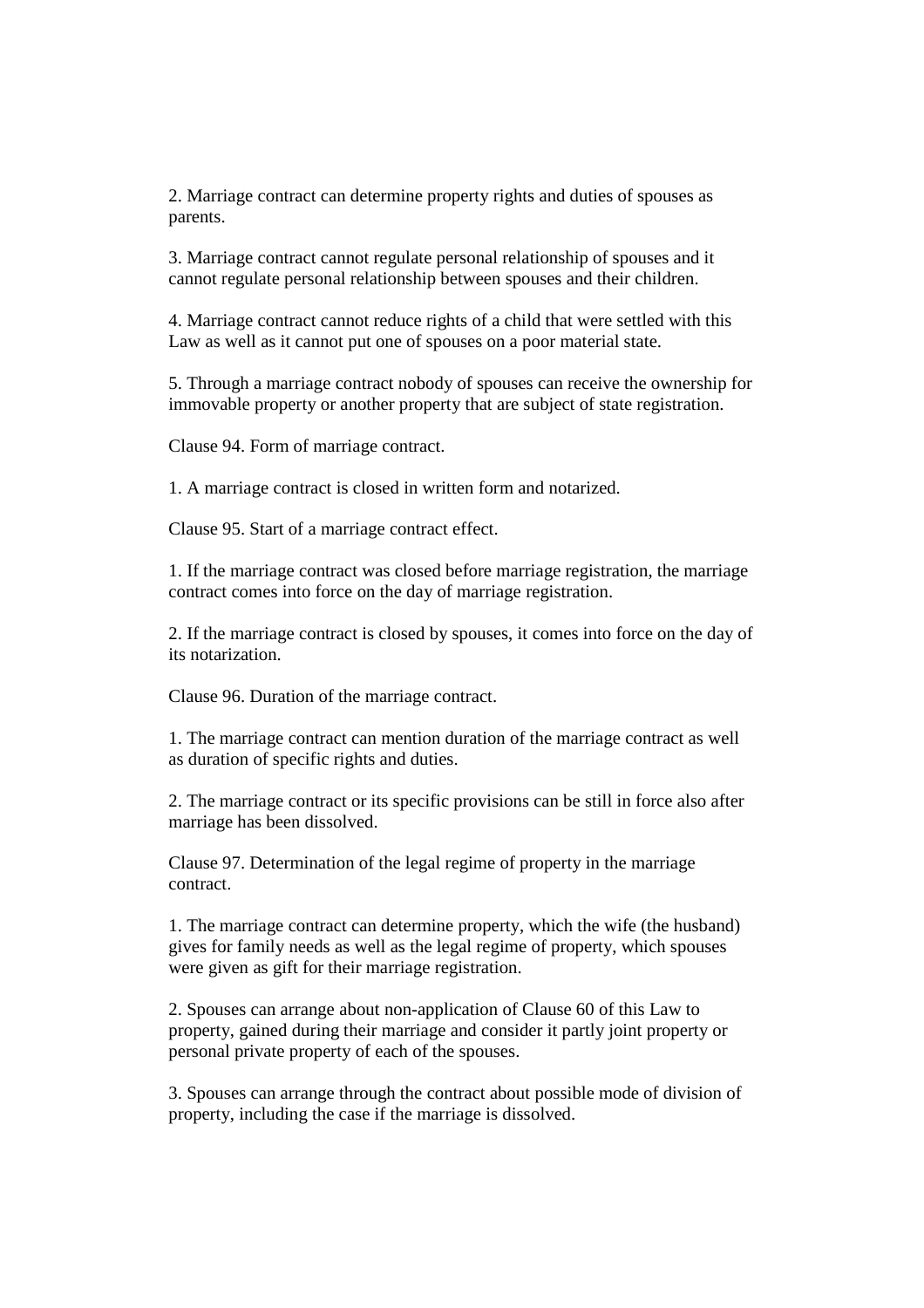2. Marriage contract can determine property rights and duties of spouses as parents.

3. Marriage contract cannot regulate personal relationship of spouses and it cannot regulate personal relationship between spouses and their children.

4. Marriage contract cannot reduce rights of a child that were settled with this Law as well as it cannot put one of spouses on a poor material state.

5. Through a marriage contract nobody of spouses can receive the ownership for immovable property or another property that are subject of state registration.

Clause 94. Form of marriage contract.

1. A marriage contract is closed in written form and notarized.

Clause 95. Start of a marriage contract effect.

1. If the marriage contract was closed before marriage registration, the marriage contract comes into force on the day of marriage registration.

2. If the marriage contract is closed by spouses, it comes into force on the day of its notarization.

Clause 96. Duration of the marriage contract.

1. The marriage contract can mention duration of the marriage contract as well as duration of specific rights and duties.

2. The marriage contract or its specific provisions can be still in force also after marriage has been dissolved.

Clause 97. Determination of the legal regime of property in the marriage contract.

1. The marriage contract can determine property, which the wife (the husband) gives for family needs as well as the legal regime of property, which spouses were given as gift for their marriage registration.

2. Spouses can arrange about non-application of Clause 60 of this Law to property, gained during their marriage and consider it partly joint property or personal private property of each of the spouses.

3. Spouses can arrange through the contract about possible mode of division of property, including the case if the marriage is dissolved.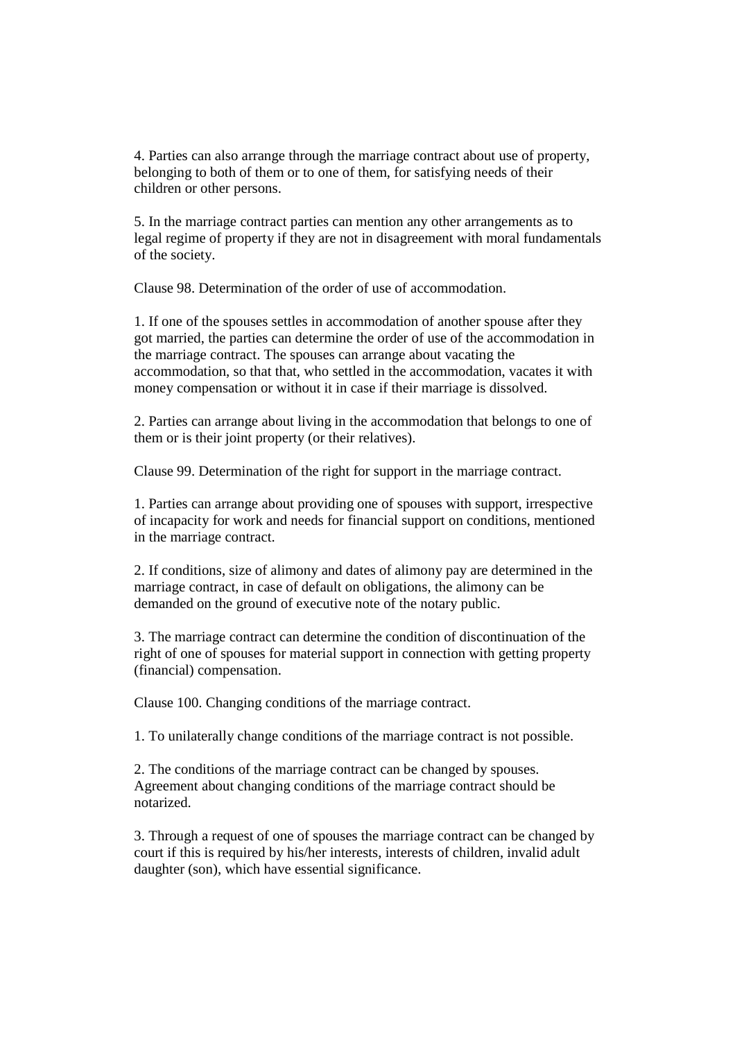4. Parties can also arrange through the marriage contract about use of property, belonging to both of them or to one of them, for satisfying needs of their children or other persons.

5. In the marriage contract parties can mention any other arrangements as to legal regime of property if they are not in disagreement with moral fundamentals of the society.

Clause 98. Determination of the order of use of accommodation.

1. If one of the spouses settles in accommodation of another spouse after they got married, the parties can determine the order of use of the accommodation in the marriage contract. The spouses can arrange about vacating the accommodation, so that that, who settled in the accommodation, vacates it with money compensation or without it in case if their marriage is dissolved.

2. Parties can arrange about living in the accommodation that belongs to one of them or is their joint property (or their relatives).

Clause 99. Determination of the right for support in the marriage contract.

1. Parties can arrange about providing one of spouses with support, irrespective of incapacity for work and needs for financial support on conditions, mentioned in the marriage contract.

2. If conditions, size of alimony and dates of alimony pay are determined in the marriage contract, in case of default on obligations, the alimony can be demanded on the ground of executive note of the notary public.

3. The marriage contract can determine the condition of discontinuation of the right of one of spouses for material support in connection with getting property (financial) compensation.

Clause 100. Changing conditions of the marriage contract.

1. To unilaterally change conditions of the marriage contract is not possible.

2. The conditions of the marriage contract can be changed by spouses. Agreement about changing conditions of the marriage contract should be notarized.

3. Through a request of one of spouses the marriage contract can be changed by court if this is required by his/her interests, interests of children, invalid adult daughter (son), which have essential significance.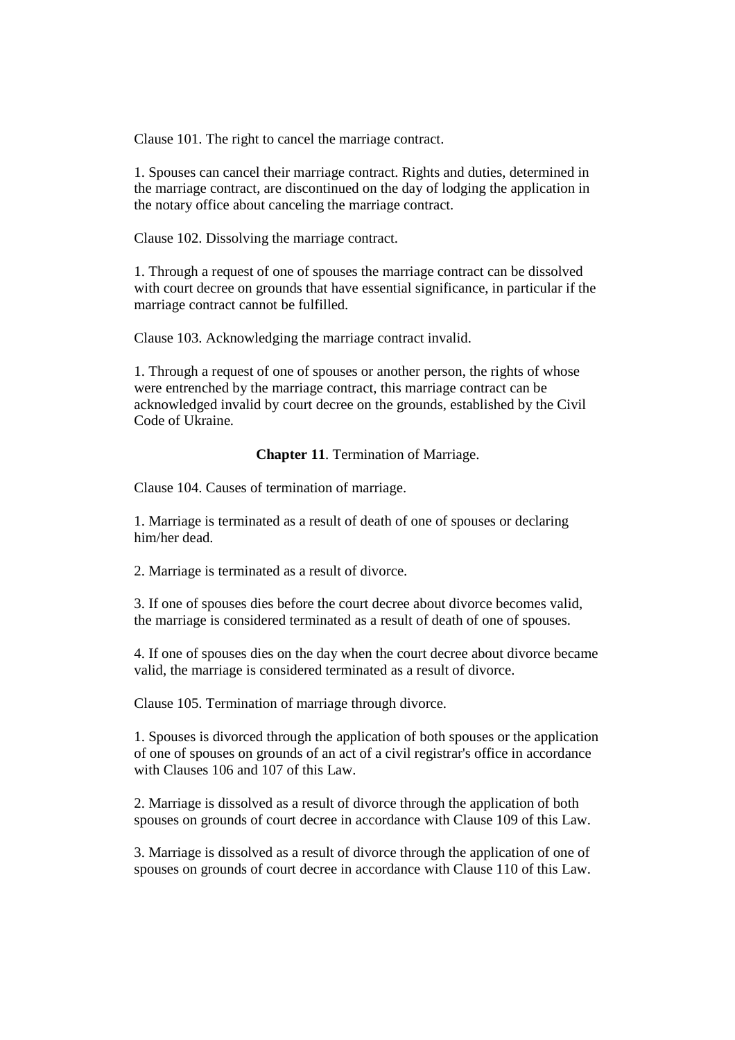Clause 101. The right to cancel the marriage contract.

1. Spouses can cancel their marriage contract. Rights and duties, determined in the marriage contract, are discontinued on the day of lodging the application in the notary office about canceling the marriage contract.

Clause 102. Dissolving the marriage contract.

1. Through a request of one of spouses the marriage contract can be dissolved with court decree on grounds that have essential significance, in particular if the marriage contract cannot be fulfilled.

Clause 103. Acknowledging the marriage contract invalid.

1. Through a request of one of spouses or another person, the rights of whose were entrenched by the marriage contract, this marriage contract can be acknowledged invalid by court decree on the grounds, established by the Civil Code of Ukraine.

## **Chapter 11**. Termination of Marriage.

Clause 104. Causes of termination of marriage.

1. Marriage is terminated as a result of death of one of spouses or declaring him/her dead.

2. Marriage is terminated as a result of divorce.

3. If one of spouses dies before the court decree about divorce becomes valid, the marriage is considered terminated as a result of death of one of spouses.

4. If one of spouses dies on the day when the court decree about divorce became valid, the marriage is considered terminated as a result of divorce.

Clause 105. Termination of marriage through divorce.

1. Spouses is divorced through the application of both spouses or the application of one of spouses on grounds of an act of a civil registrar's office in accordance with Clauses 106 and 107 of this Law.

2. Marriage is dissolved as a result of divorce through the application of both spouses on grounds of court decree in accordance with Clause 109 of this Law.

3. Marriage is dissolved as a result of divorce through the application of one of spouses on grounds of court decree in accordance with Clause 110 of this Law.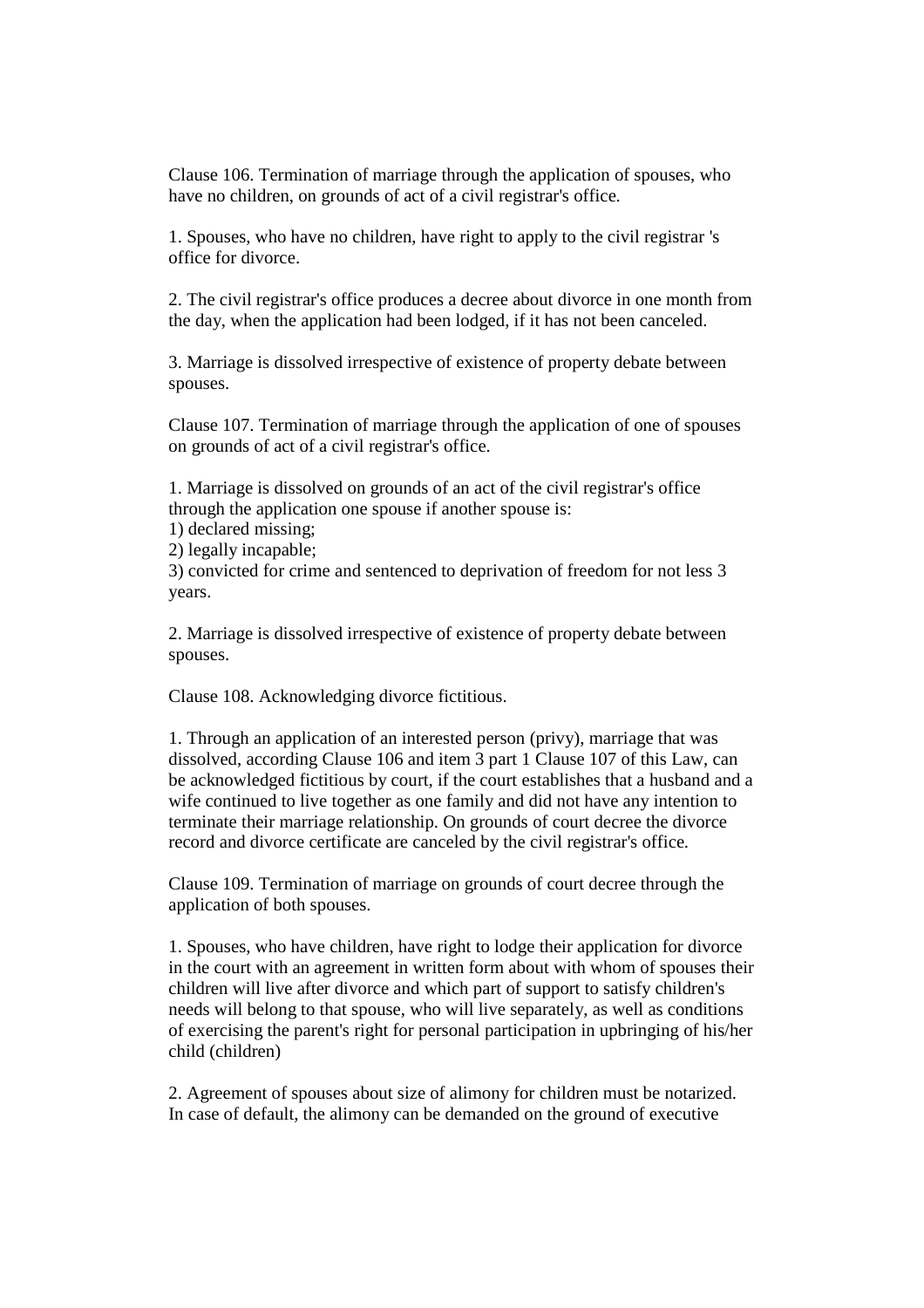Clause 106. Termination of marriage through the application of spouses, who have no children, on grounds of act of a civil registrar's office.

1. Spouses, who have no children, have right to apply to the civil registrar 's office for divorce.

2. The civil registrar's office produces a decree about divorce in one month from the day, when the application had been lodged, if it has not been canceled.

3. Marriage is dissolved irrespective of existence of property debate between spouses.

Clause 107. Termination of marriage through the application of one of spouses on grounds of act of a civil registrar's office.

1. Marriage is dissolved on grounds of an act of the civil registrar's office through the application one spouse if another spouse is:
1) declared missing;
2) legally incapable;
3) convicted for crime and sentenced to deprivation of freedom for not less 3 years.

2. Marriage is dissolved irrespective of existence of property debate between spouses.

Clause 108. Acknowledging divorce fictitious.

1. Through an application of an interested person (privy), marriage that was dissolved, according Clause 106 and item 3 part 1 Clause 107 of this Law, can be acknowledged fictitious by court, if the court establishes that a husband and a wife continued to live together as one family and did not have any intention to terminate their marriage relationship. On grounds of court decree the divorce record and divorce certificate are canceled by the civil registrar's office.

Clause 109. Termination of marriage on grounds of court decree through the application of both spouses.

1. Spouses, who have children, have right to lodge their application for divorce in the court with an agreement in written form about with whom of spouses their children will live after divorce and which part of support to satisfy children's needs will belong to that spouse, who will live separately, as well as conditions of exercising the parent's right for personal participation in upbringing of his/her child (children)

2. Agreement of spouses about size of alimony for children must be notarized. In case of default, the alimony can be demanded on the ground of executive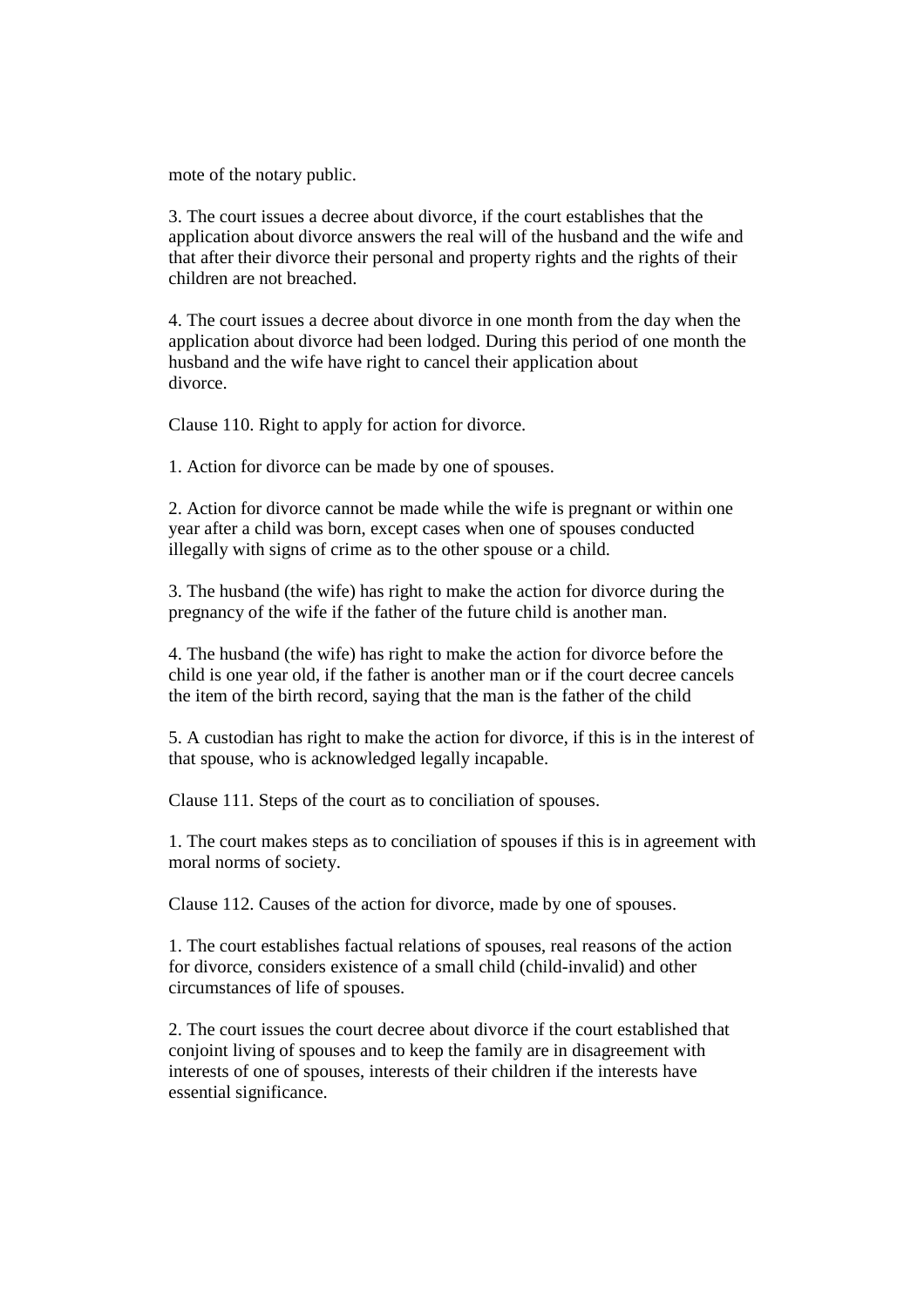mote of the notary public.

3. The court issues a decree about divorce, if the court establishes that the application about divorce answers the real will of the husband and the wife and that after their divorce their personal and property rights and the rights of their children are not breached.

4. The court issues a decree about divorce in one month from the day when the application about divorce had been lodged. During this period of one month the husband and the wife have right to cancel their application about divorce.

Clause 110. Right to apply for action for divorce.

1. Action for divorce can be made by one of spouses.

2. Action for divorce cannot be made while the wife is pregnant or within one year after a child was born, except cases when one of spouses conducted illegally with signs of crime as to the other spouse or a child.

3. The husband (the wife) has right to make the action for divorce during the pregnancy of the wife if the father of the future child is another man.

4. The husband (the wife) has right to make the action for divorce before the child is one year old, if the father is another man or if the court decree cancels the item of the birth record, saying that the man is the father of the child

5. A custodian has right to make the action for divorce, if this is in the interest of that spouse, who is acknowledged legally incapable.

Clause 111. Steps of the court as to conciliation of spouses.

1. The court makes steps as to conciliation of spouses if this is in agreement with moral norms of society.

Clause 112. Causes of the action for divorce, made by one of spouses.

1. The court establishes factual relations of spouses, real reasons of the action for divorce, considers existence of a small child (child-invalid) and other circumstances of life of spouses.

2. The court issues the court decree about divorce if the court established that conjoint living of spouses and to keep the family are in disagreement with interests of one of spouses, interests of their children if the interests have essential significance.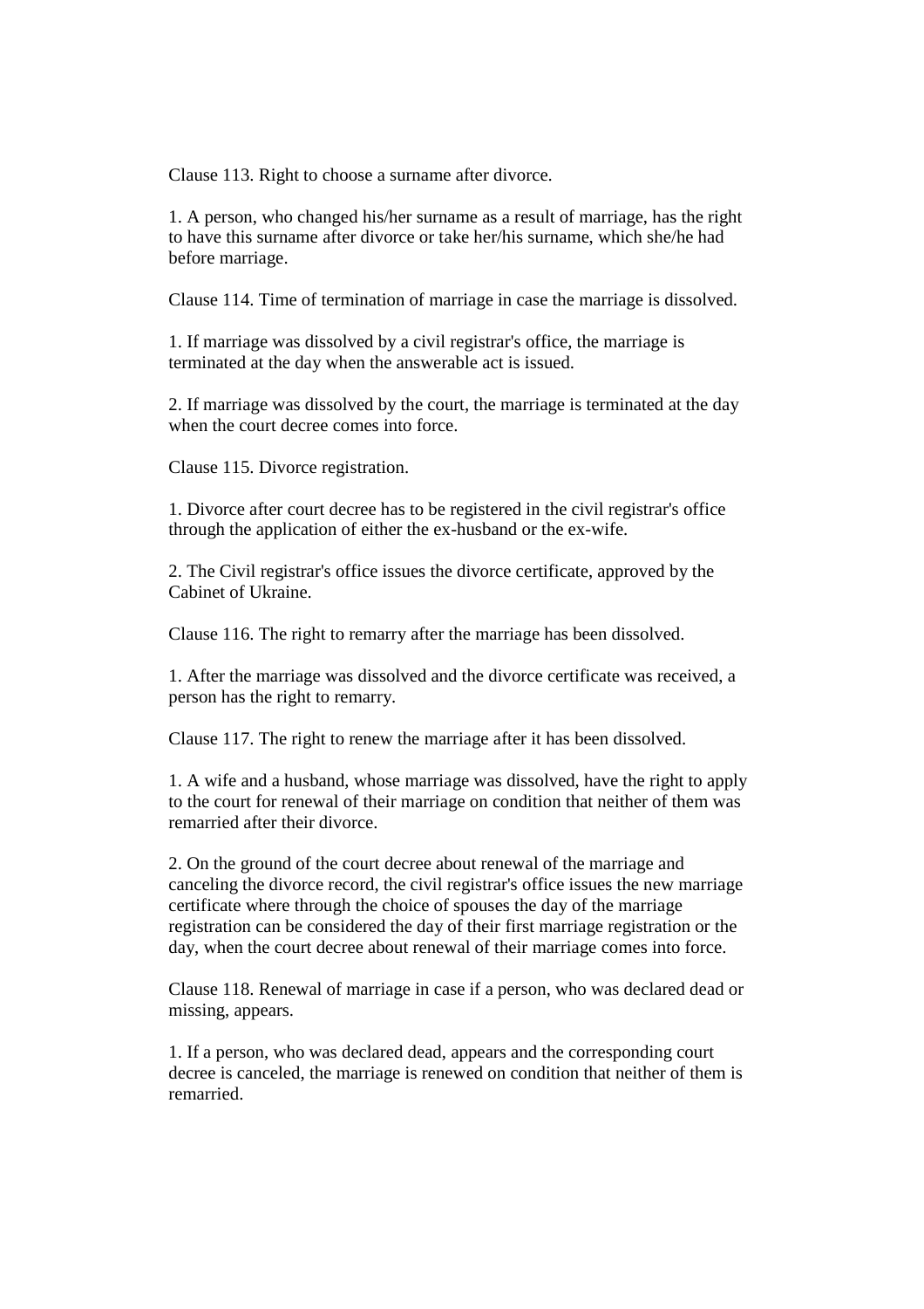Clause 113. Right to choose a surname after divorce.

1. A person, who changed his/her surname as a result of marriage, has the right to have this surname after divorce or take her/his surname, which she/he had before marriage.

Clause 114. Time of termination of marriage in case the marriage is dissolved.

1. If marriage was dissolved by a civil registrar's office, the marriage is terminated at the day when the answerable act is issued.

2. If marriage was dissolved by the court, the marriage is terminated at the day when the court decree comes into force.

Clause 115. Divorce registration.

1. Divorce after court decree has to be registered in the civil registrar's office through the application of either the ex-husband or the ex-wife.

2. The Civil registrar's office issues the divorce certificate, approved by the Cabinet of Ukraine.

Clause 116. The right to remarry after the marriage has been dissolved.

1. After the marriage was dissolved and the divorce certificate was received, a person has the right to remarry.

Clause 117. The right to renew the marriage after it has been dissolved.

1. A wife and a husband, whose marriage was dissolved, have the right to apply to the court for renewal of their marriage on condition that neither of them was remarried after their divorce.

2. On the ground of the court decree about renewal of the marriage and canceling the divorce record, the civil registrar's office issues the new marriage certificate where through the choice of spouses the day of the marriage registration can be considered the day of their first marriage registration or the day, when the court decree about renewal of their marriage comes into force.

Clause 118. Renewal of marriage in case if a person, who was declared dead or missing, appears.

1. If a person, who was declared dead, appears and the corresponding court decree is canceled, the marriage is renewed on condition that neither of them is remarried.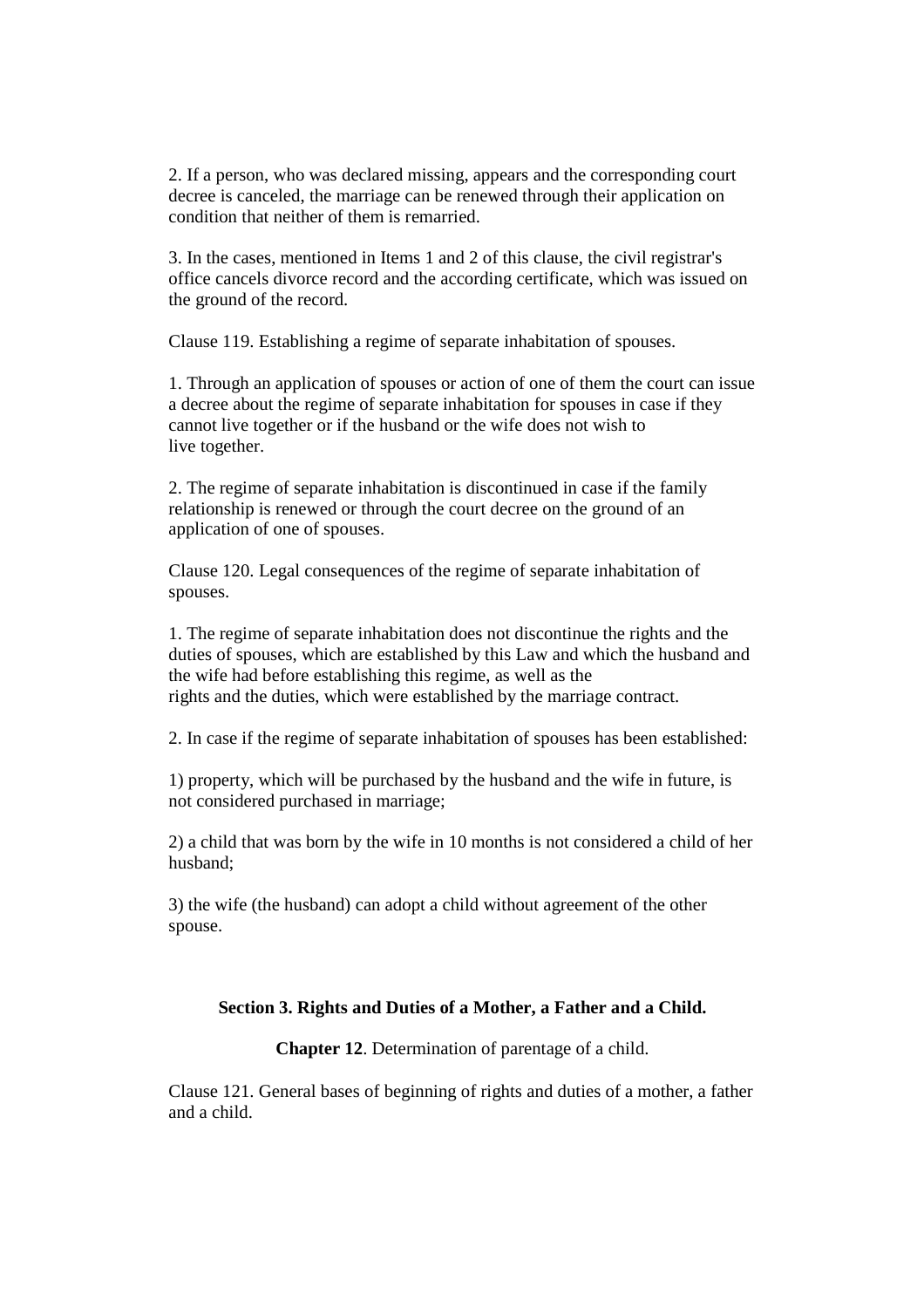2. If a person, who was declared missing, appears and the corresponding court decree is canceled, the marriage can be renewed through their application on condition that neither of them is remarried.

3. In the cases, mentioned in Items 1 and 2 of this clause, the civil registrar's office cancels divorce record and the according certificate, which was issued on the ground of the record.

Clause 119. Establishing a regime of separate inhabitation of spouses.

1. Through an application of spouses or action of one of them the court can issue a decree about the regime of separate inhabitation for spouses in case if they cannot live together or if the husband or the wife does not wish to live together.

2. The regime of separate inhabitation is discontinued in case if the family relationship is renewed or through the court decree on the ground of an application of one of spouses.

Clause 120. Legal consequences of the regime of separate inhabitation of spouses.

1. The regime of separate inhabitation does not discontinue the rights and the duties of spouses, which are established by this Law and which the husband and the wife had before establishing this regime, as well as the rights and the duties, which were established by the marriage contract.

2. In case if the regime of separate inhabitation of spouses has been established:

1) property, which will be purchased by the husband and the wife in future, is not considered purchased in marriage;

2) a child that was born by the wife in 10 months is not considered a child of her husband;

3) the wife (the husband) can adopt a child without agreement of the other spouse.

## Section 3. Rights and Duties of a Mother, a Father and a Child.

### **Chapter 12**. Determination of parentage of a child.

Clause 121. General bases of beginning of rights and duties of a mother, a father and a child.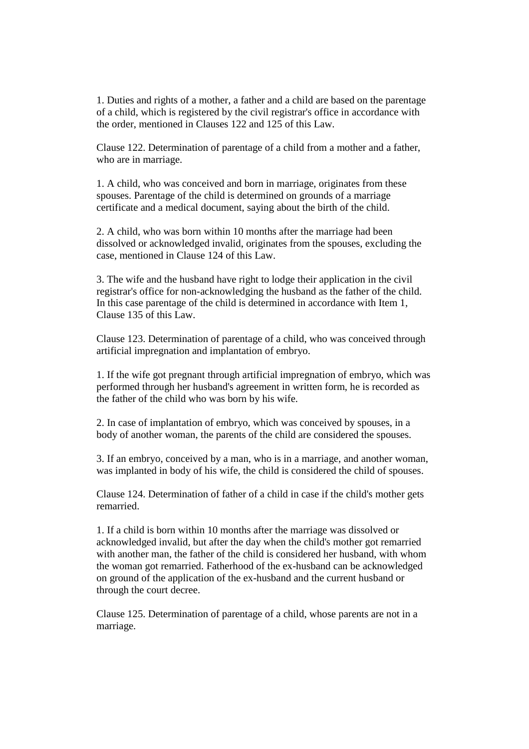1. Duties and rights of a mother, a father and a child are based on the parentage of a child, which is registered by the civil registrar's office in accordance with the order, mentioned in Clauses 122 and 125 of this Law.

Clause 122. Determination of parentage of a child from a mother and a father, who are in marriage.

1. A child, who was conceived and born in marriage, originates from these spouses. Parentage of the child is determined on grounds of a marriage certificate and a medical document, saying about the birth of the child.

2. A child, who was born within 10 months after the marriage had been dissolved or acknowledged invalid, originates from the spouses, excluding the case, mentioned in Clause 124 of this Law.

3. The wife and the husband have right to lodge their application in the civil registrar's office for non-acknowledging the husband as the father of the child. In this case parentage of the child is determined in accordance with Item 1, Clause 135 of this Law.

Clause 123. Determination of parentage of a child, who was conceived through artificial impregnation and implantation of embryo.

1. If the wife got pregnant through artificial impregnation of embryo, which was performed through her husband's agreement in written form, he is recorded as the father of the child who was born by his wife.

2. In case of implantation of embryo, which was conceived by spouses, in a body of another woman, the parents of the child are considered the spouses.

3. If an embryo, conceived by a man, who is in a marriage, and another woman, was implanted in body of his wife, the child is considered the child of spouses.

Clause 124. Determination of father of a child in case if the child's mother gets remarried.

1. If a child is born within 10 months after the marriage was dissolved or acknowledged invalid, but after the day when the child's mother got remarried with another man, the father of the child is considered her husband, with whom the woman got remarried. Fatherhood of the ex-husband can be acknowledged on ground of the application of the ex-husband and the current husband or through the court decree.

Clause 125. Determination of parentage of a child, whose parents are not in a marriage.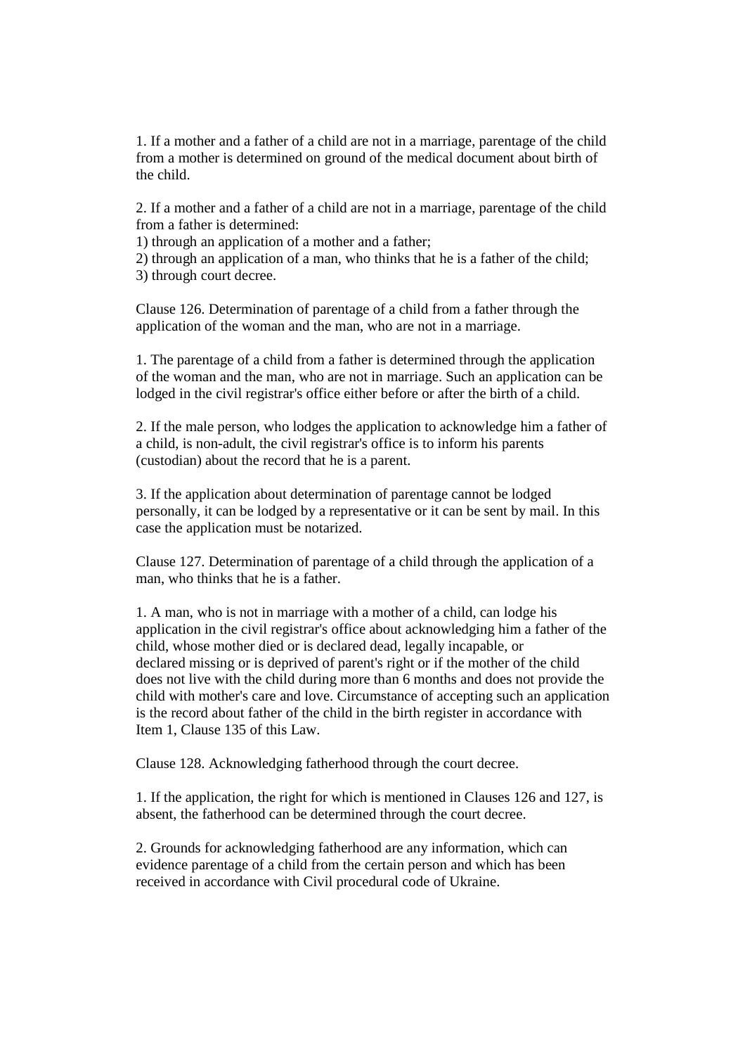1. If a mother and a father of a child are not in a marriage, parentage of the child from a mother is determined on ground of the medical document about birth of the child.

2. If a mother and a father of a child are not in a marriage, parentage of the child from a father is determined:
1) through an application of a mother and a father;
2) through an application of a man, who thinks that he is a father of the child;
3) through court decree.

Clause 126. Determination of parentage of a child from a father through the application of the woman and the man, who are not in a marriage.

1. The parentage of a child from a father is determined through the application of the woman and the man, who are not in marriage. Such an application can be lodged in the civil registrar's office either before or after the birth of a child.

2. If the male person, who lodges the application to acknowledge him a father of a child, is non-adult, the civil registrar's office is to inform his parents (custodian) about the record that he is a parent.

3. If the application about determination of parentage cannot be lodged personally, it can be lodged by a representative or it can be sent by mail. In this case the application must be notarized.

Clause 127. Determination of parentage of a child through the application of a man, who thinks that he is a father.

1. A man, who is not in marriage with a mother of a child, can lodge his application in the civil registrar's office about acknowledging him a father of the child, whose mother died or is declared dead, legally incapable, or declared missing or is deprived of parent's right or if the mother of the child does not live with the child during more than 6 months and does not provide the child with mother's care and love. Circumstance of accepting such an application is the record about father of the child in the birth register in accordance with Item 1, Clause 135 of this Law.

Clause 128. Acknowledging fatherhood through the court decree.

1. If the application, the right for which is mentioned in Clauses 126 and 127, is absent, the fatherhood can be determined through the court decree.

2. Grounds for acknowledging fatherhood are any information, which can evidence parentage of a child from the certain person and which has been received in accordance with Civil procedural code of Ukraine.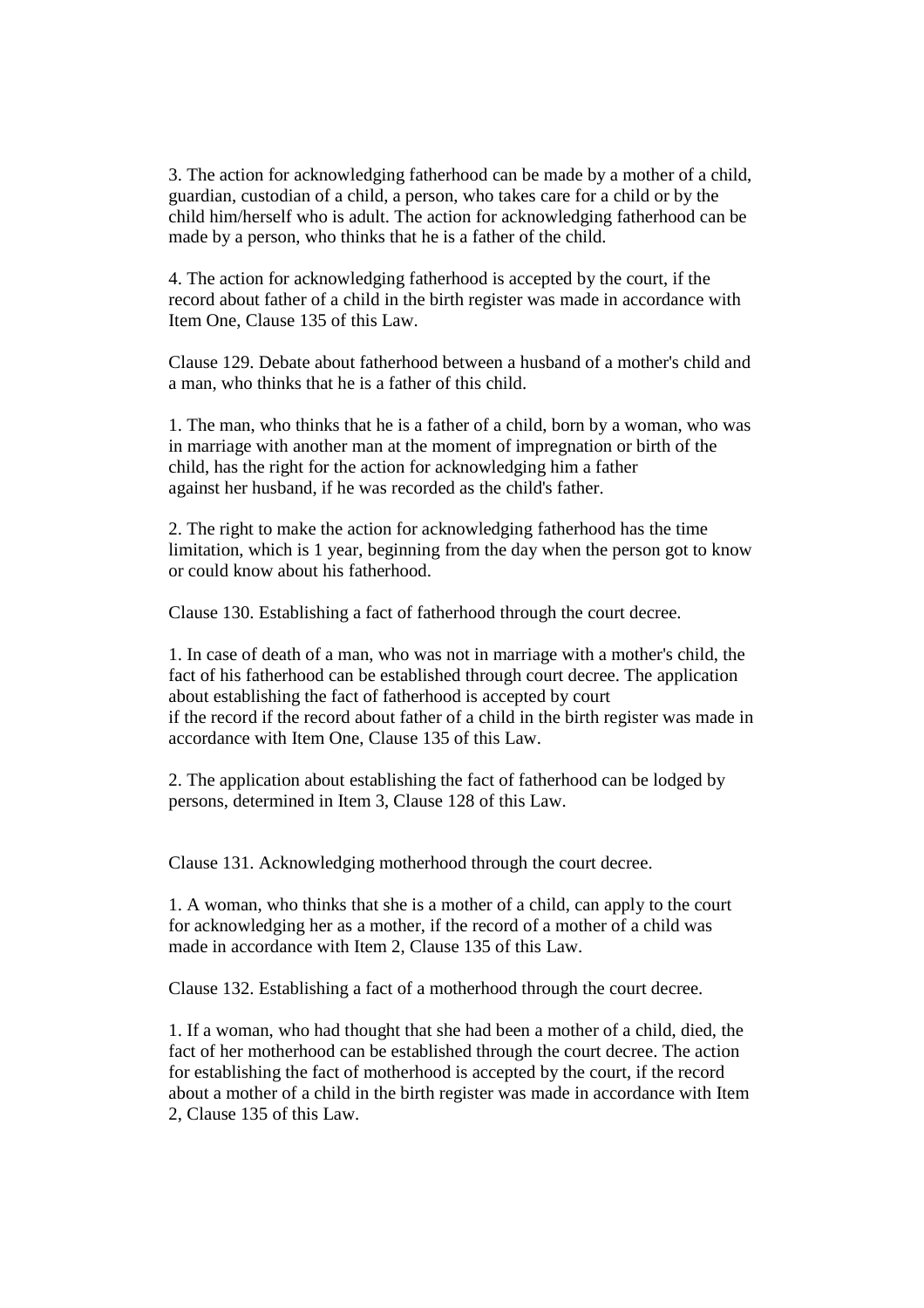3. The action for acknowledging fatherhood can be made by a mother of a child, guardian, custodian of a child, a person, who takes care for a child or by the child him/herself who is adult. The action for acknowledging fatherhood can be made by a person, who thinks that he is a father of the child.

4. The action for acknowledging fatherhood is accepted by the court, if the record about father of a child in the birth register was made in accordance with Item One, Clause 135 of this Law.

Clause 129. Debate about fatherhood between a husband of a mother's child and a man, who thinks that he is a father of this child.

1. The man, who thinks that he is a father of a child, born by a woman, who was in marriage with another man at the moment of impregnation or birth of the child, has the right for the action for acknowledging him a father against her husband, if he was recorded as the child's father.

2. The right to make the action for acknowledging fatherhood has the time limitation, which is 1 year, beginning from the day when the person got to know or could know about his fatherhood.

Clause 130. Establishing a fact of fatherhood through the court decree.

1. In case of death of a man, who was not in marriage with a mother's child, the fact of his fatherhood can be established through court decree. The application about establishing the fact of fatherhood is accepted by court if the record if the record about father of a child in the birth register was made in accordance with Item One, Clause 135 of this Law.

2. The application about establishing the fact of fatherhood can be lodged by persons, determined in Item 3, Clause 128 of this Law.

Clause 131. Acknowledging motherhood through the court decree.

1. A woman, who thinks that she is a mother of a child, can apply to the court for acknowledging her as a mother, if the record of a mother of a child was made in accordance with Item 2, Clause 135 of this Law.

Clause 132. Establishing a fact of a motherhood through the court decree.

1. If a woman, who had thought that she had been a mother of a child, died, the fact of her motherhood can be established through the court decree. The action for establishing the fact of motherhood is accepted by the court, if the record about a mother of a child in the birth register was made in accordance with Item 2, Clause 135 of this Law.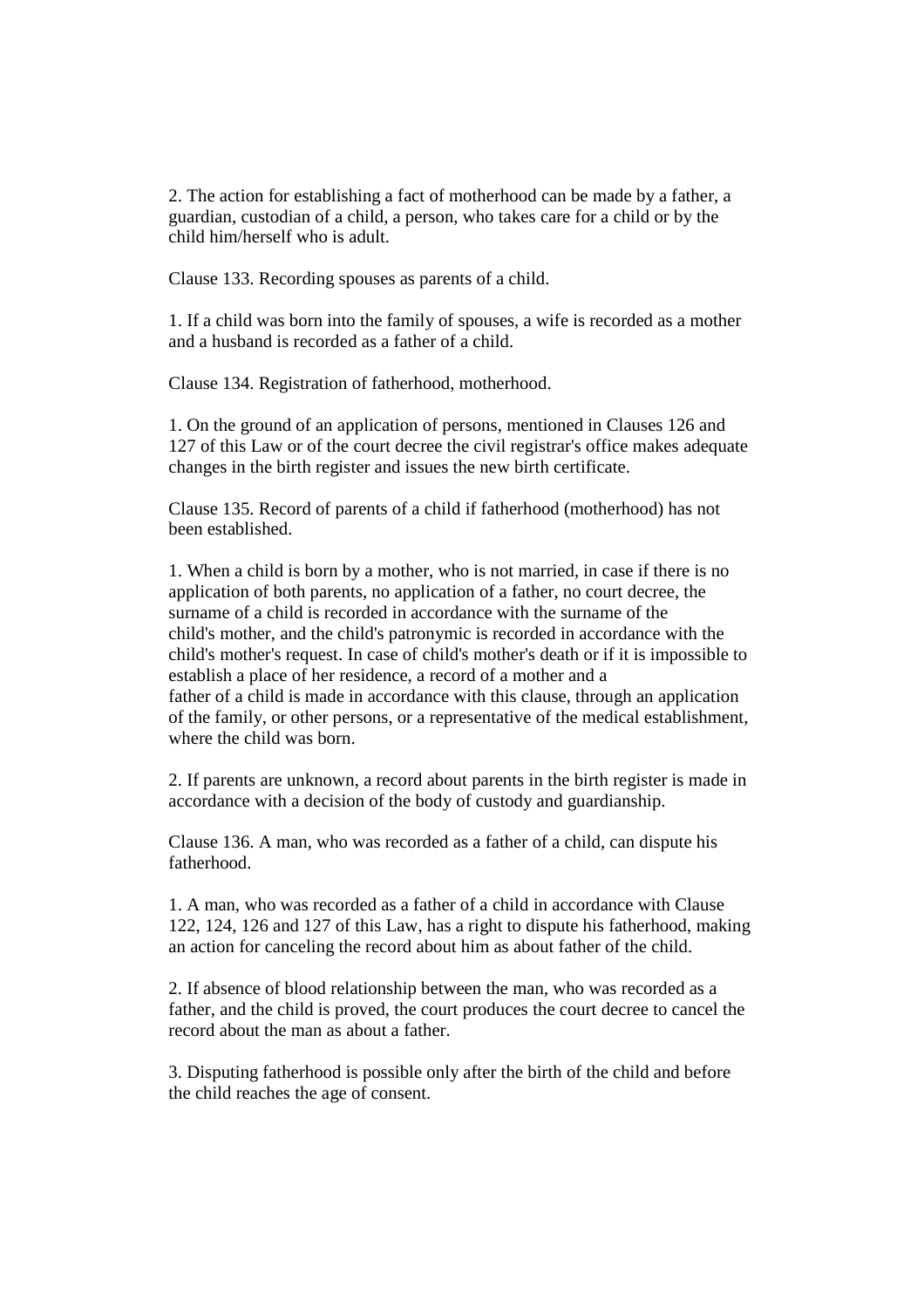2. The action for establishing a fact of motherhood can be made by a father, a guardian, custodian of a child, a person, who takes care for a child or by the child him/herself who is adult.

Clause 133. Recording spouses as parents of a child.

1. If a child was born into the family of spouses, a wife is recorded as a mother and a husband is recorded as a father of a child.

Clause 134. Registration of fatherhood, motherhood.

1. On the ground of an application of persons, mentioned in Clauses 126 and 127 of this Law or of the court decree the civil registrar's office makes adequate changes in the birth register and issues the new birth certificate.

Clause 135. Record of parents of a child if fatherhood (motherhood) has not been established.

1. When a child is born by a mother, who is not married, in case if there is no application of both parents, no application of a father, no court decree, the surname of a child is recorded in accordance with the surname of the child's mother, and the child's patronymic is recorded in accordance with the child's mother's request. In case of child's mother's death or if it is impossible to establish a place of her residence, a record of a mother and a father of a child is made in accordance with this clause, through an application of the family, or other persons, or a representative of the medical establishment, where the child was born.

2. If parents are unknown, a record about parents in the birth register is made in accordance with a decision of the body of custody and guardianship.

Clause 136. A man, who was recorded as a father of a child, can dispute his fatherhood.

1. A man, who was recorded as a father of a child in accordance with Clause 122, 124, 126 and 127 of this Law, has a right to dispute his fatherhood, making an action for canceling the record about him as about father of the child.

2. If absence of blood relationship between the man, who was recorded as a father, and the child is proved, the court produces the court decree to cancel the record about the man as about a father.

3. Disputing fatherhood is possible only after the birth of the child and before the child reaches the age of consent.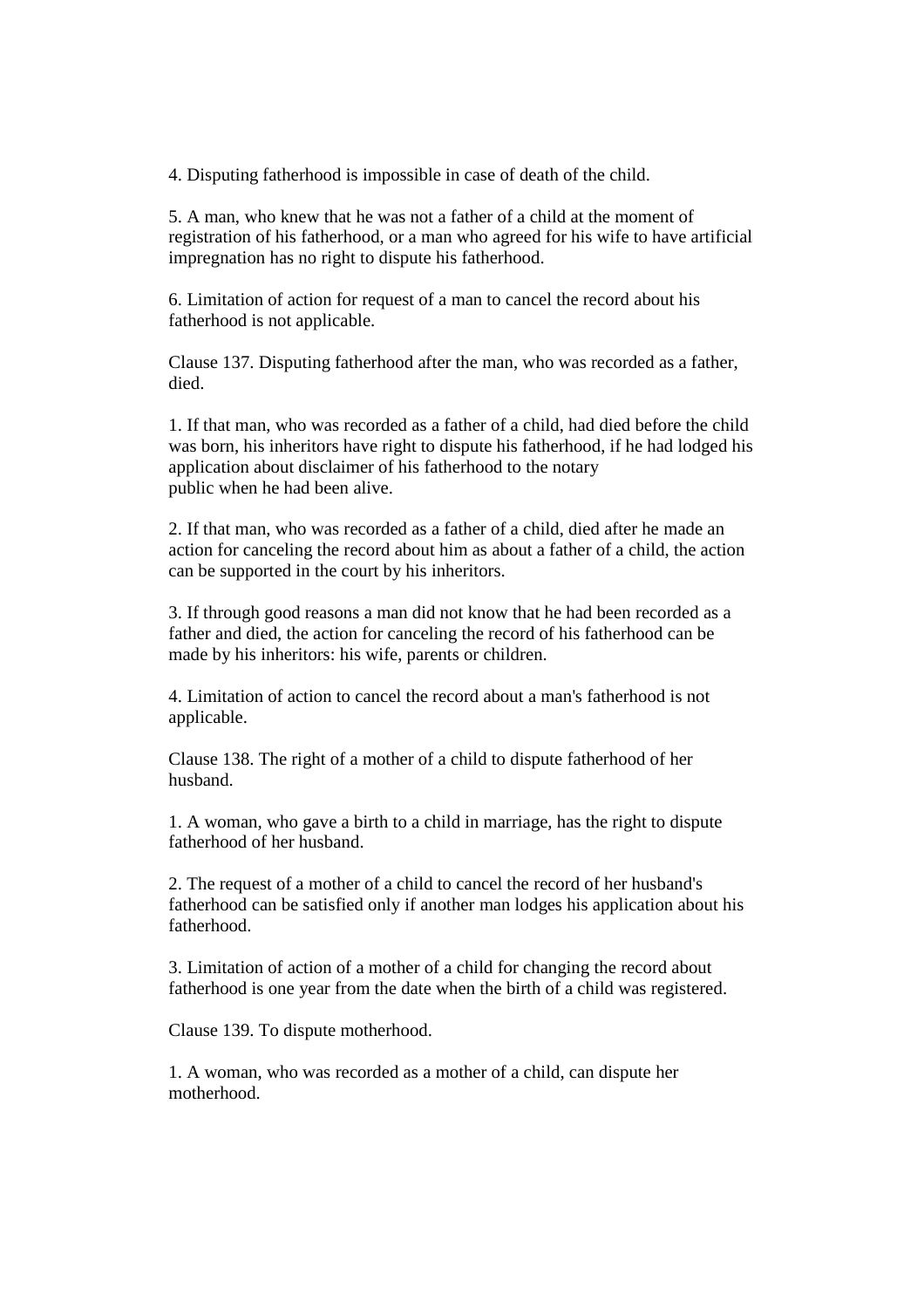4. Disputing fatherhood is impossible in case of death of the child.

5. A man, who knew that he was not a father of a child at the moment of registration of his fatherhood, or a man who agreed for his wife to have artificial impregnation has no right to dispute his fatherhood.

6. Limitation of action for request of a man to cancel the record about his fatherhood is not applicable.

Clause 137. Disputing fatherhood after the man, who was recorded as a father, died.

1. If that man, who was recorded as a father of a child, had died before the child was born, his inheritors have right to dispute his fatherhood, if he had lodged his application about disclaimer of his fatherhood to the notary public when he had been alive.

2. If that man, who was recorded as a father of a child, died after he made an action for canceling the record about him as about a father of a child, the action can be supported in the court by his inheritors.

3. If through good reasons a man did not know that he had been recorded as a father and died, the action for canceling the record of his fatherhood can be made by his inheritors: his wife, parents or children.

4. Limitation of action to cancel the record about a man's fatherhood is not applicable.

Clause 138. The right of a mother of a child to dispute fatherhood of her husband.

1. A woman, who gave a birth to a child in marriage, has the right to dispute fatherhood of her husband.

2. The request of a mother of a child to cancel the record of her husband's fatherhood can be satisfied only if another man lodges his application about his fatherhood.

3. Limitation of action of a mother of a child for changing the record about fatherhood is one year from the date when the birth of a child was registered.

Clause 139. To dispute motherhood.

1. A woman, who was recorded as a mother of a child, can dispute her motherhood.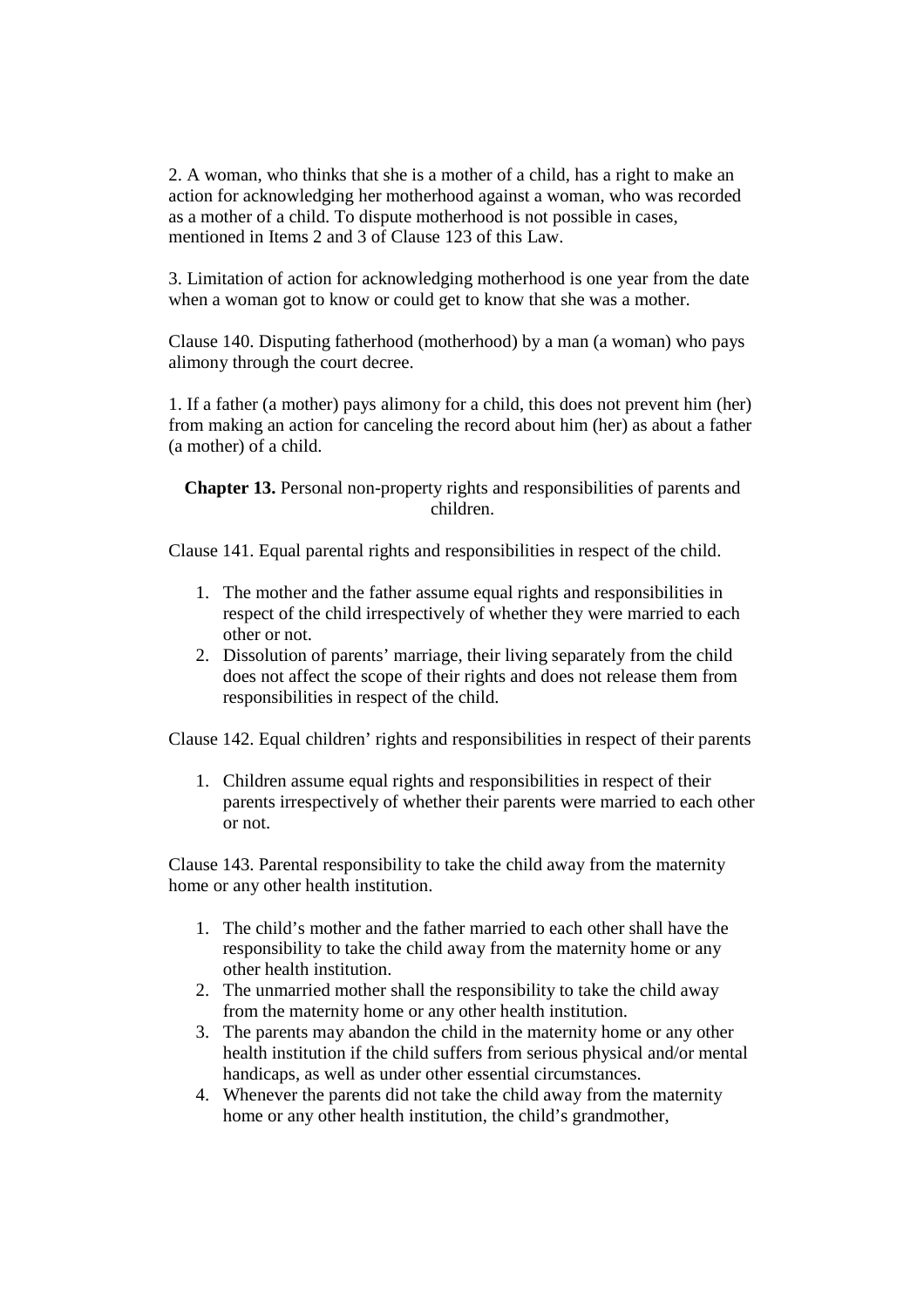2. A woman, who thinks that she is a mother of a child, has a right to make an action for acknowledging her motherhood against a woman, who was recorded as a mother of a child. To dispute motherhood is not possible in cases, mentioned in Items 2 and 3 of Clause 123 of this Law.

3. Limitation of action for acknowledging motherhood is one year from the date when a woman got to know or could get to know that she was a mother.

Clause 140. Disputing fatherhood (motherhood) by a man (a woman) who pays alimony through the court decree.

1. If a father (a mother) pays alimony for a child, this does not prevent him (her) from making an action for canceling the record about him (her) as about a father (a mother) of a child.

**Chapter 13.** Personal non-property rights and responsibilities of parents and children.

Clause 141. Equal parental rights and responsibilities in respect of the child.

1. The mother and the father assume equal rights and responsibilities in respect of the child irrespectively of whether they were married to each other or not.
2. Dissolution of parents' marriage, their living separately from the child does not affect the scope of their rights and does not release them from responsibilities in respect of the child.

Clause 142. Equal children' rights and responsibilities in respect of their parents

1. Children assume equal rights and responsibilities in respect of their parents irrespectively of whether their parents were married to each other or not.

Clause 143. Parental responsibility to take the child away from the maternity home or any other health institution.

1. The child's mother and the father married to each other shall have the responsibility to take the child away from the maternity home or any other health institution.
2. The unmarried mother shall the responsibility to take the child away from the maternity home or any other health institution.
3. The parents may abandon the child in the maternity home or any other health institution if the child suffers from serious physical and/or mental handicaps, as well as under other essential circumstances.
4. Whenever the parents did not take the child away from the maternity home or any other health institution, the child's grandmother,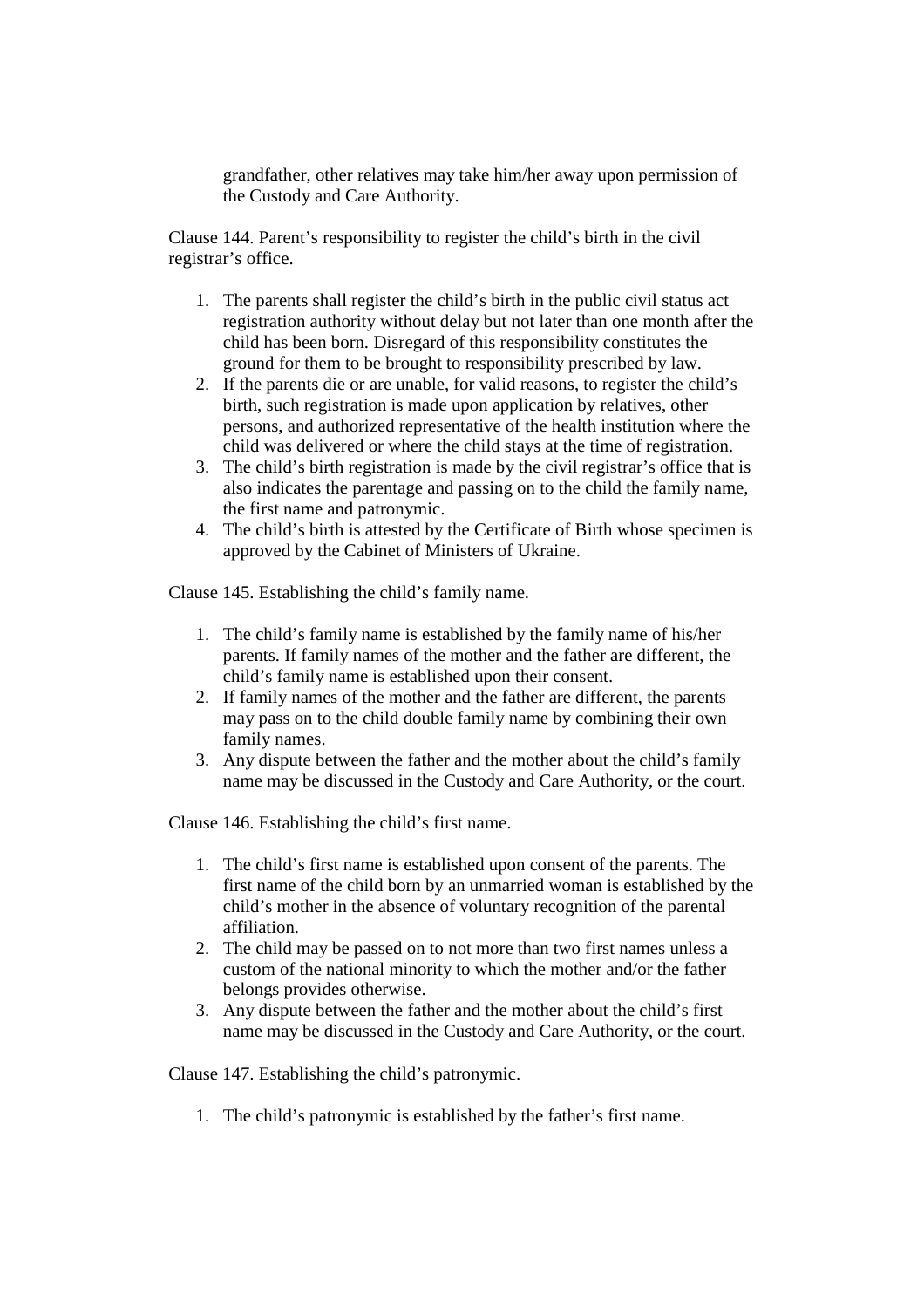grandfather, other relatives may take him/her away upon permission of the Custody and Care Authority.

Clause 144. Parent's responsibility to register the child's birth in the civil registrar's office.

1. The parents shall register the child's birth in the public civil status act registration authority without delay but not later than one month after the child has been born. Disregard of this responsibility constitutes the ground for them to be brought to responsibility prescribed by law.
2. If the parents die or are unable, for valid reasons, to register the child's birth, such registration is made upon application by relatives, other persons, and authorized representative of the health institution where the child was delivered or where the child stays at the time of registration.
3. The child's birth registration is made by the civil registrar's office that is also indicates the parentage and passing on to the child the family name, the first name and patronymic.
4. The child's birth is attested by the Certificate of Birth whose specimen is approved by the Cabinet of Ministers of Ukraine.

Clause 145. Establishing the child's family name.

1. The child's family name is established by the family name of his/her parents. If family names of the mother and the father are different, the child's family name is established upon their consent.
2. If family names of the mother and the father are different, the parents may pass on to the child double family name by combining their own family names.
3. Any dispute between the father and the mother about the child's family name may be discussed in the Custody and Care Authority, or the court.

Clause 146. Establishing the child's first name.

1. The child's first name is established upon consent of the parents. The first name of the child born by an unmarried woman is established by the child's mother in the absence of voluntary recognition of the parental affiliation.
2. The child may be passed on to not more than two first names unless a custom of the national minority to which the mother and/or the father belongs provides otherwise.
3. Any dispute between the father and the mother about the child's first name may be discussed in the Custody and Care Authority, or the court.

Clause 147. Establishing the child's patronymic.

1. The child's patronymic is established by the father's first name.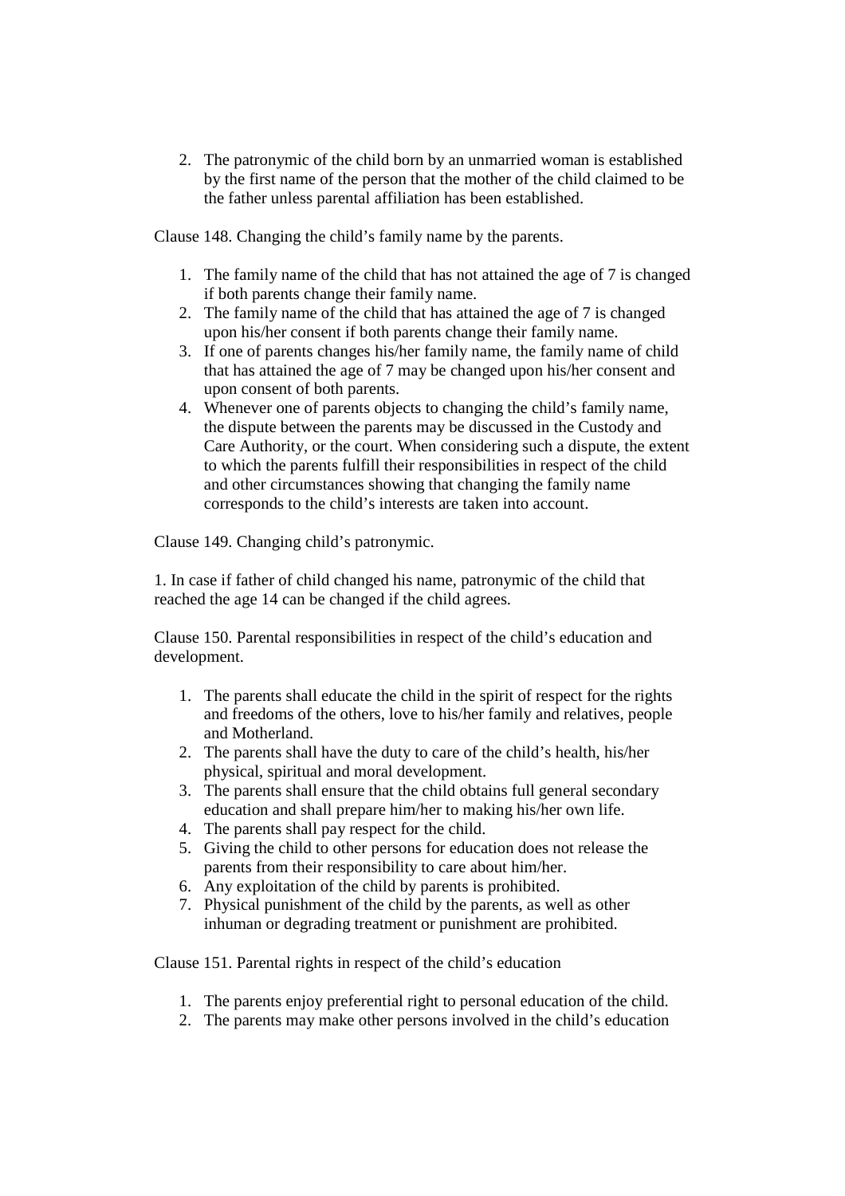2. The patronymic of the child born by an unmarried woman is established by the first name of the person that the mother of the child claimed to be the father unless parental affiliation has been established.

Clause 148. Changing the child's family name by the parents.

1. The family name of the child that has not attained the age of 7 is changed if both parents change their family name.
2. The family name of the child that has attained the age of 7 is changed upon his/her consent if both parents change their family name.
3. If one of parents changes his/her family name, the family name of child that has attained the age of 7 may be changed upon his/her consent and upon consent of both parents.
4. Whenever one of parents objects to changing the child's family name, the dispute between the parents may be discussed in the Custody and Care Authority, or the court. When considering such a dispute, the extent to which the parents fulfill their responsibilities in respect of the child and other circumstances showing that changing the family name corresponds to the child's interests are taken into account.

Clause 149. Changing child's patronymic.

1. In case if father of child changed his name, patronymic of the child that reached the age 14 can be changed if the child agrees.

Clause 150. Parental responsibilities in respect of the child's education and development.

1. The parents shall educate the child in the spirit of respect for the rights and freedoms of the others, love to his/her family and relatives, people and Motherland.
2. The parents shall have the duty to care of the child's health, his/her physical, spiritual and moral development.
3. The parents shall ensure that the child obtains full general secondary education and shall prepare him/her to making his/her own life.
4. The parents shall pay respect for the child.
5. Giving the child to other persons for education does not release the parents from their responsibility to care about him/her.
6. Any exploitation of the child by parents is prohibited.
7. Physical punishment of the child by the parents, as well as other inhuman or degrading treatment or punishment are prohibited.

Clause 151. Parental rights in respect of the child's education

1. The parents enjoy preferential right to personal education of the child.
2. The parents may make other persons involved in the child's education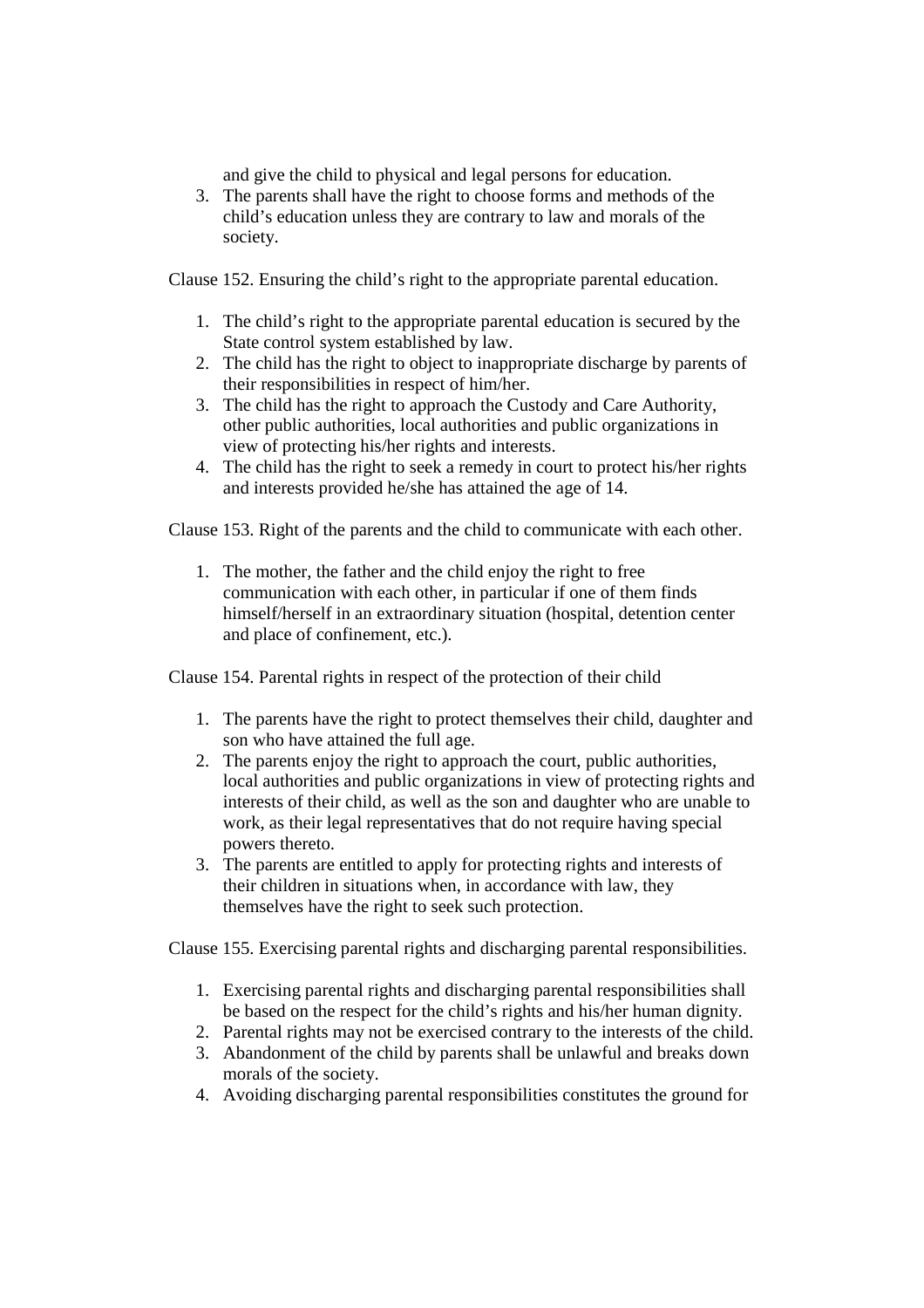and give the child to physical and legal persons for education.

3. The parents shall have the right to choose forms and methods of the child's education unless they are contrary to law and morals of the society.

Clause 152. Ensuring the child's right to the appropriate parental education.

1. The child's right to the appropriate parental education is secured by the State control system established by law.
2. The child has the right to object to inappropriate discharge by parents of their responsibilities in respect of him/her.
3. The child has the right to approach the Custody and Care Authority, other public authorities, local authorities and public organizations in view of protecting his/her rights and interests.
4. The child has the right to seek a remedy in court to protect his/her rights and interests provided he/she has attained the age of 14.

Clause 153. Right of the parents and the child to communicate with each other.

1. The mother, the father and the child enjoy the right to free communication with each other, in particular if one of them finds himself/herself in an extraordinary situation (hospital, detention center and place of confinement, etc.).

Clause 154. Parental rights in respect of the protection of their child

1. The parents have the right to protect themselves their child, daughter and son who have attained the full age.
2. The parents enjoy the right to approach the court, public authorities, local authorities and public organizations in view of protecting rights and interests of their child, as well as the son and daughter who are unable to work, as their legal representatives that do not require having special powers thereto.
3. The parents are entitled to apply for protecting rights and interests of their children in situations when, in accordance with law, they themselves have the right to seek such protection.

Clause 155. Exercising parental rights and discharging parental responsibilities.

1. Exercising parental rights and discharging parental responsibilities shall be based on the respect for the child's rights and his/her human dignity.
2. Parental rights may not be exercised contrary to the interests of the child.
3. Abandonment of the child by parents shall be unlawful and breaks down morals of the society.
4. Avoiding discharging parental responsibilities constitutes the ground for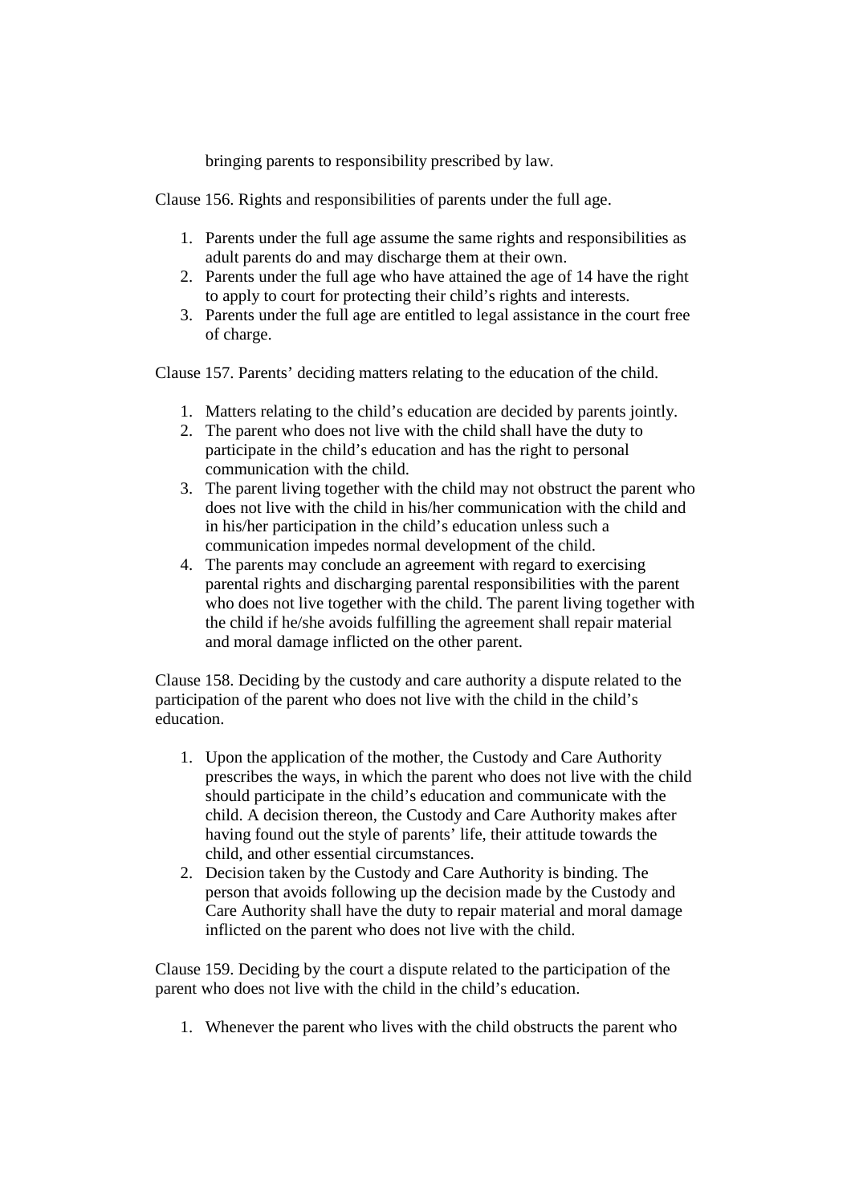bringing parents to responsibility prescribed by law.

Clause 156. Rights and responsibilities of parents under the full age.

1. Parents under the full age assume the same rights and responsibilities as adult parents do and may discharge them at their own.
2. Parents under the full age who have attained the age of 14 have the right to apply to court for protecting their child's rights and interests.
3. Parents under the full age are entitled to legal assistance in the court free of charge.

Clause 157. Parents' deciding matters relating to the education of the child.

1. Matters relating to the child's education are decided by parents jointly.
2. The parent who does not live with the child shall have the duty to participate in the child's education and has the right to personal communication with the child.
3. The parent living together with the child may not obstruct the parent who does not live with the child in his/her communication with the child and in his/her participation in the child's education unless such a communication impedes normal development of the child.
4. The parents may conclude an agreement with regard to exercising parental rights and discharging parental responsibilities with the parent who does not live together with the child. The parent living together with the child if he/she avoids fulfilling the agreement shall repair material and moral damage inflicted on the other parent.

Clause 158. Deciding by the custody and care authority a dispute related to the participation of the parent who does not live with the child in the child's education.

1. Upon the application of the mother, the Custody and Care Authority prescribes the ways, in which the parent who does not live with the child should participate in the child's education and communicate with the child. A decision thereon, the Custody and Care Authority makes after having found out the style of parents' life, their attitude towards the child, and other essential circumstances.
2. Decision taken by the Custody and Care Authority is binding. The person that avoids following up the decision made by the Custody and Care Authority shall have the duty to repair material and moral damage inflicted on the parent who does not live with the child.

Clause 159. Deciding by the court a dispute related to the participation of the parent who does not live with the child in the child's education.

1. Whenever the parent who lives with the child obstructs the parent who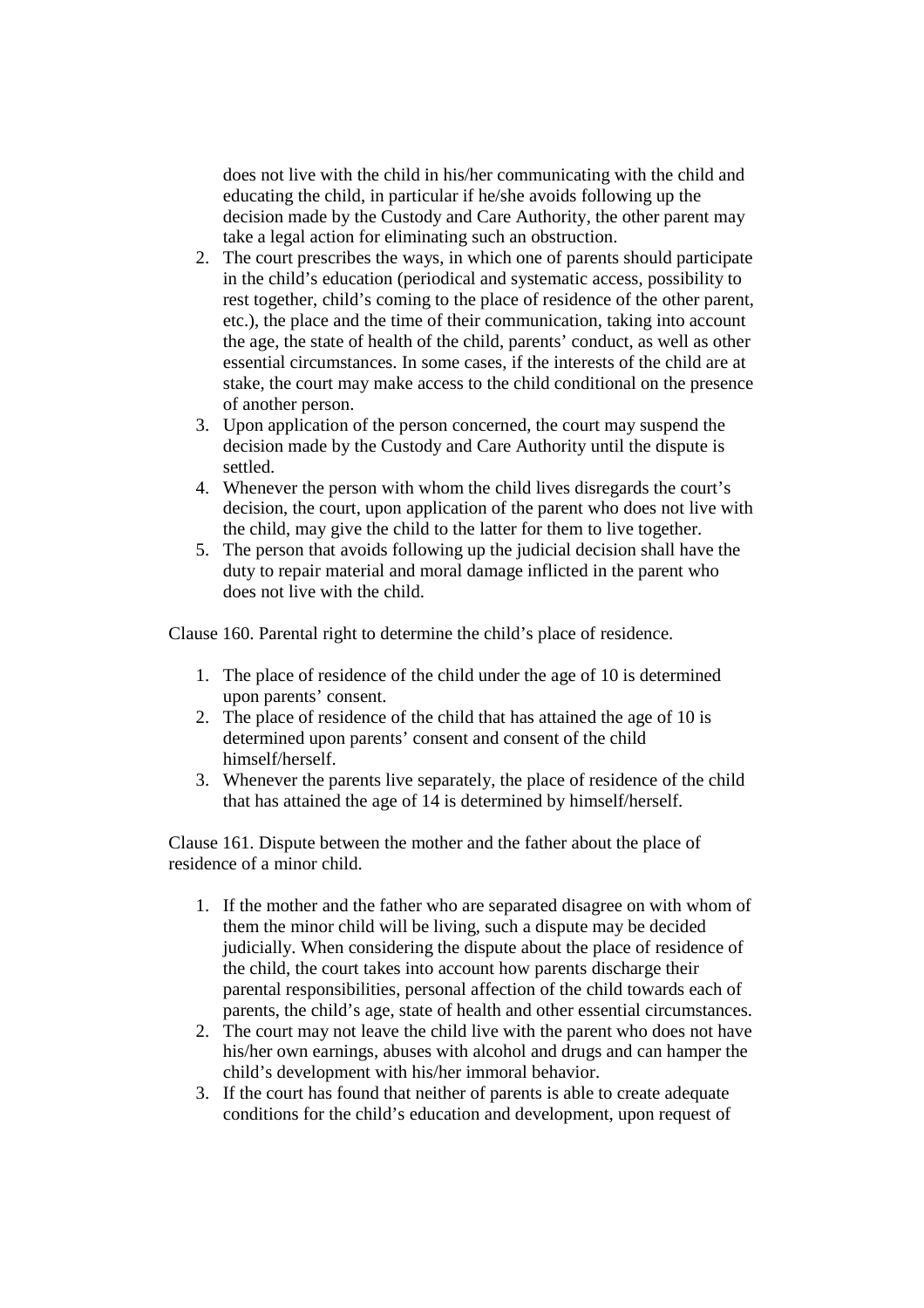does not live with the child in his/her communicating with the child and educating the child, in particular if he/she avoids following up the decision made by the Custody and Care Authority, the other parent may take a legal action for eliminating such an obstruction.

2. The court prescribes the ways, in which one of parents should participate in the child's education (periodical and systematic access, possibility to rest together, child's coming to the place of residence of the other parent, etc.), the place and the time of their communication, taking into account the age, the state of health of the child, parents' conduct, as well as other essential circumstances. In some cases, if the interests of the child are at stake, the court may make access to the child conditional on the presence of another person.
3. Upon application of the person concerned, the court may suspend the decision made by the Custody and Care Authority until the dispute is settled.
4. Whenever the person with whom the child lives disregards the court's decision, the court, upon application of the parent who does not live with the child, may give the child to the latter for them to live together.
5. The person that avoids following up the judicial decision shall have the duty to repair material and moral damage inflicted in the parent who does not live with the child.

Clause 160. Parental right to determine the child's place of residence.

1. The place of residence of the child under the age of 10 is determined upon parents' consent.
2. The place of residence of the child that has attained the age of 10 is determined upon parents' consent and consent of the child himself/herself.
3. Whenever the parents live separately, the place of residence of the child that has attained the age of 14 is determined by himself/herself.

Clause 161. Dispute between the mother and the father about the place of residence of a minor child.

1. If the mother and the father who are separated disagree on with whom of them the minor child will be living, such a dispute may be decided judicially. When considering the dispute about the place of residence of the child, the court takes into account how parents discharge their parental responsibilities, personal affection of the child towards each of parents, the child's age, state of health and other essential circumstances.
2. The court may not leave the child live with the parent who does not have his/her own earnings, abuses with alcohol and drugs and can hamper the child's development with his/her immoral behavior.
3. If the court has found that neither of parents is able to create adequate conditions for the child's education and development, upon request of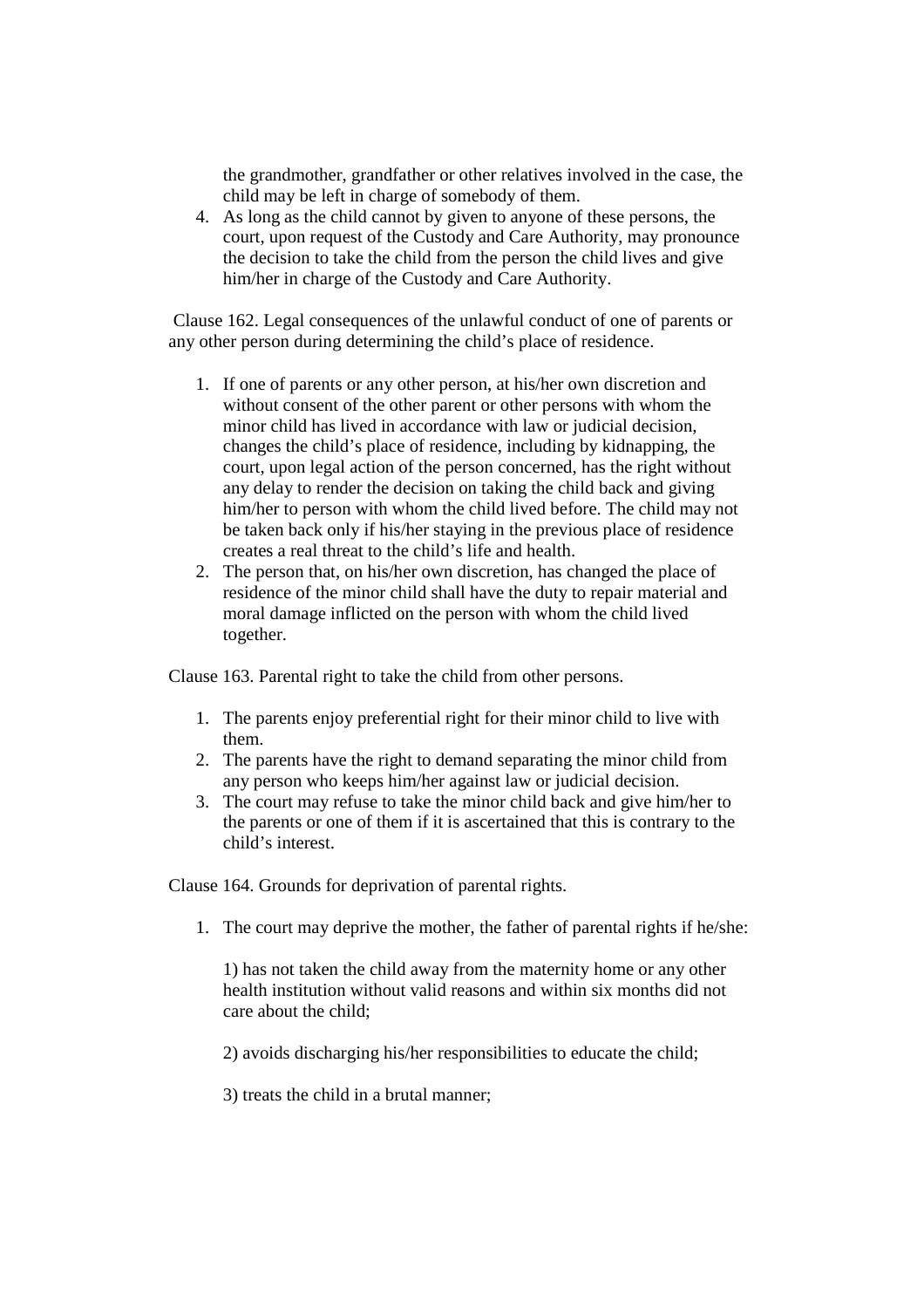the grandmother, grandfather or other relatives involved in the case, the child may be left in charge of somebody of them.

4. As long as the child cannot by given to anyone of these persons, the court, upon request of the Custody and Care Authority, may pronounce the decision to take the child from the person the child lives and give him/her in charge of the Custody and Care Authority.

Clause 162. Legal consequences of the unlawful conduct of one of parents or any other person during determining the child's place of residence.

1. If one of parents or any other person, at his/her own discretion and without consent of the other parent or other persons with whom the minor child has lived in accordance with law or judicial decision, changes the child's place of residence, including by kidnapping, the court, upon legal action of the person concerned, has the right without any delay to render the decision on taking the child back and giving him/her to person with whom the child lived before. The child may not be taken back only if his/her staying in the previous place of residence creates a real threat to the child's life and health.
2. The person that, on his/her own discretion, has changed the place of residence of the minor child shall have the duty to repair material and moral damage inflicted on the person with whom the child lived together.

Clause 163. Parental right to take the child from other persons.

1. The parents enjoy preferential right for their minor child to live with them.
2. The parents have the right to demand separating the minor child from any person who keeps him/her against law or judicial decision.
3. The court may refuse to take the minor child back and give him/her to the parents or one of them if it is ascertained that this is contrary to the child's interest.

Clause 164. Grounds for deprivation of parental rights.

1. The court may deprive the mother, the father of parental rights if he/she:

   1) has not taken the child away from the maternity home or any other health institution without valid reasons and within six months did not care about the child;

   2) avoids discharging his/her responsibilities to educate the child;

   3) treats the child in a brutal manner;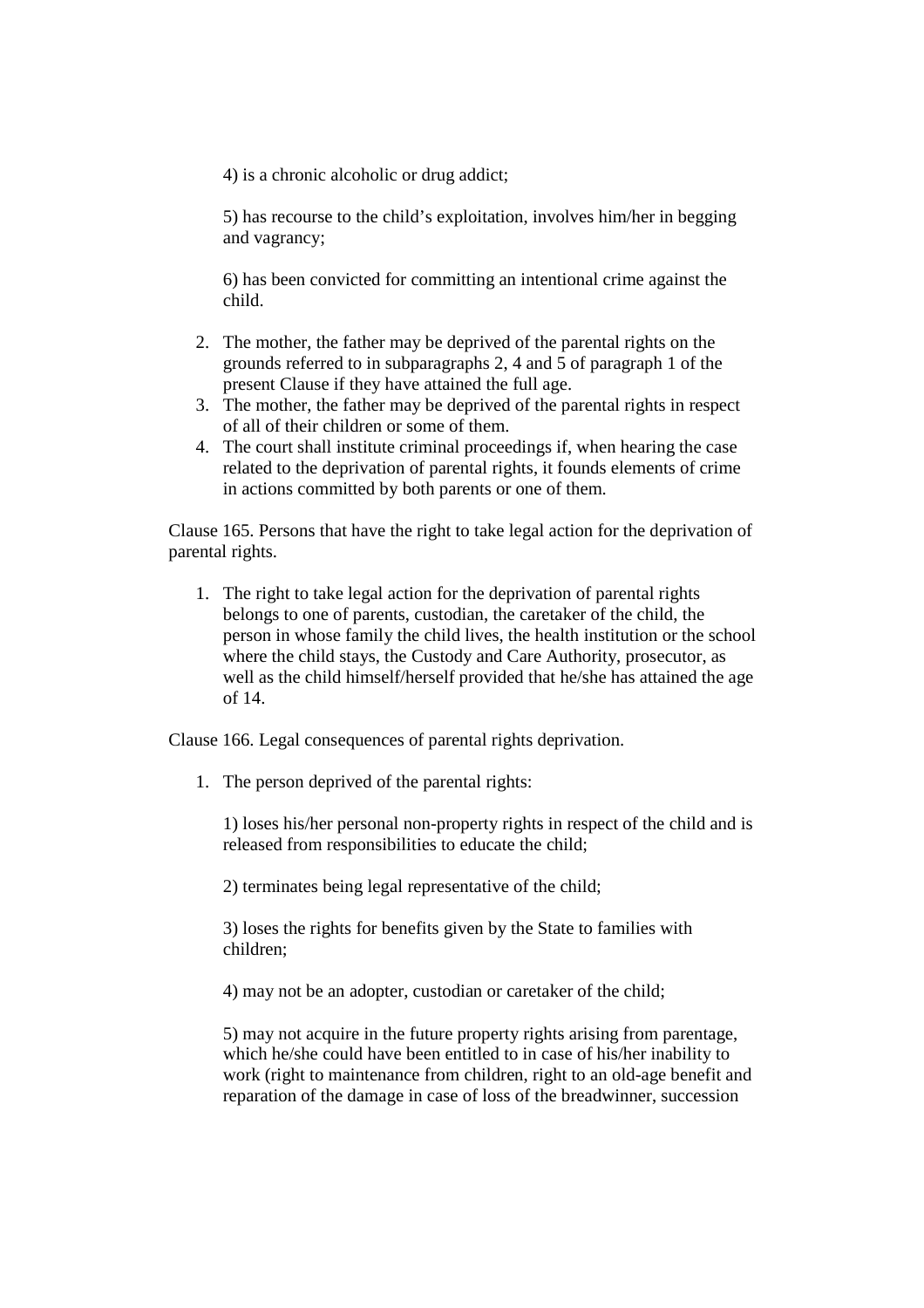4) is a chronic alcoholic or drug addict;

5) has recourse to the child's exploitation, involves him/her in begging and vagrancy;

6) has been convicted for committing an intentional crime against the child.

2. The mother, the father may be deprived of the parental rights on the grounds referred to in subparagraphs 2, 4 and 5 of paragraph 1 of the present Clause if they have attained the full age.
3. The mother, the father may be deprived of the parental rights in respect of all of their children or some of them.
4. The court shall institute criminal proceedings if, when hearing the case related to the deprivation of parental rights, it founds elements of crime in actions committed by both parents or one of them.

Clause 165. Persons that have the right to take legal action for the deprivation of parental rights.

1. The right to take legal action for the deprivation of parental rights belongs to one of parents, custodian, the caretaker of the child, the person in whose family the child lives, the health institution or the school where the child stays, the Custody and Care Authority, prosecutor, as well as the child himself/herself provided that he/she has attained the age of 14.

Clause 166. Legal consequences of parental rights deprivation.

1. The person deprived of the parental rights:

   1) loses his/her personal non-property rights in respect of the child and is released from responsibilities to educate the child;

   2) terminates being legal representative of the child;

   3) loses the rights for benefits given by the State to families with children;

   4) may not be an adopter, custodian or caretaker of the child;

   5) may not acquire in the future property rights arising from parentage, which he/she could have been entitled to in case of his/her inability to work (right to maintenance from children, right to an old-age benefit and reparation of the damage in case of loss of the breadwinner, succession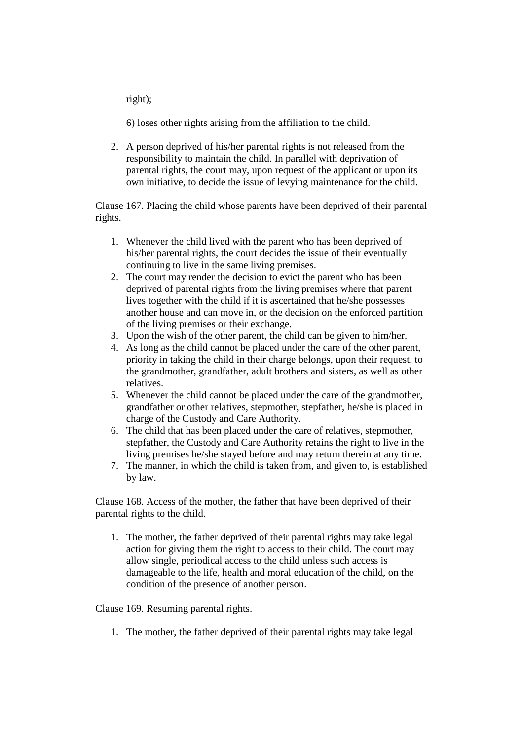right);

6) loses other rights arising from the affiliation to the child.

2. A person deprived of his/her parental rights is not released from the responsibility to maintain the child. In parallel with deprivation of parental rights, the court may, upon request of the applicant or upon its own initiative, to decide the issue of levying maintenance for the child.

Clause 167. Placing the child whose parents have been deprived of their parental rights.

1. Whenever the child lived with the parent who has been deprived of his/her parental rights, the court decides the issue of their eventually continuing to live in the same living premises.
2. The court may render the decision to evict the parent who has been deprived of parental rights from the living premises where that parent lives together with the child if it is ascertained that he/she possesses another house and can move in, or the decision on the enforced partition of the living premises or their exchange.
3. Upon the wish of the other parent, the child can be given to him/her.
4. As long as the child cannot be placed under the care of the other parent, priority in taking the child in their charge belongs, upon their request, to the grandmother, grandfather, adult brothers and sisters, as well as other relatives.
5. Whenever the child cannot be placed under the care of the grandmother, grandfather or other relatives, stepmother, stepfather, he/she is placed in charge of the Custody and Care Authority.
6. The child that has been placed under the care of relatives, stepmother, stepfather, the Custody and Care Authority retains the right to live in the living premises he/she stayed before and may return therein at any time.
7. The manner, in which the child is taken from, and given to, is established by law.

Clause 168. Access of the mother, the father that have been deprived of their parental rights to the child.

1. The mother, the father deprived of their parental rights may take legal action for giving them the right to access to their child. The court may allow single, periodical access to the child unless such access is damageable to the life, health and moral education of the child, on the condition of the presence of another person.

Clause 169. Resuming parental rights.

1. The mother, the father deprived of their parental rights may take legal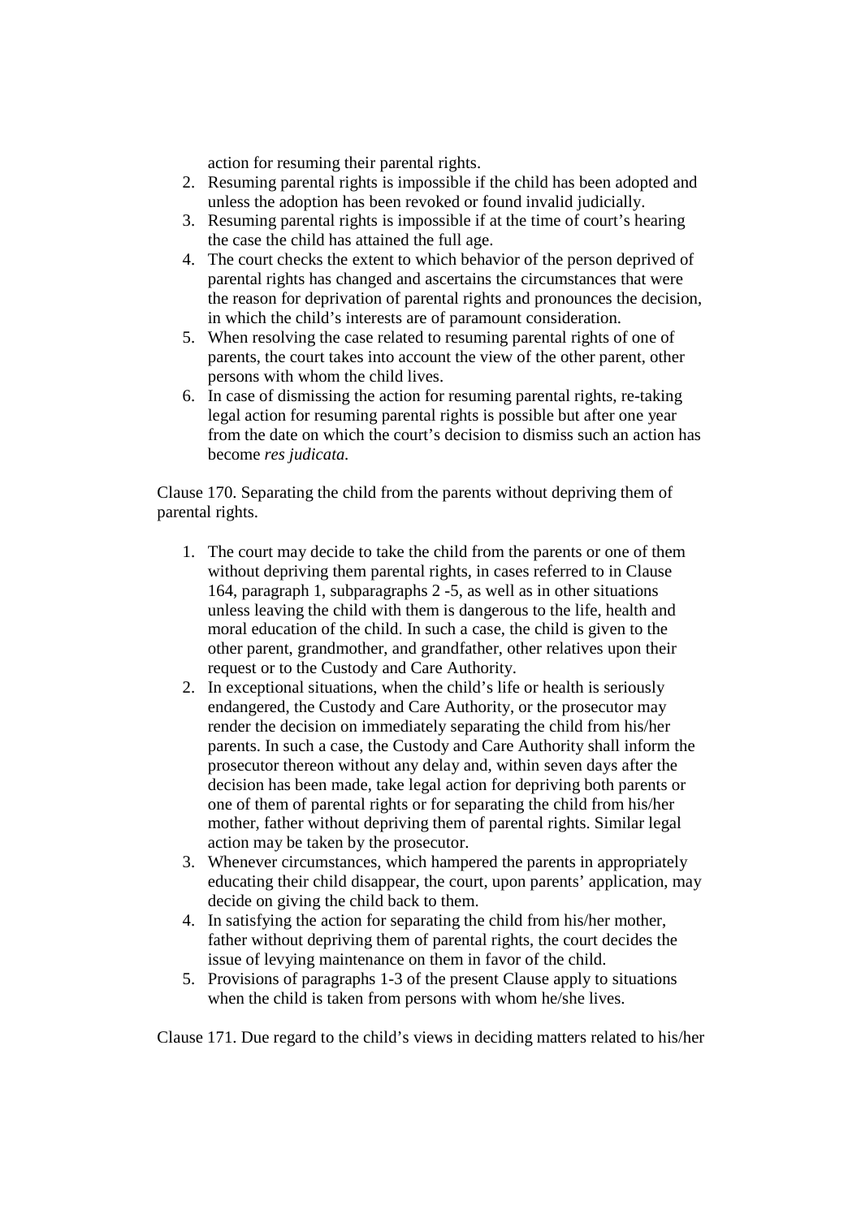action for resuming their parental rights.

2. Resuming parental rights is impossible if the child has been adopted and unless the adoption has been revoked or found invalid judicially.
3. Resuming parental rights is impossible if at the time of court's hearing the case the child has attained the full age.
4. The court checks the extent to which behavior of the person deprived of parental rights has changed and ascertains the circumstances that were the reason for deprivation of parental rights and pronounces the decision, in which the child's interests are of paramount consideration.
5. When resolving the case related to resuming parental rights of one of parents, the court takes into account the view of the other parent, other persons with whom the child lives.
6. In case of dismissing the action for resuming parental rights, re-taking legal action for resuming parental rights is possible but after one year from the date on which the court's decision to dismiss such an action has become *res judicata.*

Clause 170. Separating the child from the parents without depriving them of parental rights.

1. The court may decide to take the child from the parents or one of them without depriving them parental rights, in cases referred to in Clause 164, paragraph 1, subparagraphs 2 -5, as well as in other situations unless leaving the child with them is dangerous to the life, health and moral education of the child. In such a case, the child is given to the other parent, grandmother, and grandfather, other relatives upon their request or to the Custody and Care Authority.
2. In exceptional situations, when the child's life or health is seriously endangered, the Custody and Care Authority, or the prosecutor may render the decision on immediately separating the child from his/her parents. In such a case, the Custody and Care Authority shall inform the prosecutor thereon without any delay and, within seven days after the decision has been made, take legal action for depriving both parents or one of them of parental rights or for separating the child from his/her mother, father without depriving them of parental rights. Similar legal action may be taken by the prosecutor.
3. Whenever circumstances, which hampered the parents in appropriately educating their child disappear, the court, upon parents' application, may decide on giving the child back to them.
4. In satisfying the action for separating the child from his/her mother, father without depriving them of parental rights, the court decides the issue of levying maintenance on them in favor of the child.
5. Provisions of paragraphs 1-3 of the present Clause apply to situations when the child is taken from persons with whom he/she lives.

Clause 171. Due regard to the child's views in deciding matters related to his/her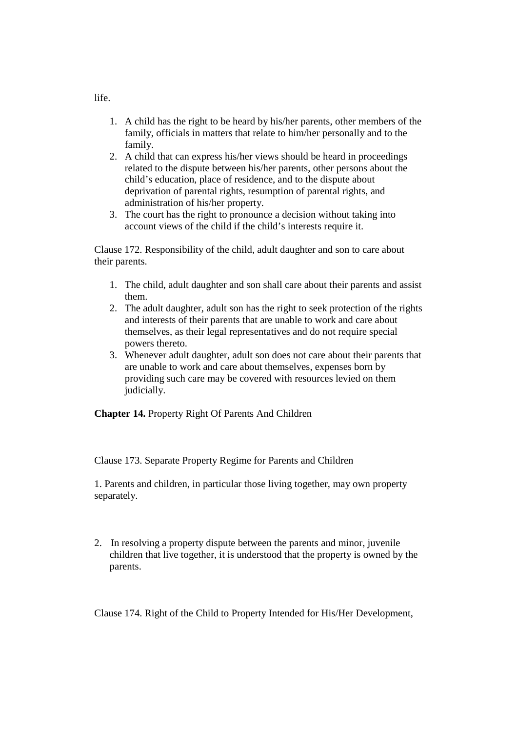life.

1. A child has the right to be heard by his/her parents, other members of the family, officials in matters that relate to him/her personally and to the family.
2. A child that can express his/her views should be heard in proceedings related to the dispute between his/her parents, other persons about the child's education, place of residence, and to the dispute about deprivation of parental rights, resumption of parental rights, and administration of his/her property.
3. The court has the right to pronounce a decision without taking into account views of the child if the child's interests require it.

Clause 172. Responsibility of the child, adult daughter and son to care about their parents.

1. The child, adult daughter and son shall care about their parents and assist them.
2. The adult daughter, adult son has the right to seek protection of the rights and interests of their parents that are unable to work and care about themselves, as their legal representatives and do not require special powers thereto.
3. Whenever adult daughter, adult son does not care about their parents that are unable to work and care about themselves, expenses born by providing such care may be covered with resources levied on them judicially.

**Chapter 14.** Property Right Of Parents And Children

Clause 173. Separate Property Regime for Parents and Children

1. Parents and children, in particular those living together, may own property separately.

2. In resolving a property dispute between the parents and minor, juvenile children that live together, it is understood that the property is owned by the parents.

Clause 174. Right of the Child to Property Intended for His/Her Development,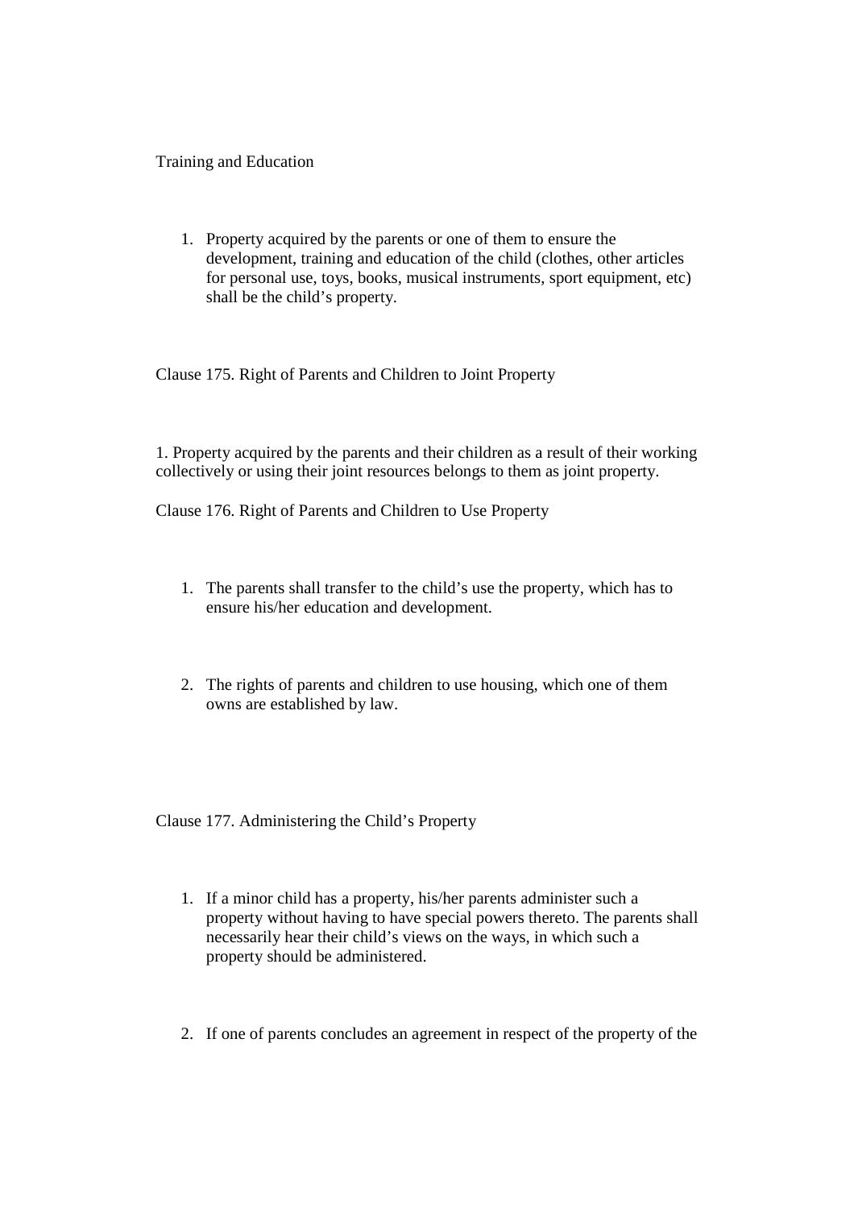Training and Education

1. Property acquired by the parents or one of them to ensure the development, training and education of the child (clothes, other articles for personal use, toys, books, musical instruments, sport equipment, etc) shall be the child's property.

Clause 175. Right of Parents and Children to Joint Property

1. Property acquired by the parents and their children as a result of their working collectively or using their joint resources belongs to them as joint property.

Clause 176. Right of Parents and Children to Use Property

1. The parents shall transfer to the child's use the property, which has to ensure his/her education and development.

2. The rights of parents and children to use housing, which one of them owns are established by law.

Clause 177. Administering the Child's Property

1. If a minor child has a property, his/her parents administer such a property without having to have special powers thereto. The parents shall necessarily hear their child's views on the ways, in which such a property should be administered.

2. If one of parents concludes an agreement in respect of the property of the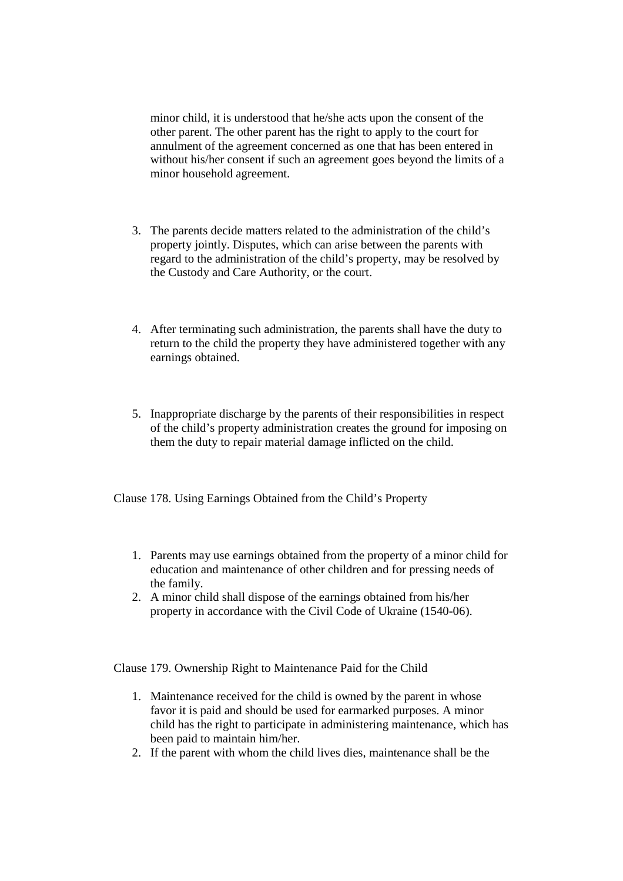minor child, it is understood that he/she acts upon the consent of the other parent. The other parent has the right to apply to the court for annulment of the agreement concerned as one that has been entered in without his/her consent if such an agreement goes beyond the limits of a minor household agreement.

3. The parents decide matters related to the administration of the child's property jointly. Disputes, which can arise between the parents with regard to the administration of the child's property, may be resolved by the Custody and Care Authority, or the court.

4. After terminating such administration, the parents shall have the duty to return to the child the property they have administered together with any earnings obtained.

5. Inappropriate discharge by the parents of their responsibilities in respect of the child's property administration creates the ground for imposing on them the duty to repair material damage inflicted on the child.

Clause 178. Using Earnings Obtained from the Child's Property

1. Parents may use earnings obtained from the property of a minor child for education and maintenance of other children and for pressing needs of the family.
2. A minor child shall dispose of the earnings obtained from his/her property in accordance with the Civil Code of Ukraine (1540-06).

Clause 179. Ownership Right to Maintenance Paid for the Child

1. Maintenance received for the child is owned by the parent in whose favor it is paid and should be used for earmarked purposes. A minor child has the right to participate in administering maintenance, which has been paid to maintain him/her.
2. If the parent with whom the child lives dies, maintenance shall be the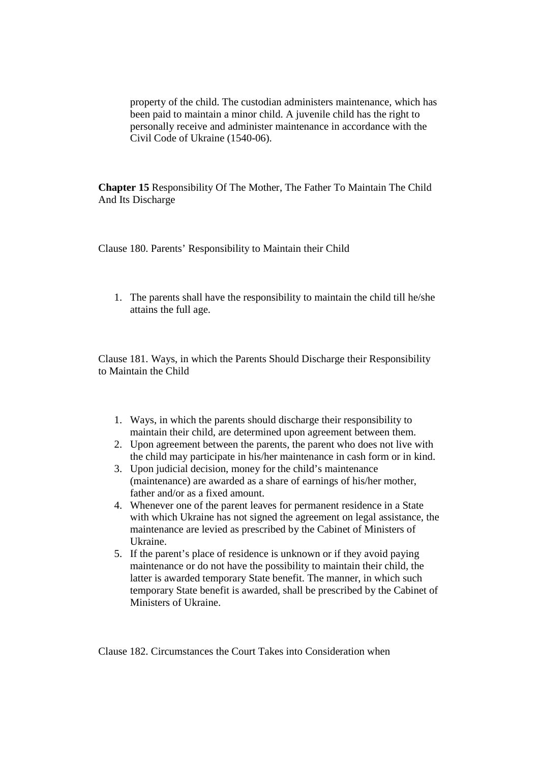property of the child. The custodian administers maintenance, which has been paid to maintain a minor child. A juvenile child has the right to personally receive and administer maintenance in accordance with the Civil Code of Ukraine (1540-06).

**Chapter 15** Responsibility Of The Mother, The Father To Maintain The Child And Its Discharge

Clause 180. Parents' Responsibility to Maintain their Child

1. The parents shall have the responsibility to maintain the child till he/she attains the full age.

Clause 181. Ways, in which the Parents Should Discharge their Responsibility to Maintain the Child

1. Ways, in which the parents should discharge their responsibility to maintain their child, are determined upon agreement between them.
2. Upon agreement between the parents, the parent who does not live with the child may participate in his/her maintenance in cash form or in kind.
3. Upon judicial decision, money for the child's maintenance (maintenance) are awarded as a share of earnings of his/her mother, father and/or as a fixed amount.
4. Whenever one of the parent leaves for permanent residence in a State with which Ukraine has not signed the agreement on legal assistance, the maintenance are levied as prescribed by the Cabinet of Ministers of Ukraine.
5. If the parent's place of residence is unknown or if they avoid paying maintenance or do not have the possibility to maintain their child, the latter is awarded temporary State benefit. The manner, in which such temporary State benefit is awarded, shall be prescribed by the Cabinet of Ministers of Ukraine.

Clause 182. Circumstances the Court Takes into Consideration when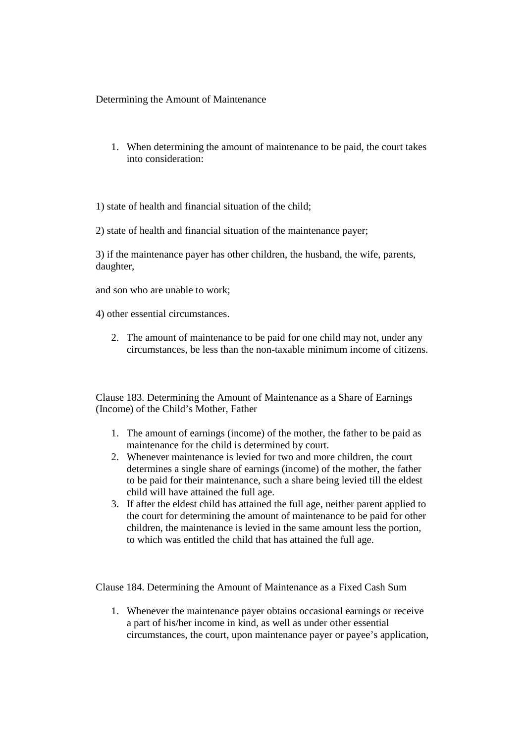Determining the Amount of Maintenance

1. When determining the amount of maintenance to be paid, the court takes into consideration:

1) state of health and financial situation of the child;

2) state of health and financial situation of the maintenance payer;

3) if the maintenance payer has other children, the husband, the wife, parents, daughter,

and son who are unable to work;

4) other essential circumstances.

2. The amount of maintenance to be paid for one child may not, under any circumstances, be less than the non-taxable minimum income of citizens.

Clause 183. Determining the Amount of Maintenance as a Share of Earnings (Income) of the Child's Mother, Father

1. The amount of earnings (income) of the mother, the father to be paid as maintenance for the child is determined by court.
2. Whenever maintenance is levied for two and more children, the court determines a single share of earnings (income) of the mother, the father to be paid for their maintenance, such a share being levied till the eldest child will have attained the full age.
3. If after the eldest child has attained the full age, neither parent applied to the court for determining the amount of maintenance to be paid for other children, the maintenance is levied in the same amount less the portion, to which was entitled the child that has attained the full age.

Clause 184. Determining the Amount of Maintenance as a Fixed Cash Sum

1. Whenever the maintenance payer obtains occasional earnings or receive a part of his/her income in kind, as well as under other essential circumstances, the court, upon maintenance payer or payee's application,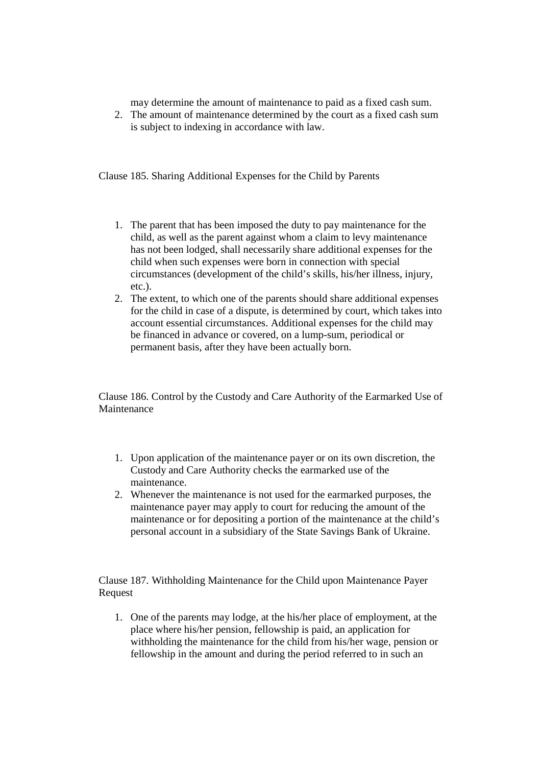may determine the amount of maintenance to paid as a fixed cash sum.

2. The amount of maintenance determined by the court as a fixed cash sum is subject to indexing in accordance with law.

Clause 185. Sharing Additional Expenses for the Child by Parents

1. The parent that has been imposed the duty to pay maintenance for the child, as well as the parent against whom a claim to levy maintenance has not been lodged, shall necessarily share additional expenses for the child when such expenses were born in connection with special circumstances (development of the child's skills, his/her illness, injury, etc.).
2. The extent, to which one of the parents should share additional expenses for the child in case of a dispute, is determined by court, which takes into account essential circumstances. Additional expenses for the child may be financed in advance or covered, on a lump-sum, periodical or permanent basis, after they have been actually born.

Clause 186. Control by the Custody and Care Authority of the Earmarked Use of Maintenance

1. Upon application of the maintenance payer or on its own discretion, the Custody and Care Authority checks the earmarked use of the maintenance.
2. Whenever the maintenance is not used for the earmarked purposes, the maintenance payer may apply to court for reducing the amount of the maintenance or for depositing a portion of the maintenance at the child's personal account in a subsidiary of the State Savings Bank of Ukraine.

Clause 187. Withholding Maintenance for the Child upon Maintenance Payer Request

1. One of the parents may lodge, at the his/her place of employment, at the place where his/her pension, fellowship is paid, an application for withholding the maintenance for the child from his/her wage, pension or fellowship in the amount and during the period referred to in such an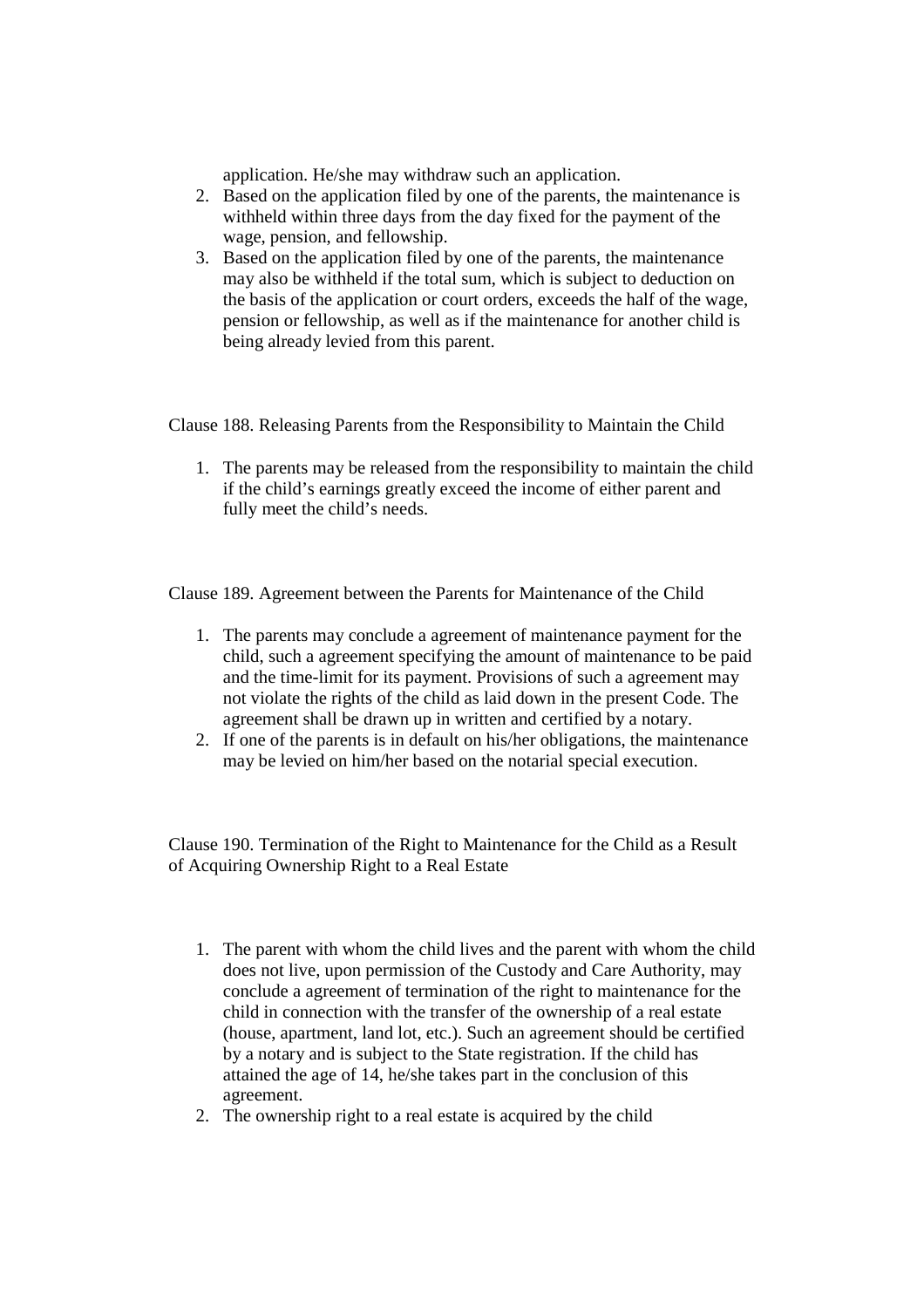application. He/she may withdraw such an application.

2. Based on the application filed by one of the parents, the maintenance is withheld within three days from the day fixed for the payment of the wage, pension, and fellowship.
3. Based on the application filed by one of the parents, the maintenance may also be withheld if the total sum, which is subject to deduction on the basis of the application or court orders, exceeds the half of the wage, pension or fellowship, as well as if the maintenance for another child is being already levied from this parent.

Clause 188. Releasing Parents from the Responsibility to Maintain the Child

1. The parents may be released from the responsibility to maintain the child if the child's earnings greatly exceed the income of either parent and fully meet the child's needs.

Clause 189. Agreement between the Parents for Maintenance of the Child

1. The parents may conclude a agreement of maintenance payment for the child, such a agreement specifying the amount of maintenance to be paid and the time-limit for its payment. Provisions of such a agreement may not violate the rights of the child as laid down in the present Code. The agreement shall be drawn up in written and certified by a notary.
2. If one of the parents is in default on his/her obligations, the maintenance may be levied on him/her based on the notarial special execution.

Clause 190. Termination of the Right to Maintenance for the Child as a Result of Acquiring Ownership Right to a Real Estate

1. The parent with whom the child lives and the parent with whom the child does not live, upon permission of the Custody and Care Authority, may conclude a agreement of termination of the right to maintenance for the child in connection with the transfer of the ownership of a real estate (house, apartment, land lot, etc.). Such an agreement should be certified by a notary and is subject to the State registration. If the child has attained the age of 14, he/she takes part in the conclusion of this agreement.
2. The ownership right to a real estate is acquired by the child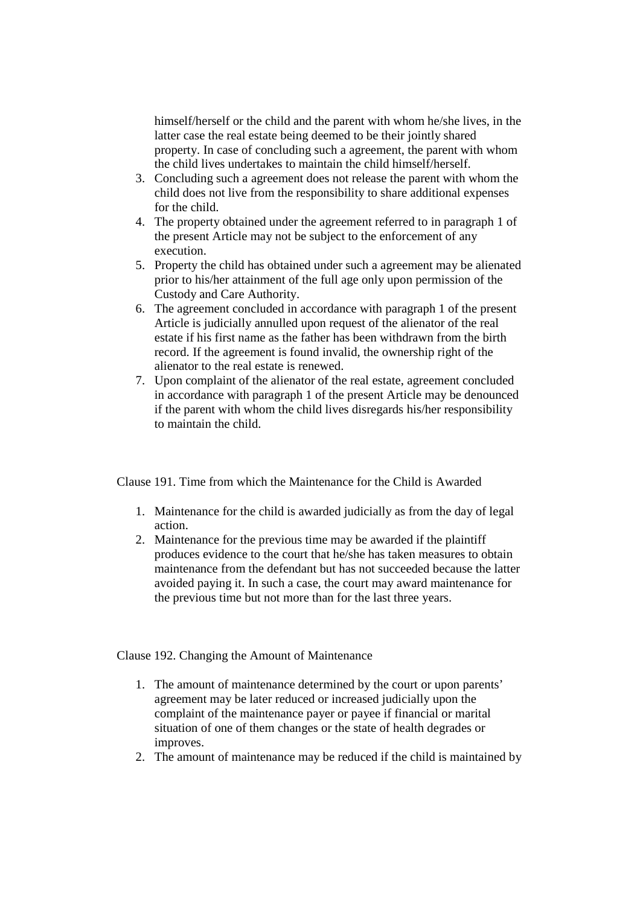himself/herself or the child and the parent with whom he/she lives, in the latter case the real estate being deemed to be their jointly shared property. In case of concluding such a agreement, the parent with whom the child lives undertakes to maintain the child himself/herself.

3. Concluding such a agreement does not release the parent with whom the child does not live from the responsibility to share additional expenses for the child.
4. The property obtained under the agreement referred to in paragraph 1 of the present Article may not be subject to the enforcement of any execution.
5. Property the child has obtained under such a agreement may be alienated prior to his/her attainment of the full age only upon permission of the Custody and Care Authority.
6. The agreement concluded in accordance with paragraph 1 of the present Article is judicially annulled upon request of the alienator of the real estate if his first name as the father has been withdrawn from the birth record. If the agreement is found invalid, the ownership right of the alienator to the real estate is renewed.
7. Upon complaint of the alienator of the real estate, agreement concluded in accordance with paragraph 1 of the present Article may be denounced if the parent with whom the child lives disregards his/her responsibility to maintain the child.

Clause 191. Time from which the Maintenance for the Child is Awarded

1. Maintenance for the child is awarded judicially as from the day of legal action.
2. Maintenance for the previous time may be awarded if the plaintiff produces evidence to the court that he/she has taken measures to obtain maintenance from the defendant but has not succeeded because the latter avoided paying it. In such a case, the court may award maintenance for the previous time but not more than for the last three years.

Clause 192. Changing the Amount of Maintenance

1. The amount of maintenance determined by the court or upon parents' agreement may be later reduced or increased judicially upon the complaint of the maintenance payer or payee if financial or marital situation of one of them changes or the state of health degrades or improves.
2. The amount of maintenance may be reduced if the child is maintained by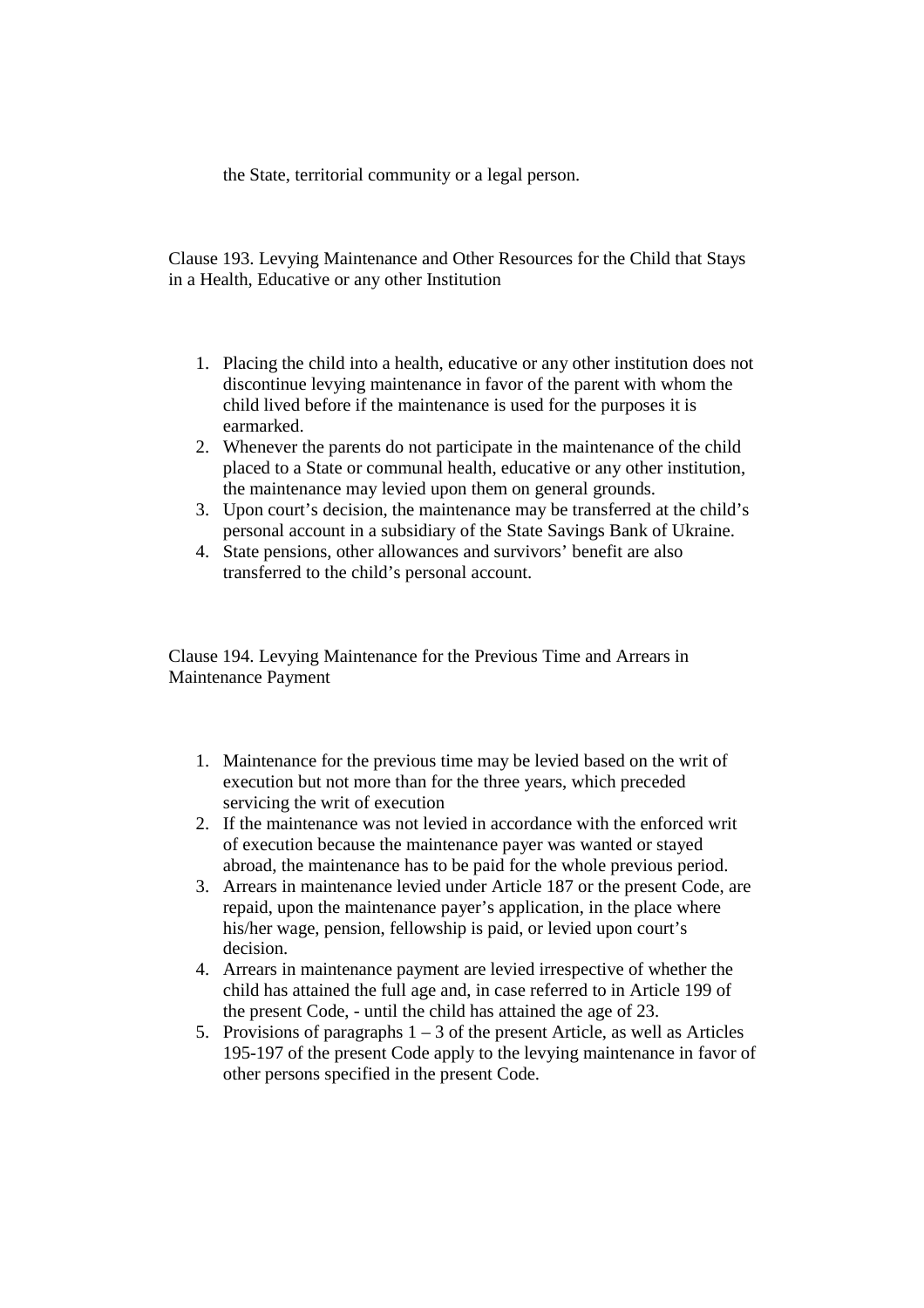the State, territorial community or a legal person.

Clause 193. Levying Maintenance and Other Resources for the Child that Stays in a Health, Educative or any other Institution

1. Placing the child into a health, educative or any other institution does not discontinue levying maintenance in favor of the parent with whom the child lived before if the maintenance is used for the purposes it is earmarked.
2. Whenever the parents do not participate in the maintenance of the child placed to a State or communal health, educative or any other institution, the maintenance may levied upon them on general grounds.
3. Upon court's decision, the maintenance may be transferred at the child's personal account in a subsidiary of the State Savings Bank of Ukraine.
4. State pensions, other allowances and survivors' benefit are also transferred to the child's personal account.

Clause 194. Levying Maintenance for the Previous Time and Arrears in Maintenance Payment

1. Maintenance for the previous time may be levied based on the writ of execution but not more than for the three years, which preceded servicing the writ of execution
2. If the maintenance was not levied in accordance with the enforced writ of execution because the maintenance payer was wanted or stayed abroad, the maintenance has to be paid for the whole previous period.
3. Arrears in maintenance levied under Article 187 or the present Code, are repaid, upon the maintenance payer's application, in the place where his/her wage, pension, fellowship is paid, or levied upon court's decision.
4. Arrears in maintenance payment are levied irrespective of whether the child has attained the full age and, in case referred to in Article 199 of the present Code, - until the child has attained the age of 23.
5. Provisions of paragraphs 1 – 3 of the present Article, as well as Articles 195-197 of the present Code apply to the levying maintenance in favor of other persons specified in the present Code.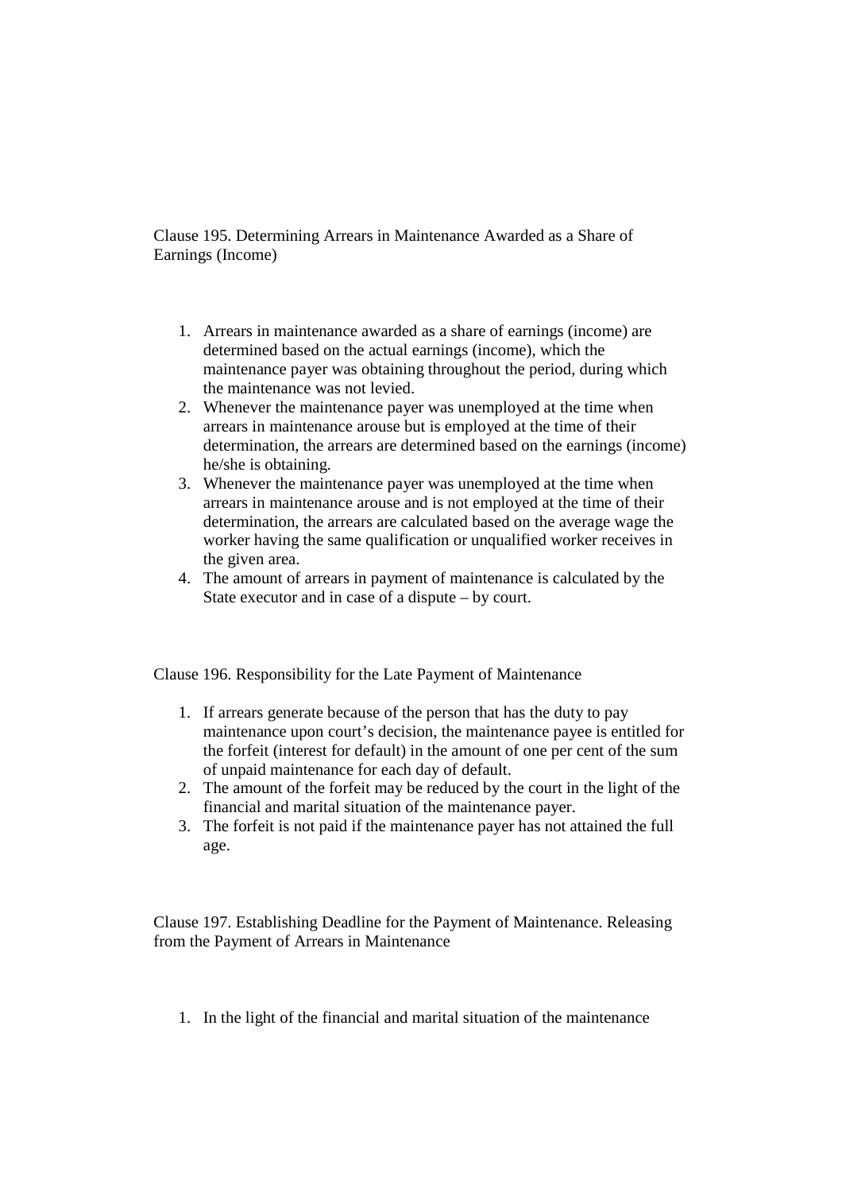Clause 195. Determining Arrears in Maintenance Awarded as a Share of Earnings (Income)

1. Arrears in maintenance awarded as a share of earnings (income) are determined based on the actual earnings (income), which the maintenance payer was obtaining throughout the period, during which the maintenance was not levied.
2. Whenever the maintenance payer was unemployed at the time when arrears in maintenance arouse but is employed at the time of their determination, the arrears are determined based on the earnings (income) he/she is obtaining.
3. Whenever the maintenance payer was unemployed at the time when arrears in maintenance arouse and is not employed at the time of their determination, the arrears are calculated based on the average wage the worker having the same qualification or unqualified worker receives in the given area.
4. The amount of arrears in payment of maintenance is calculated by the State executor and in case of a dispute – by court.

Clause 196. Responsibility for the Late Payment of Maintenance

1. If arrears generate because of the person that has the duty to pay maintenance upon court's decision, the maintenance payee is entitled for the forfeit (interest for default) in the amount of one per cent of the sum of unpaid maintenance for each day of default.
2. The amount of the forfeit may be reduced by the court in the light of the financial and marital situation of the maintenance payer.
3. The forfeit is not paid if the maintenance payer has not attained the full age.

Clause 197. Establishing Deadline for the Payment of Maintenance. Releasing from the Payment of Arrears in Maintenance

1. In the light of the financial and marital situation of the maintenance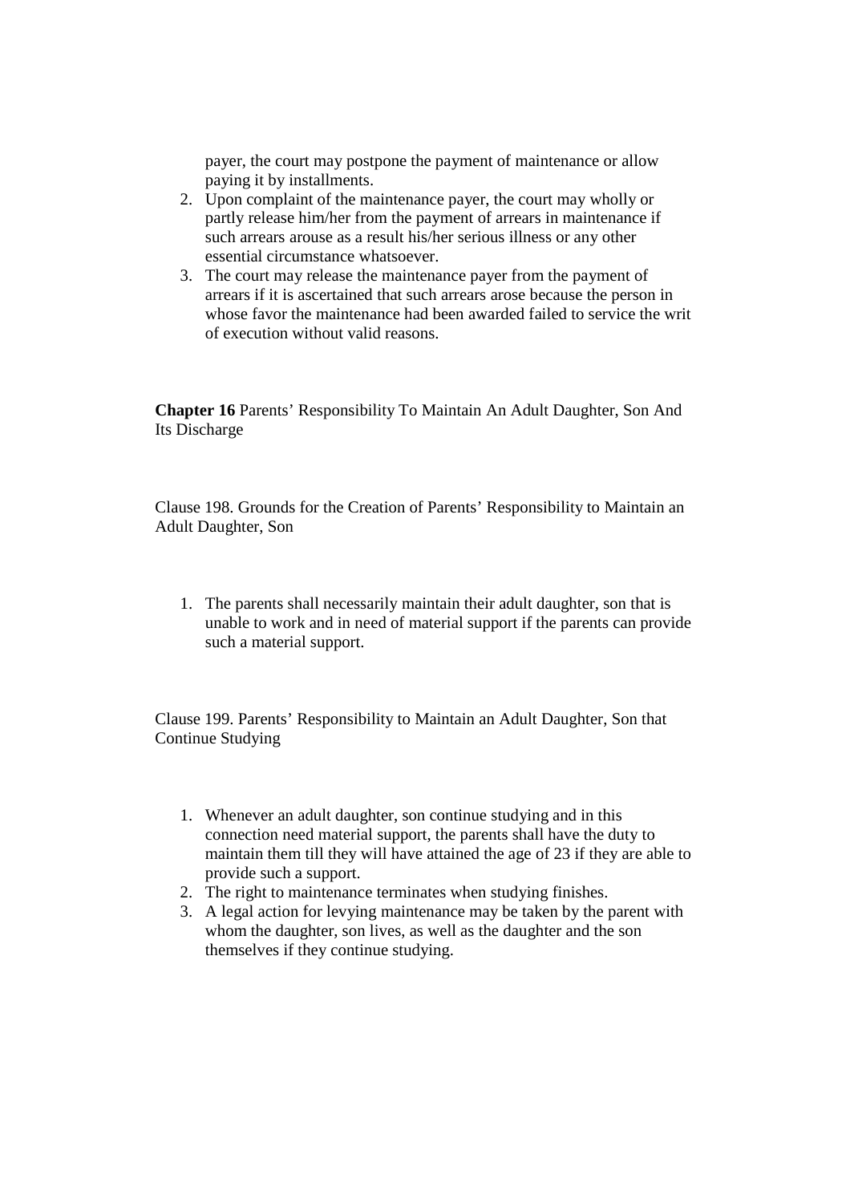payer, the court may postpone the payment of maintenance or allow paying it by installments.

2. Upon complaint of the maintenance payer, the court may wholly or partly release him/her from the payment of arrears in maintenance if such arrears arouse as a result his/her serious illness or any other essential circumstance whatsoever.
3. The court may release the maintenance payer from the payment of arrears if it is ascertained that such arrears arose because the person in whose favor the maintenance had been awarded failed to service the writ of execution without valid reasons.

**Chapter 16** Parents' Responsibility To Maintain An Adult Daughter, Son And Its Discharge

Clause 198. Grounds for the Creation of Parents' Responsibility to Maintain an Adult Daughter, Son

1. The parents shall necessarily maintain their adult daughter, son that is unable to work and in need of material support if the parents can provide such a material support.

Clause 199. Parents' Responsibility to Maintain an Adult Daughter, Son that Continue Studying

1. Whenever an adult daughter, son continue studying and in this connection need material support, the parents shall have the duty to maintain them till they will have attained the age of 23 if they are able to provide such a support.
2. The right to maintenance terminates when studying finishes.
3. A legal action for levying maintenance may be taken by the parent with whom the daughter, son lives, as well as the daughter and the son themselves if they continue studying.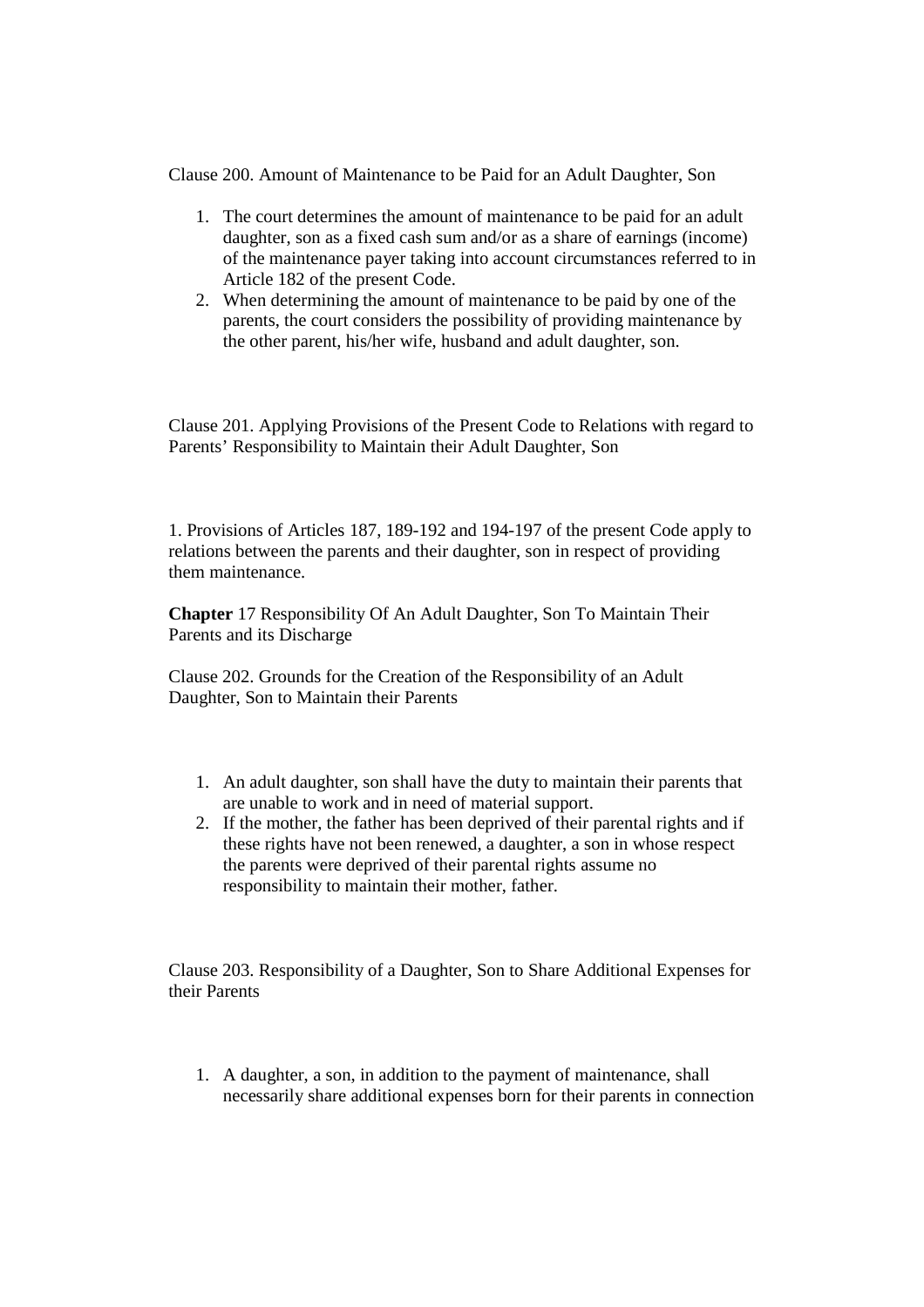Clause 200. Amount of Maintenance to be Paid for an Adult Daughter, Son

1. The court determines the amount of maintenance to be paid for an adult daughter, son as a fixed cash sum and/or as a share of earnings (income) of the maintenance payer taking into account circumstances referred to in Article 182 of the present Code.
2. When determining the amount of maintenance to be paid by one of the parents, the court considers the possibility of providing maintenance by the other parent, his/her wife, husband and adult daughter, son.

Clause 201. Applying Provisions of the Present Code to Relations with regard to Parents' Responsibility to Maintain their Adult Daughter, Son

1. Provisions of Articles 187, 189-192 and 194-197 of the present Code apply to relations between the parents and their daughter, son in respect of providing them maintenance.

**Chapter** 17 Responsibility Of An Adult Daughter, Son To Maintain Their Parents and its Discharge

Clause 202. Grounds for the Creation of the Responsibility of an Adult Daughter, Son to Maintain their Parents

1. An adult daughter, son shall have the duty to maintain their parents that are unable to work and in need of material support.
2. If the mother, the father has been deprived of their parental rights and if these rights have not been renewed, a daughter, a son in whose respect the parents were deprived of their parental rights assume no responsibility to maintain their mother, father.

Clause 203. Responsibility of a Daughter, Son to Share Additional Expenses for their Parents

1. A daughter, a son, in addition to the payment of maintenance, shall necessarily share additional expenses born for their parents in connection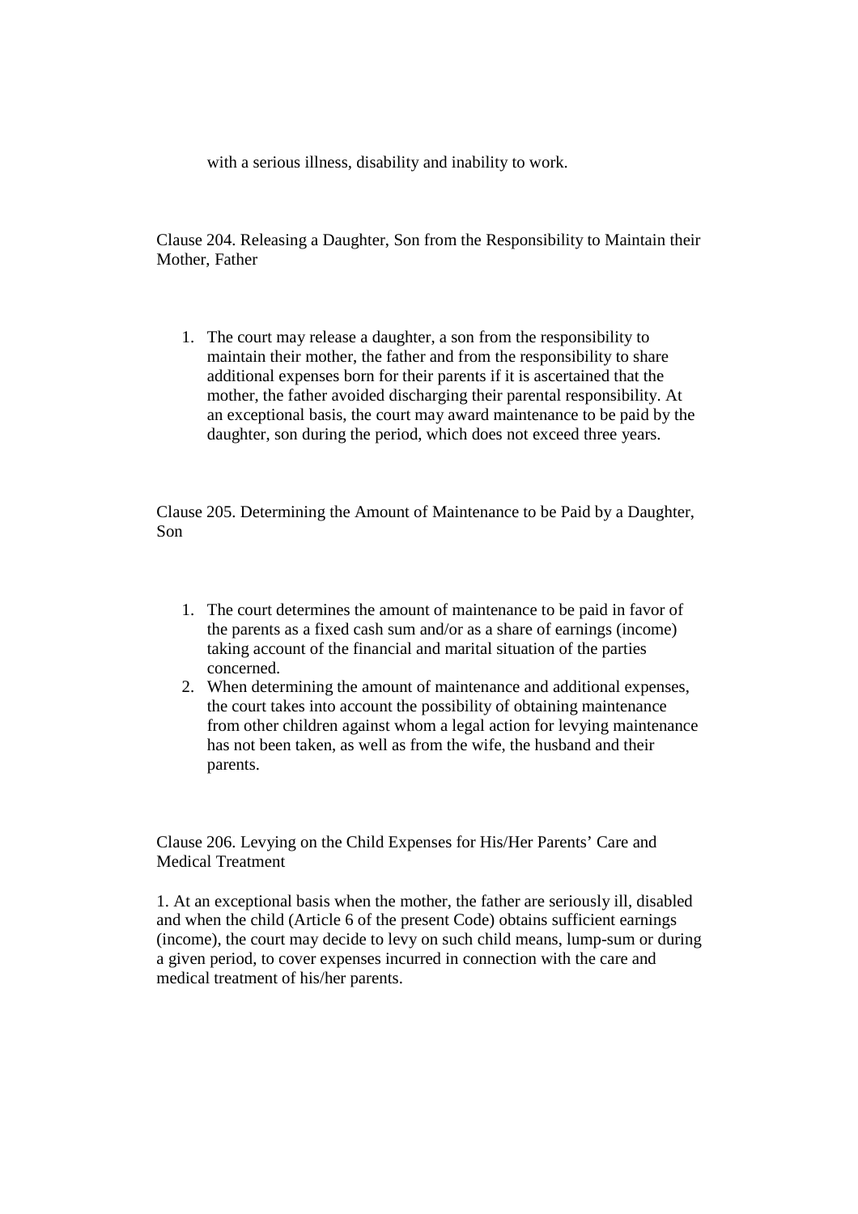with a serious illness, disability and inability to work.

## Clause 204. Releasing a Daughter, Son from the Responsibility to Maintain their Mother, Father

1. The court may release a daughter, a son from the responsibility to maintain their mother, the father and from the responsibility to share additional expenses born for their parents if it is ascertained that the mother, the father avoided discharging their parental responsibility. At an exceptional basis, the court may award maintenance to be paid by the daughter, son during the period, which does not exceed three years.

## Clause 205. Determining the Amount of Maintenance to be Paid by a Daughter, Son

1. The court determines the amount of maintenance to be paid in favor of the parents as a fixed cash sum and/or as a share of earnings (income) taking account of the financial and marital situation of the parties concerned.
2. When determining the amount of maintenance and additional expenses, the court takes into account the possibility of obtaining maintenance from other children against whom a legal action for levying maintenance has not been taken, as well as from the wife, the husband and their parents.

## Clause 206. Levying on the Child Expenses for His/Her Parents' Care and Medical Treatment

1. At an exceptional basis when the mother, the father are seriously ill, disabled and when the child (Article 6 of the present Code) obtains sufficient earnings (income), the court may decide to levy on such child means, lump-sum or during a given period, to cover expenses incurred in connection with the care and medical treatment of his/her parents.